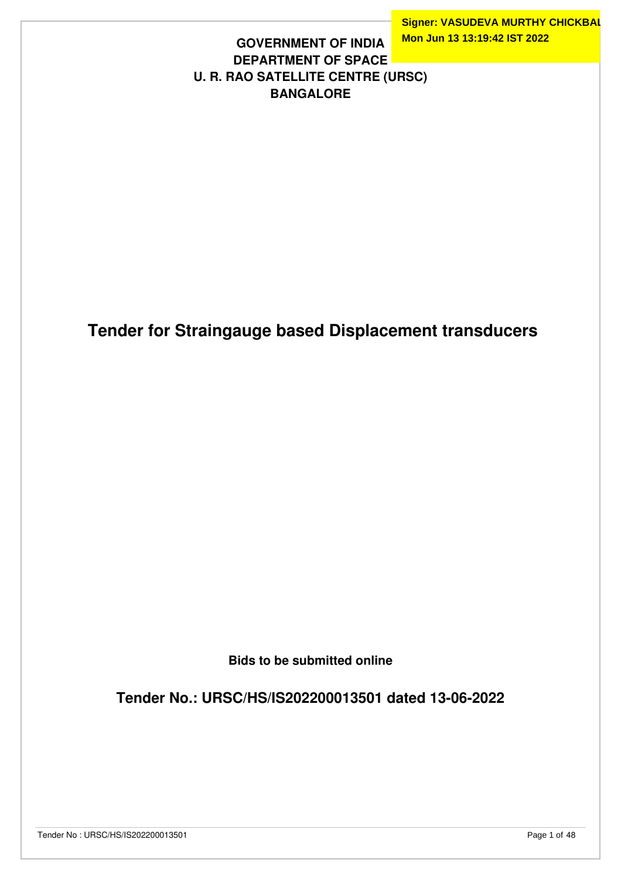**Signer: VASUDEVA MURTHY CHICKBAL**
**Mon Jun 13 13:19:42 IST 2022**

**GOVERNMENT OF INDIA**
**DEPARTMENT OF SPACE**
**U. R. RAO SATELLITE CENTRE (URSC)**
**BANGALORE**

# Tender for Straingauge based Displacement transducers

**Bids to be submitted online**

## Tender No.: URSC/HS/IS202200013501 dated 13-06-2022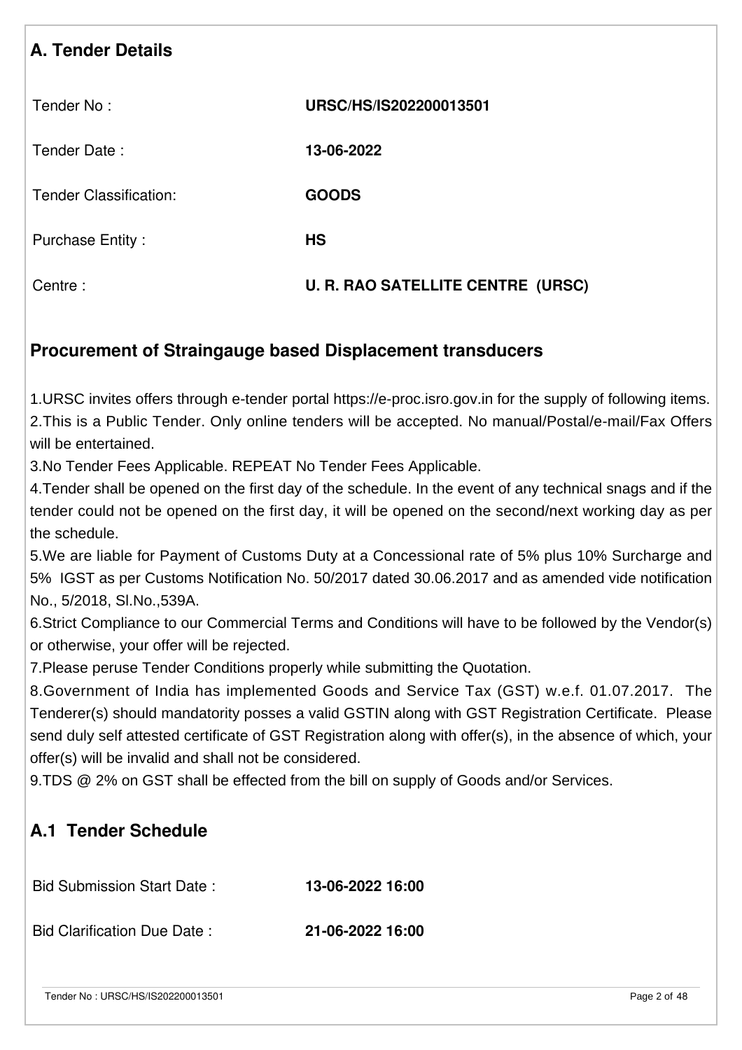## A. Tender Details

| | |
|---|---|
| Tender No : | **URSC/HS/IS202200013501** |
| Tender Date : | **13-06-2022** |
| Tender Classification: | **GOODS** |
| Purchase Entity : | **HS** |
| Centre : | **U. R. RAO SATELLITE CENTRE (URSC)** |

## Procurement of Straingauge based Displacement transducers

1.URSC invites offers through e-tender portal https://e-proc.isro.gov.in for the supply of following items.
2.This is a Public Tender. Only online tenders will be accepted. No manual/Postal/e-mail/Fax Offers will be entertained.
3.No Tender Fees Applicable. REPEAT No Tender Fees Applicable.
4.Tender shall be opened on the first day of the schedule. In the event of any technical snags and if the tender could not be opened on the first day, it will be opened on the second/next working day as per the schedule.
5.We are liable for Payment of Customs Duty at a Concessional rate of 5% plus 10% Surcharge and 5% IGST as per Customs Notification No. 50/2017 dated 30.06.2017 and as amended vide notification No., 5/2018, Sl.No.,539A.
6.Strict Compliance to our Commercial Terms and Conditions will have to be followed by the Vendor(s) or otherwise, your offer will be rejected.
7.Please peruse Tender Conditions properly while submitting the Quotation.
8.Government of India has implemented Goods and Service Tax (GST) w.e.f. 01.07.2017. The Tenderer(s) should mandatority posses a valid GSTIN along with GST Registration Certificate. Please send duly self attested certificate of GST Registration along with offer(s), in the absence of which, your offer(s) will be invalid and shall not be considered.
9.TDS @ 2% on GST shall be effected from the bill on supply of Goods and/or Services.

## A.1 Tender Schedule

| | |
|---|---|
| Bid Submission Start Date : | **13-06-2022 16:00** |
| Bid Clarification Due Date : | **21-06-2022 16:00** |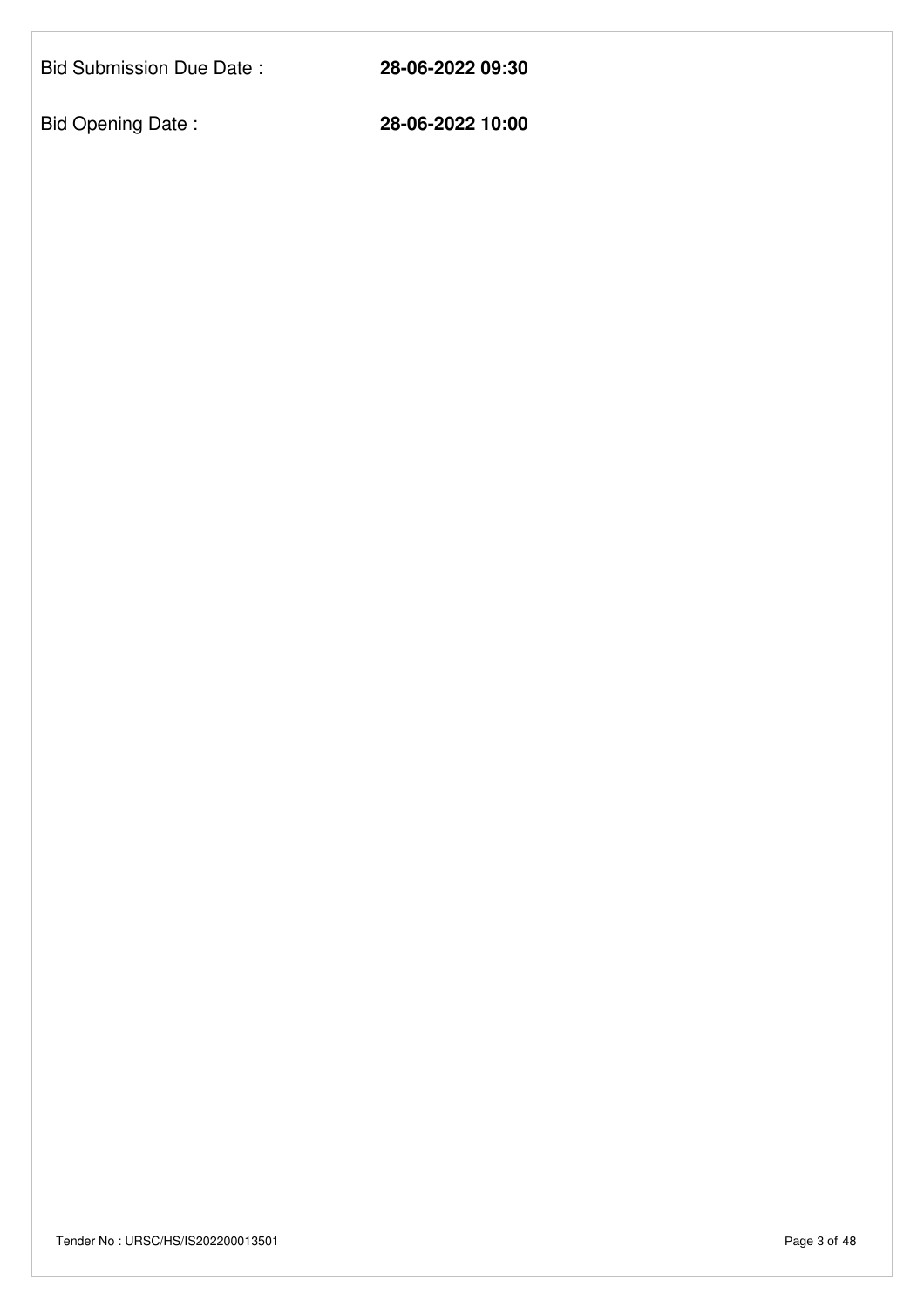Bid Submission Due Date : **28-06-2022 09:30**

Bid Opening Date : **28-06-2022 10:00**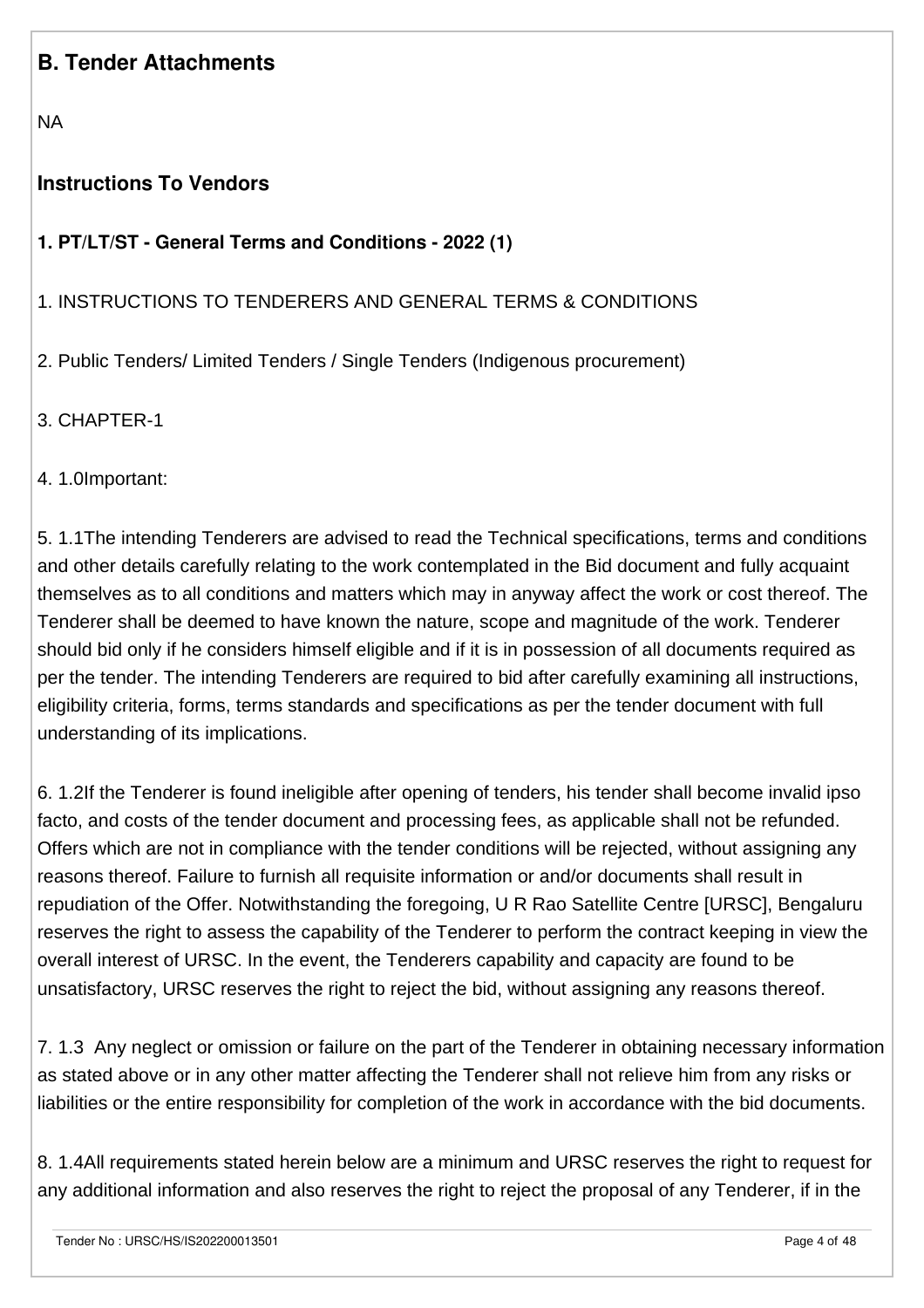## B. Tender Attachments

NA

### Instructions To Vendors

**1. PT/LT/ST - General Terms and Conditions - 2022 (1)**

1. INSTRUCTIONS TO TENDERERS AND GENERAL TERMS & CONDITIONS

2. Public Tenders/ Limited Tenders / Single Tenders (Indigenous procurement)

3. CHAPTER-1

4. 1.0Important:

5. 1.1The intending Tenderers are advised to read the Technical specifications, terms and conditions and other details carefully relating to the work contemplated in the Bid document and fully acquaint themselves as to all conditions and matters which may in anyway affect the work or cost thereof. The Tenderer shall be deemed to have known the nature, scope and magnitude of the work. Tenderer should bid only if he considers himself eligible and if it is in possession of all documents required as per the tender. The intending Tenderers are required to bid after carefully examining all instructions, eligibility criteria, forms, terms standards and specifications as per the tender document with full understanding of its implications.

6. 1.2If the Tenderer is found ineligible after opening of tenders, his tender shall become invalid ipso facto, and costs of the tender document and processing fees, as applicable shall not be refunded. Offers which are not in compliance with the tender conditions will be rejected, without assigning any reasons thereof. Failure to furnish all requisite information or and/or documents shall result in repudiation of the Offer. Notwithstanding the foregoing, U R Rao Satellite Centre [URSC], Bengaluru reserves the right to assess the capability of the Tenderer to perform the contract keeping in view the overall interest of URSC. In the event, the Tenderers capability and capacity are found to be unsatisfactory, URSC reserves the right to reject the bid, without assigning any reasons thereof.

7. 1.3 Any neglect or omission or failure on the part of the Tenderer in obtaining necessary information as stated above or in any other matter affecting the Tenderer shall not relieve him from any risks or liabilities or the entire responsibility for completion of the work in accordance with the bid documents.

8. 1.4All requirements stated herein below are a minimum and URSC reserves the right to request for any additional information and also reserves the right to reject the proposal of any Tenderer, if in the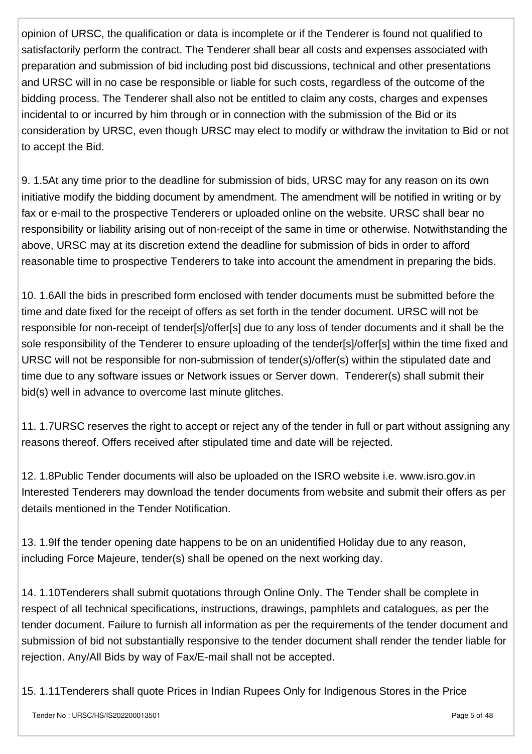opinion of URSC, the qualification or data is incomplete or if the Tenderer is found not qualified to satisfactorily perform the contract. The Tenderer shall bear all costs and expenses associated with preparation and submission of bid including post bid discussions, technical and other presentations and URSC will in no case be responsible or liable for such costs, regardless of the outcome of the bidding process. The Tenderer shall also not be entitled to claim any costs, charges and expenses incidental to or incurred by him through or in connection with the submission of the Bid or its consideration by URSC, even though URSC may elect to modify or withdraw the invitation to Bid or not to accept the Bid.

9. 1.5At any time prior to the deadline for submission of bids, URSC may for any reason on its own initiative modify the bidding document by amendment. The amendment will be notified in writing or by fax or e-mail to the prospective Tenderers or uploaded online on the website. URSC shall bear no responsibility or liability arising out of non-receipt of the same in time or otherwise. Notwithstanding the above, URSC may at its discretion extend the deadline for submission of bids in order to afford reasonable time to prospective Tenderers to take into account the amendment in preparing the bids.

10. 1.6All the bids in prescribed form enclosed with tender documents must be submitted before the time and date fixed for the receipt of offers as set forth in the tender document. URSC will not be responsible for non-receipt of tender[s]/offer[s] due to any loss of tender documents and it shall be the sole responsibility of the Tenderer to ensure uploading of the tender[s]/offer[s] within the time fixed and URSC will not be responsible for non-submission of tender(s)/offer(s) within the stipulated date and time due to any software issues or Network issues or Server down. Tenderer(s) shall submit their bid(s) well in advance to overcome last minute glitches.

11. 1.7URSC reserves the right to accept or reject any of the tender in full or part without assigning any reasons thereof. Offers received after stipulated time and date will be rejected.

12. 1.8Public Tender documents will also be uploaded on the ISRO website i.e. www.isro.gov.in Interested Tenderers may download the tender documents from website and submit their offers as per details mentioned in the Tender Notification.

13. 1.9If the tender opening date happens to be on an unidentified Holiday due to any reason, including Force Majeure, tender(s) shall be opened on the next working day.

14. 1.10Tenderers shall submit quotations through Online Only. The Tender shall be complete in respect of all technical specifications, instructions, drawings, pamphlets and catalogues, as per the tender document. Failure to furnish all information as per the requirements of the tender document and submission of bid not substantially responsive to the tender document shall render the tender liable for rejection. Any/All Bids by way of Fax/E-mail shall not be accepted.

15. 1.11Tenderers shall quote Prices in Indian Rupees Only for Indigenous Stores in the Price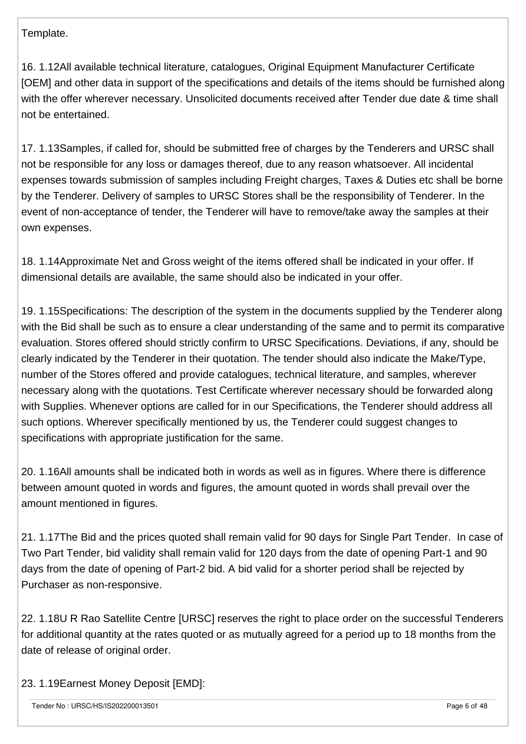Template.

16. 1.12All available technical literature, catalogues, Original Equipment Manufacturer Certificate [OEM] and other data in support of the specifications and details of the items should be furnished along with the offer wherever necessary. Unsolicited documents received after Tender due date & time shall not be entertained.

17. 1.13Samples, if called for, should be submitted free of charges by the Tenderers and URSC shall not be responsible for any loss or damages thereof, due to any reason whatsoever. All incidental expenses towards submission of samples including Freight charges, Taxes & Duties etc shall be borne by the Tenderer. Delivery of samples to URSC Stores shall be the responsibility of Tenderer. In the event of non-acceptance of tender, the Tenderer will have to remove/take away the samples at their own expenses.

18. 1.14Approximate Net and Gross weight of the items offered shall be indicated in your offer. If dimensional details are available, the same should also be indicated in your offer.

19. 1.15Specifications: The description of the system in the documents supplied by the Tenderer along with the Bid shall be such as to ensure a clear understanding of the same and to permit its comparative evaluation. Stores offered should strictly confirm to URSC Specifications. Deviations, if any, should be clearly indicated by the Tenderer in their quotation. The tender should also indicate the Make/Type, number of the Stores offered and provide catalogues, technical literature, and samples, wherever necessary along with the quotations. Test Certificate wherever necessary should be forwarded along with Supplies. Whenever options are called for in our Specifications, the Tenderer should address all such options. Wherever specifically mentioned by us, the Tenderer could suggest changes to specifications with appropriate justification for the same.

20. 1.16All amounts shall be indicated both in words as well as in figures. Where there is difference between amount quoted in words and figures, the amount quoted in words shall prevail over the amount mentioned in figures.

21. 1.17The Bid and the prices quoted shall remain valid for 90 days for Single Part Tender. In case of Two Part Tender, bid validity shall remain valid for 120 days from the date of opening Part-1 and 90 days from the date of opening of Part-2 bid. A bid valid for a shorter period shall be rejected by Purchaser as non-responsive.

22. 1.18U R Rao Satellite Centre [URSC] reserves the right to place order on the successful Tenderers for additional quantity at the rates quoted or as mutually agreed for a period up to 18 months from the date of release of original order.

23. 1.19Earnest Money Deposit [EMD]: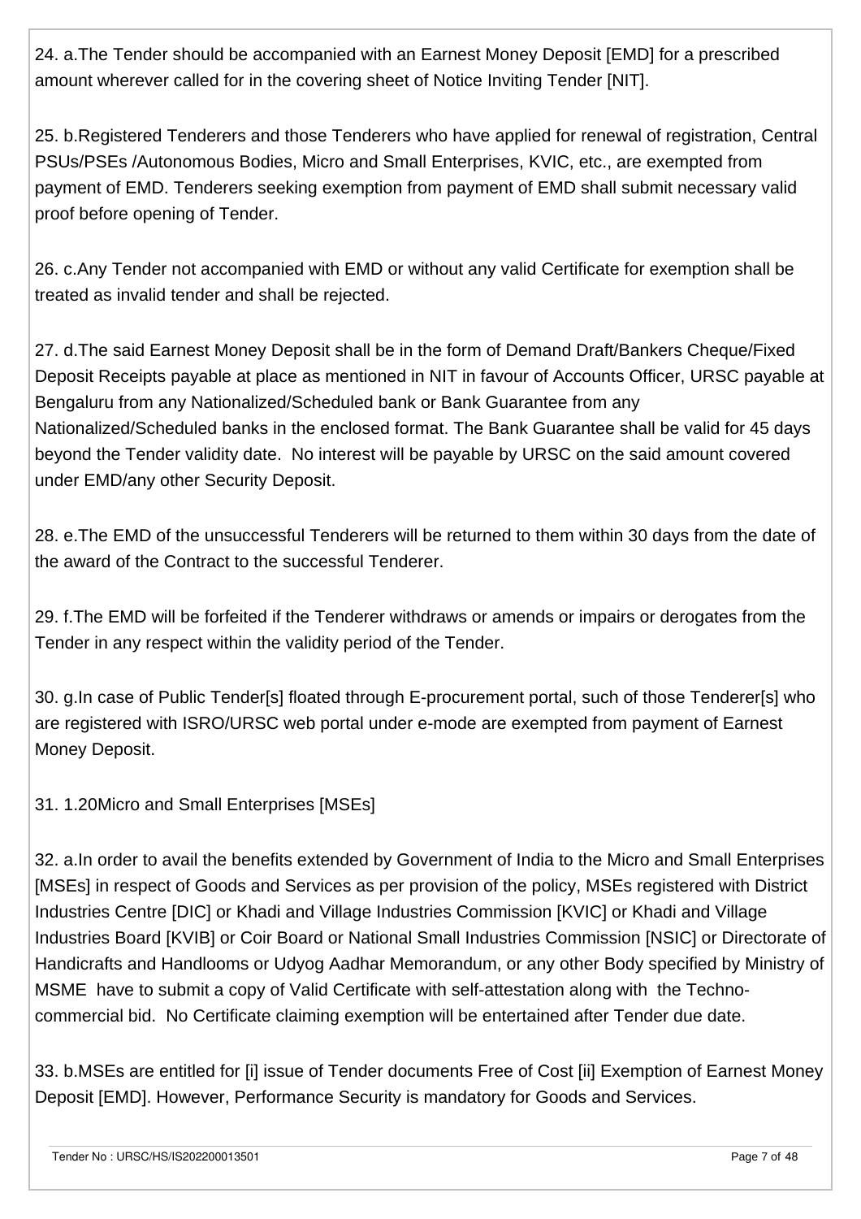24. a.The Tender should be accompanied with an Earnest Money Deposit [EMD] for a prescribed amount wherever called for in the covering sheet of Notice Inviting Tender [NIT].

25. b.Registered Tenderers and those Tenderers who have applied for renewal of registration, Central PSUs/PSEs /Autonomous Bodies, Micro and Small Enterprises, KVIC, etc., are exempted from payment of EMD. Tenderers seeking exemption from payment of EMD shall submit necessary valid proof before opening of Tender.

26. c.Any Tender not accompanied with EMD or without any valid Certificate for exemption shall be treated as invalid tender and shall be rejected.

27. d.The said Earnest Money Deposit shall be in the form of Demand Draft/Bankers Cheque/Fixed Deposit Receipts payable at place as mentioned in NIT in favour of Accounts Officer, URSC payable at Bengaluru from any Nationalized/Scheduled bank or Bank Guarantee from any Nationalized/Scheduled banks in the enclosed format. The Bank Guarantee shall be valid for 45 days beyond the Tender validity date. No interest will be payable by URSC on the said amount covered under EMD/any other Security Deposit.

28. e.The EMD of the unsuccessful Tenderers will be returned to them within 30 days from the date of the award of the Contract to the successful Tenderer.

29. f.The EMD will be forfeited if the Tenderer withdraws or amends or impairs or derogates from the Tender in any respect within the validity period of the Tender.

30. g.In case of Public Tender[s] floated through E-procurement portal, such of those Tenderer[s] who are registered with ISRO/URSC web portal under e-mode are exempted from payment of Earnest Money Deposit.

31. 1.20Micro and Small Enterprises [MSEs]

32. a.In order to avail the benefits extended by Government of India to the Micro and Small Enterprises [MSEs] in respect of Goods and Services as per provision of the policy, MSEs registered with District Industries Centre [DIC] or Khadi and Village Industries Commission [KVIC] or Khadi and Village Industries Board [KVIB] or Coir Board or National Small Industries Commission [NSIC] or Directorate of Handicrafts and Handlooms or Udyog Aadhar Memorandum, or any other Body specified by Ministry of MSME have to submit a copy of Valid Certificate with self-attestation along with the Techno-commercial bid. No Certificate claiming exemption will be entertained after Tender due date.

33. b.MSEs are entitled for [i] issue of Tender documents Free of Cost [ii] Exemption of Earnest Money Deposit [EMD]. However, Performance Security is mandatory for Goods and Services.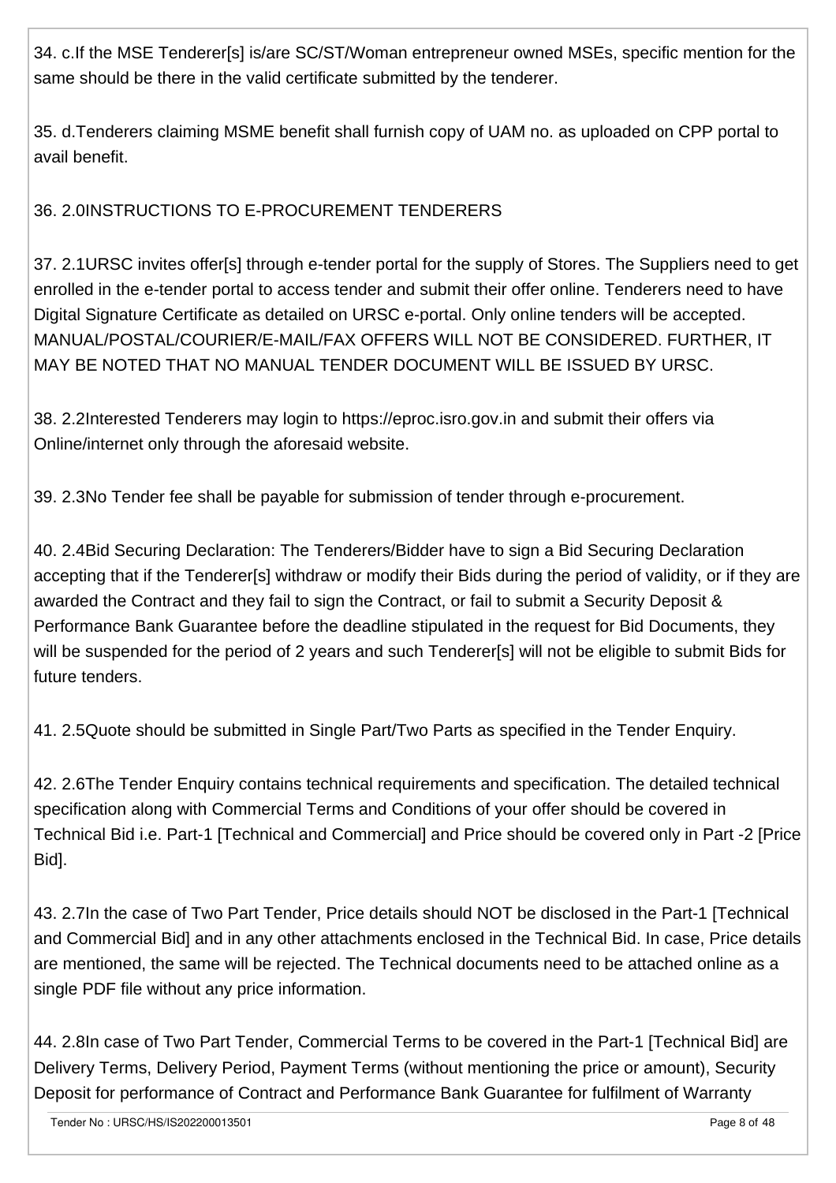34. c.If the MSE Tenderer[s] is/are SC/ST/Woman entrepreneur owned MSEs, specific mention for the same should be there in the valid certificate submitted by the tenderer.

35. d.Tenderers claiming MSME benefit shall furnish copy of UAM no. as uploaded on CPP portal to avail benefit.

36. 2.0INSTRUCTIONS TO E-PROCUREMENT TENDERERS

37. 2.1URSC invites offer[s] through e-tender portal for the supply of Stores. The Suppliers need to get enrolled in the e-tender portal to access tender and submit their offer online. Tenderers need to have Digital Signature Certificate as detailed on URSC e-portal. Only online tenders will be accepted. MANUAL/POSTAL/COURIER/E-MAIL/FAX OFFERS WILL NOT BE CONSIDERED. FURTHER, IT MAY BE NOTED THAT NO MANUAL TENDER DOCUMENT WILL BE ISSUED BY URSC.

38. 2.2Interested Tenderers may login to https://eproc.isro.gov.in and submit their offers via Online/internet only through the aforesaid website.

39. 2.3No Tender fee shall be payable for submission of tender through e-procurement.

40. 2.4Bid Securing Declaration: The Tenderers/Bidder have to sign a Bid Securing Declaration accepting that if the Tenderer[s] withdraw or modify their Bids during the period of validity, or if they are awarded the Contract and they fail to sign the Contract, or fail to submit a Security Deposit & Performance Bank Guarantee before the deadline stipulated in the request for Bid Documents, they will be suspended for the period of 2 years and such Tenderer[s] will not be eligible to submit Bids for future tenders.

41. 2.5Quote should be submitted in Single Part/Two Parts as specified in the Tender Enquiry.

42. 2.6The Tender Enquiry contains technical requirements and specification. The detailed technical specification along with Commercial Terms and Conditions of your offer should be covered in Technical Bid i.e. Part-1 [Technical and Commercial] and Price should be covered only in Part -2 [Price Bid].

43. 2.7In the case of Two Part Tender, Price details should NOT be disclosed in the Part-1 [Technical and Commercial Bid] and in any other attachments enclosed in the Technical Bid. In case, Price details are mentioned, the same will be rejected. The Technical documents need to be attached online as a single PDF file without any price information.

44. 2.8In case of Two Part Tender, Commercial Terms to be covered in the Part-1 [Technical Bid] are Delivery Terms, Delivery Period, Payment Terms (without mentioning the price or amount), Security Deposit for performance of Contract and Performance Bank Guarantee for fulfilment of Warranty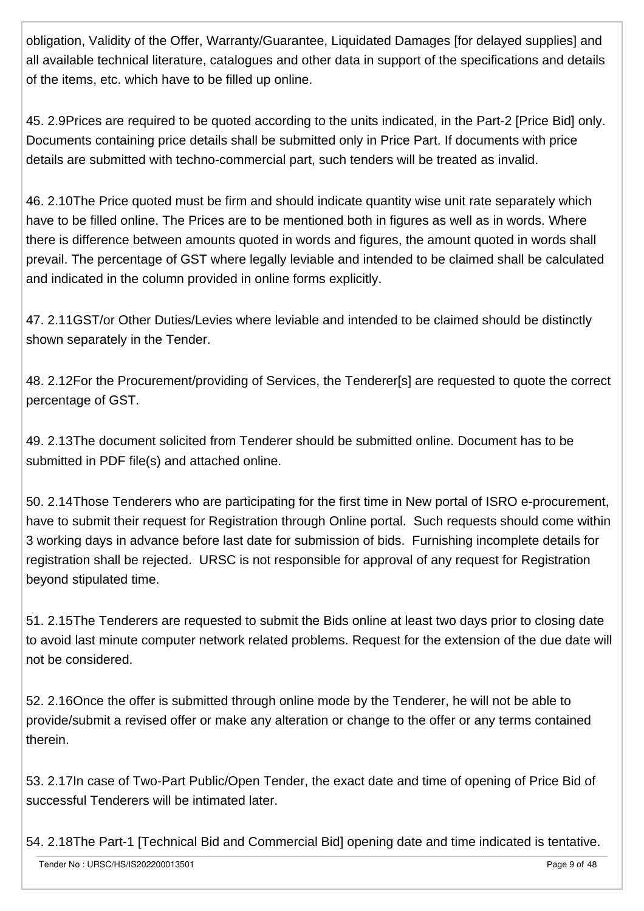obligation, Validity of the Offer, Warranty/Guarantee, Liquidated Damages [for delayed supplies] and all available technical literature, catalogues and other data in support of the specifications and details of the items, etc. which have to be filled up online.

45. 2.9Prices are required to be quoted according to the units indicated, in the Part-2 [Price Bid] only. Documents containing price details shall be submitted only in Price Part. If documents with price details are submitted with techno-commercial part, such tenders will be treated as invalid.

46. 2.10The Price quoted must be firm and should indicate quantity wise unit rate separately which have to be filled online. The Prices are to be mentioned both in figures as well as in words. Where there is difference between amounts quoted in words and figures, the amount quoted in words shall prevail. The percentage of GST where legally leviable and intended to be claimed shall be calculated and indicated in the column provided in online forms explicitly.

47. 2.11GST/or Other Duties/Levies where leviable and intended to be claimed should be distinctly shown separately in the Tender.

48. 2.12For the Procurement/providing of Services, the Tenderer[s] are requested to quote the correct percentage of GST.

49. 2.13The document solicited from Tenderer should be submitted online. Document has to be submitted in PDF file(s) and attached online.

50. 2.14Those Tenderers who are participating for the first time in New portal of ISRO e-procurement, have to submit their request for Registration through Online portal. Such requests should come within 3 working days in advance before last date for submission of bids. Furnishing incomplete details for registration shall be rejected. URSC is not responsible for approval of any request for Registration beyond stipulated time.

51. 2.15The Tenderers are requested to submit the Bids online at least two days prior to closing date to avoid last minute computer network related problems. Request for the extension of the due date will not be considered.

52. 2.16Once the offer is submitted through online mode by the Tenderer, he will not be able to provide/submit a revised offer or make any alteration or change to the offer or any terms contained therein.

53. 2.17In case of Two-Part Public/Open Tender, the exact date and time of opening of Price Bid of successful Tenderers will be intimated later.

54. 2.18The Part-1 [Technical Bid and Commercial Bid] opening date and time indicated is tentative.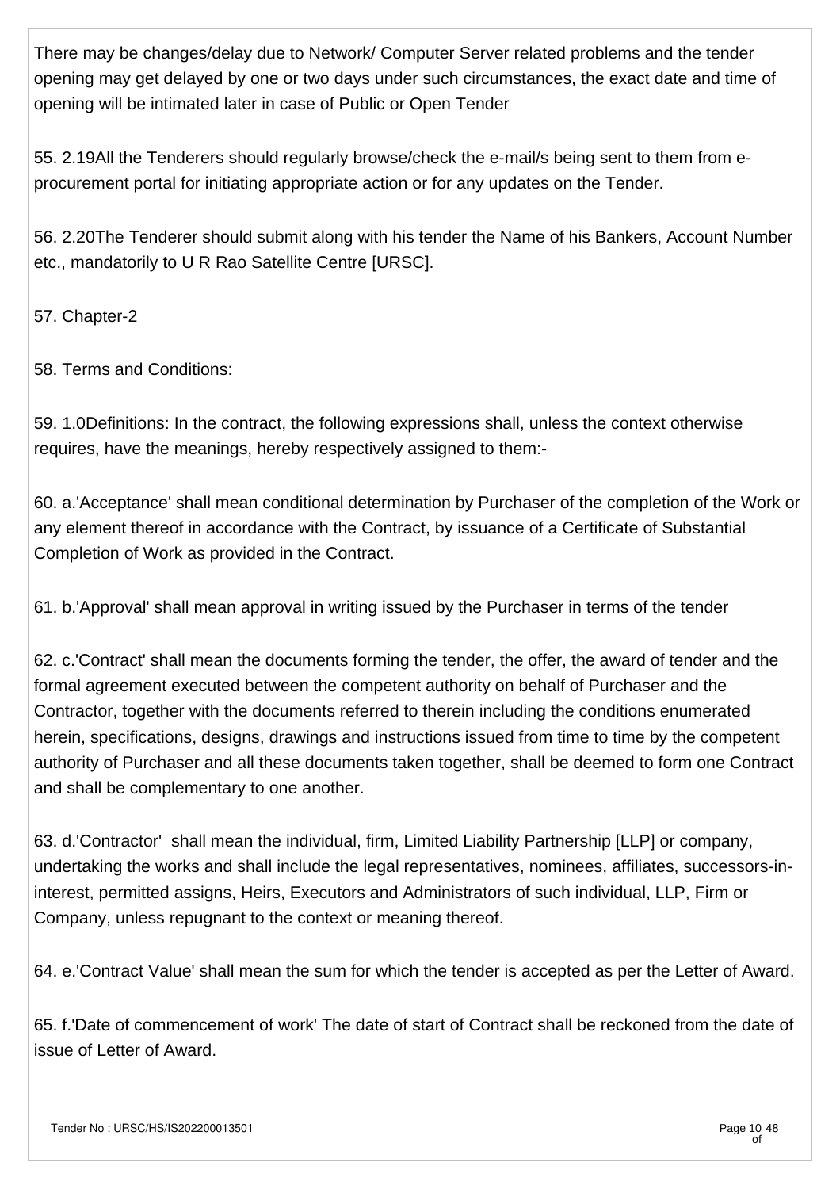There may be changes/delay due to Network/ Computer Server related problems and the tender opening may get delayed by one or two days under such circumstances, the exact date and time of opening will be intimated later in case of Public or Open Tender

55. 2.19All the Tenderers should regularly browse/check the e-mail/s being sent to them from e-procurement portal for initiating appropriate action or for any updates on the Tender.

56. 2.20The Tenderer should submit along with his tender the Name of his Bankers, Account Number etc., mandatorily to U R Rao Satellite Centre [URSC].

57. Chapter-2

58. Terms and Conditions:

59. 1.0Definitions: In the contract, the following expressions shall, unless the context otherwise requires, have the meanings, hereby respectively assigned to them:-

60. a.'Acceptance' shall mean conditional determination by Purchaser of the completion of the Work or any element thereof in accordance with the Contract, by issuance of a Certificate of Substantial Completion of Work as provided in the Contract.

61. b.'Approval' shall mean approval in writing issued by the Purchaser in terms of the tender

62. c.'Contract' shall mean the documents forming the tender, the offer, the award of tender and the formal agreement executed between the competent authority on behalf of Purchaser and the Contractor, together with the documents referred to therein including the conditions enumerated herein, specifications, designs, drawings and instructions issued from time to time by the competent authority of Purchaser and all these documents taken together, shall be deemed to form one Contract and shall be complementary to one another.

63. d.'Contractor' shall mean the individual, firm, Limited Liability Partnership [LLP] or company, undertaking the works and shall include the legal representatives, nominees, affiliates, successors-in-interest, permitted assigns, Heirs, Executors and Administrators of such individual, LLP, Firm or Company, unless repugnant to the context or meaning thereof.

64. e.'Contract Value' shall mean the sum for which the tender is accepted as per the Letter of Award.

65. f.'Date of commencement of work' The date of start of Contract shall be reckoned from the date of issue of Letter of Award.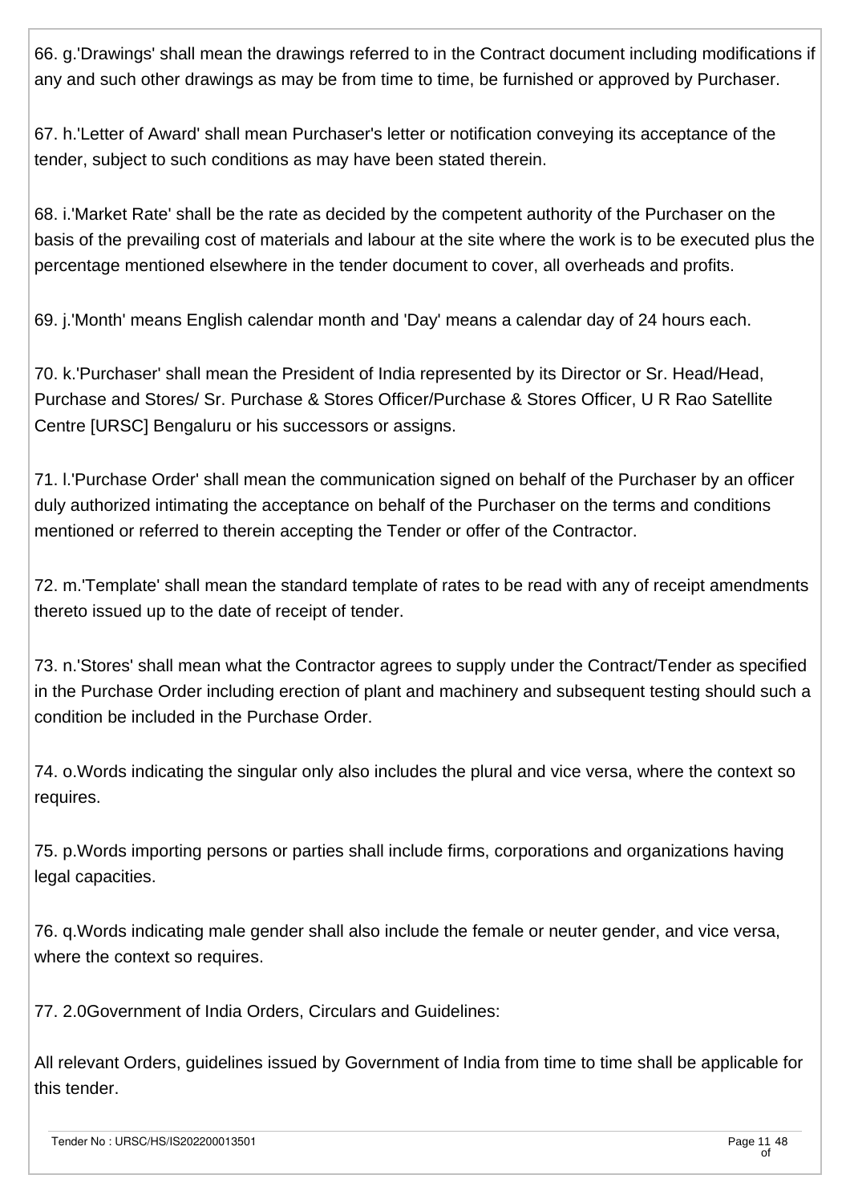66. g.'Drawings' shall mean the drawings referred to in the Contract document including modifications if any and such other drawings as may be from time to time, be furnished or approved by Purchaser.

67. h.'Letter of Award' shall mean Purchaser's letter or notification conveying its acceptance of the tender, subject to such conditions as may have been stated therein.

68. i.'Market Rate' shall be the rate as decided by the competent authority of the Purchaser on the basis of the prevailing cost of materials and labour at the site where the work is to be executed plus the percentage mentioned elsewhere in the tender document to cover, all overheads and profits.

69. j.'Month' means English calendar month and 'Day' means a calendar day of 24 hours each.

70. k.'Purchaser' shall mean the President of India represented by its Director or Sr. Head/Head, Purchase and Stores/ Sr. Purchase & Stores Officer/Purchase & Stores Officer, U R Rao Satellite Centre [URSC] Bengaluru or his successors or assigns.

71. l.'Purchase Order' shall mean the communication signed on behalf of the Purchaser by an officer duly authorized intimating the acceptance on behalf of the Purchaser on the terms and conditions mentioned or referred to therein accepting the Tender or offer of the Contractor.

72. m.'Template' shall mean the standard template of rates to be read with any of receipt amendments thereto issued up to the date of receipt of tender.

73. n.'Stores' shall mean what the Contractor agrees to supply under the Contract/Tender as specified in the Purchase Order including erection of plant and machinery and subsequent testing should such a condition be included in the Purchase Order.

74. o.Words indicating the singular only also includes the plural and vice versa, where the context so requires.

75. p.Words importing persons or parties shall include firms, corporations and organizations having legal capacities.

76. q.Words indicating male gender shall also include the female or neuter gender, and vice versa, where the context so requires.

77. 2.0Government of India Orders, Circulars and Guidelines:

All relevant Orders, guidelines issued by Government of India from time to time shall be applicable for this tender.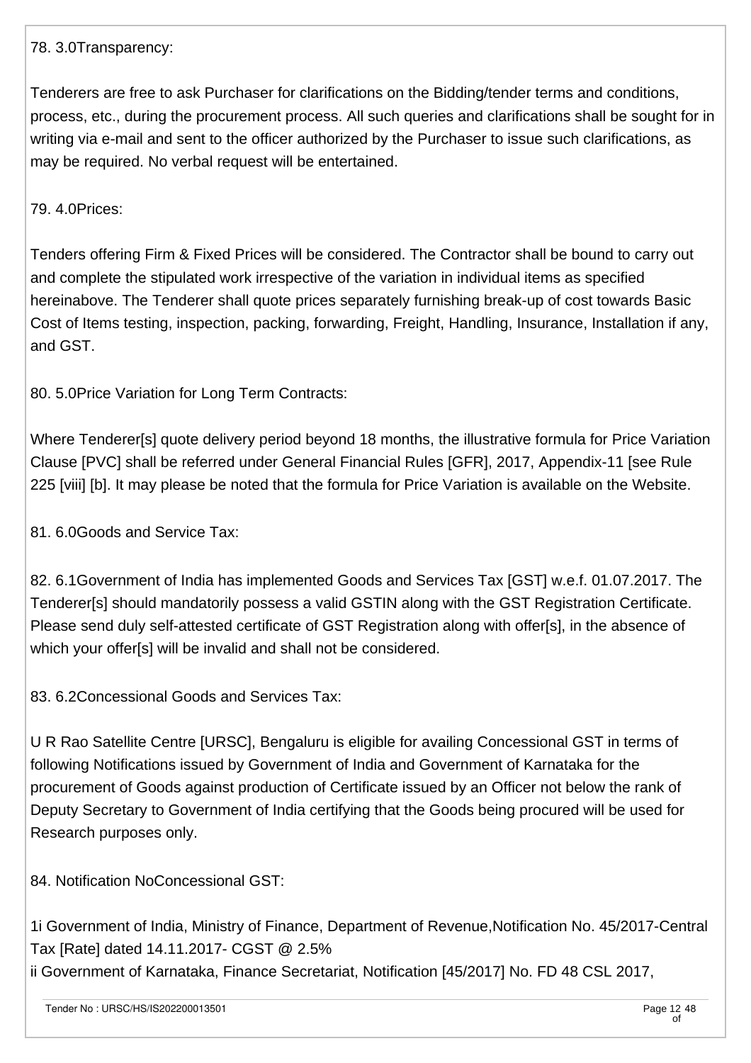78. 3.0Transparency:

Tenderers are free to ask Purchaser for clarifications on the Bidding/tender terms and conditions, process, etc., during the procurement process. All such queries and clarifications shall be sought for in writing via e-mail and sent to the officer authorized by the Purchaser to issue such clarifications, as may be required. No verbal request will be entertained.

79. 4.0Prices:

Tenders offering Firm & Fixed Prices will be considered. The Contractor shall be bound to carry out and complete the stipulated work irrespective of the variation in individual items as specified hereinabove. The Tenderer shall quote prices separately furnishing break-up of cost towards Basic Cost of Items testing, inspection, packing, forwarding, Freight, Handling, Insurance, Installation if any, and GST.

80. 5.0Price Variation for Long Term Contracts:

Where Tenderer[s] quote delivery period beyond 18 months, the illustrative formula for Price Variation Clause [PVC] shall be referred under General Financial Rules [GFR], 2017, Appendix-11 [see Rule 225 [viii] [b]. It may please be noted that the formula for Price Variation is available on the Website.

81. 6.0Goods and Service Tax:

82. 6.1Government of India has implemented Goods and Services Tax [GST] w.e.f. 01.07.2017. The Tenderer[s] should mandatorily possess a valid GSTIN along with the GST Registration Certificate. Please send duly self-attested certificate of GST Registration along with offer[s], in the absence of which your offer[s] will be invalid and shall not be considered.

83. 6.2Concessional Goods and Services Tax:

U R Rao Satellite Centre [URSC], Bengaluru is eligible for availing Concessional GST in terms of following Notifications issued by Government of India and Government of Karnataka for the procurement of Goods against production of Certificate issued by an Officer not below the rank of Deputy Secretary to Government of India certifying that the Goods being procured will be used for Research purposes only.

84. Notification NoConcessional GST:

1i Government of India, Ministry of Finance, Department of Revenue,Notification No. 45/2017-Central Tax [Rate] dated 14.11.2017- CGST @ 2.5%
ii Government of Karnataka, Finance Secretariat, Notification [45/2017] No. FD 48 CSL 2017,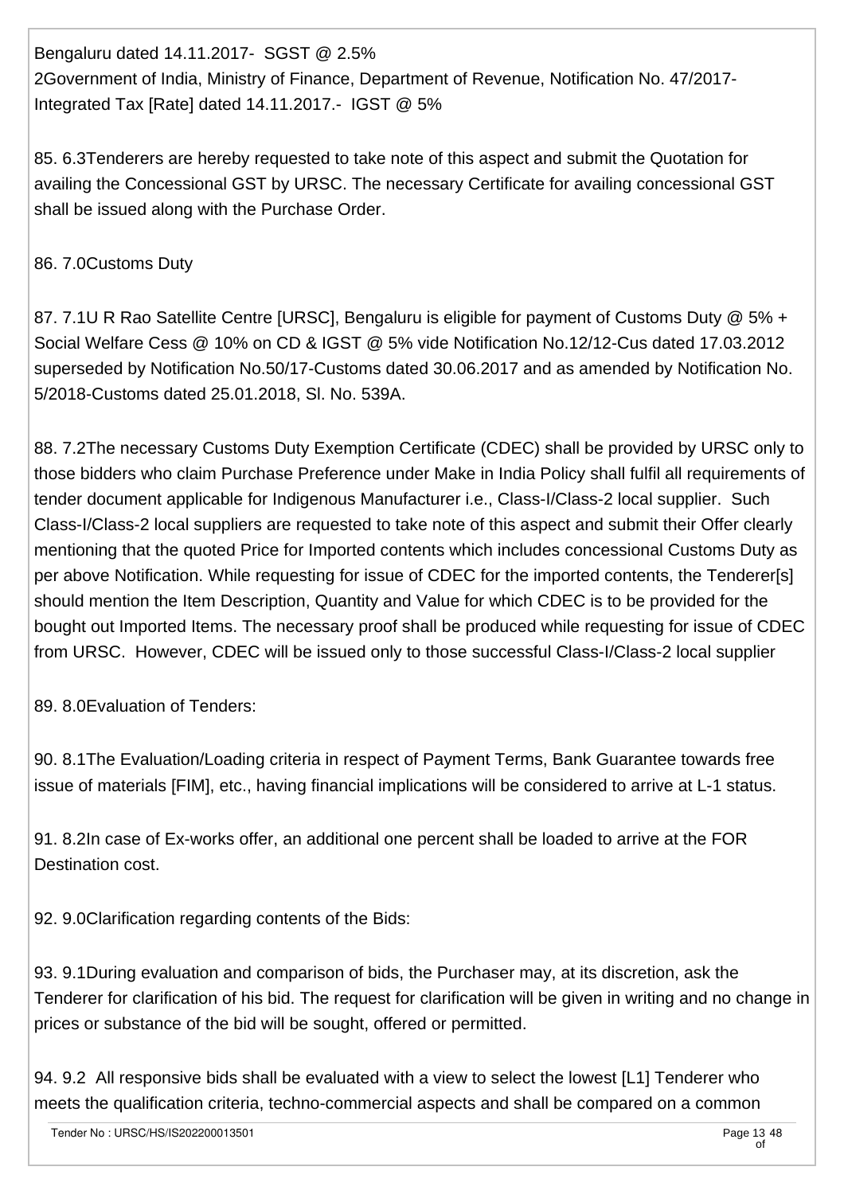Bengaluru dated 14.11.2017- SGST @ 2.5%
2Government of India, Ministry of Finance, Department of Revenue, Notification No. 47/2017-Integrated Tax [Rate] dated 14.11.2017.- IGST @ 5%

85. 6.3Tenderers are hereby requested to take note of this aspect and submit the Quotation for availing the Concessional GST by URSC. The necessary Certificate for availing concessional GST shall be issued along with the Purchase Order.

86. 7.0Customs Duty

87. 7.1U R Rao Satellite Centre [URSC], Bengaluru is eligible for payment of Customs Duty @ 5% + Social Welfare Cess @ 10% on CD & IGST @ 5% vide Notification No.12/12-Cus dated 17.03.2012 superseded by Notification No.50/17-Customs dated 30.06.2017 and as amended by Notification No. 5/2018-Customs dated 25.01.2018, Sl. No. 539A.

88. 7.2The necessary Customs Duty Exemption Certificate (CDEC) shall be provided by URSC only to those bidders who claim Purchase Preference under Make in India Policy shall fulfil all requirements of tender document applicable for Indigenous Manufacturer i.e., Class-I/Class-2 local supplier. Such Class-I/Class-2 local suppliers are requested to take note of this aspect and submit their Offer clearly mentioning that the quoted Price for Imported contents which includes concessional Customs Duty as per above Notification. While requesting for issue of CDEC for the imported contents, the Tenderer[s] should mention the Item Description, Quantity and Value for which CDEC is to be provided for the bought out Imported Items. The necessary proof shall be produced while requesting for issue of CDEC from URSC. However, CDEC will be issued only to those successful Class-I/Class-2 local supplier

89. 8.0Evaluation of Tenders:

90. 8.1The Evaluation/Loading criteria in respect of Payment Terms, Bank Guarantee towards free issue of materials [FIM], etc., having financial implications will be considered to arrive at L-1 status.

91. 8.2In case of Ex-works offer, an additional one percent shall be loaded to arrive at the FOR Destination cost.

92. 9.0Clarification regarding contents of the Bids:

93. 9.1During evaluation and comparison of bids, the Purchaser may, at its discretion, ask the Tenderer for clarification of his bid. The request for clarification will be given in writing and no change in prices or substance of the bid will be sought, offered or permitted.

94. 9.2 All responsive bids shall be evaluated with a view to select the lowest [L1] Tenderer who meets the qualification criteria, techno-commercial aspects and shall be compared on a common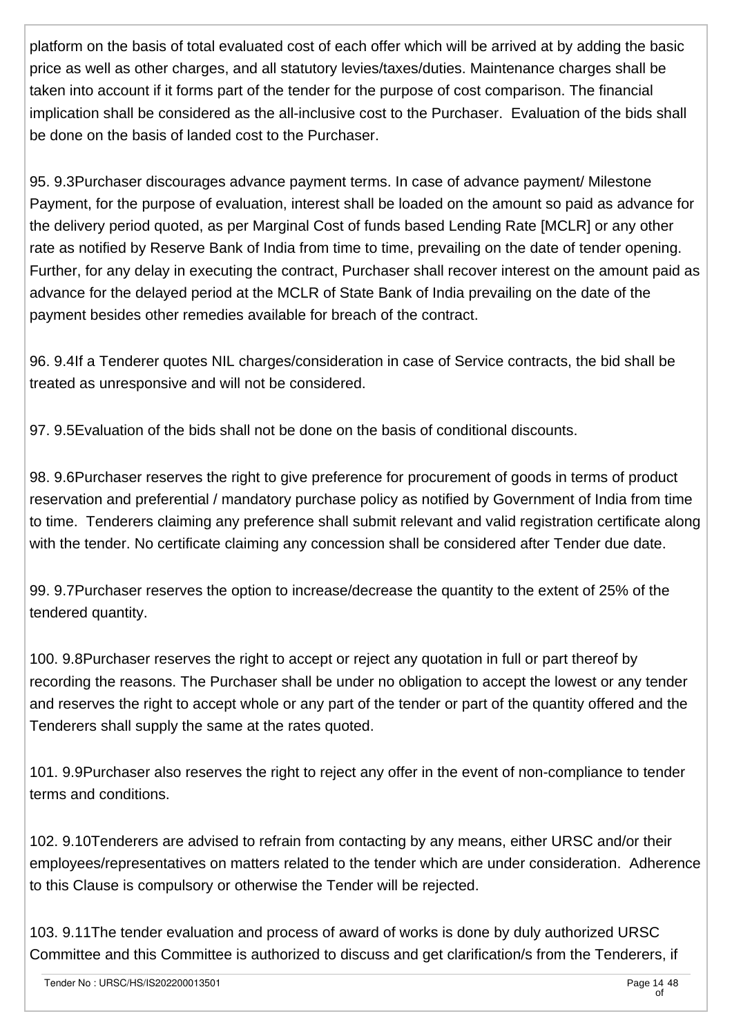platform on the basis of total evaluated cost of each offer which will be arrived at by adding the basic price as well as other charges, and all statutory levies/taxes/duties. Maintenance charges shall be taken into account if it forms part of the tender for the purpose of cost comparison. The financial implication shall be considered as the all-inclusive cost to the Purchaser. Evaluation of the bids shall be done on the basis of landed cost to the Purchaser.

95. 9.3Purchaser discourages advance payment terms. In case of advance payment/ Milestone Payment, for the purpose of evaluation, interest shall be loaded on the amount so paid as advance for the delivery period quoted, as per Marginal Cost of funds based Lending Rate [MCLR] or any other rate as notified by Reserve Bank of India from time to time, prevailing on the date of tender opening. Further, for any delay in executing the contract, Purchaser shall recover interest on the amount paid as advance for the delayed period at the MCLR of State Bank of India prevailing on the date of the payment besides other remedies available for breach of the contract.

96. 9.4If a Tenderer quotes NIL charges/consideration in case of Service contracts, the bid shall be treated as unresponsive and will not be considered.

97. 9.5Evaluation of the bids shall not be done on the basis of conditional discounts.

98. 9.6Purchaser reserves the right to give preference for procurement of goods in terms of product reservation and preferential / mandatory purchase policy as notified by Government of India from time to time. Tenderers claiming any preference shall submit relevant and valid registration certificate along with the tender. No certificate claiming any concession shall be considered after Tender due date.

99. 9.7Purchaser reserves the option to increase/decrease the quantity to the extent of 25% of the tendered quantity.

100. 9.8Purchaser reserves the right to accept or reject any quotation in full or part thereof by recording the reasons. The Purchaser shall be under no obligation to accept the lowest or any tender and reserves the right to accept whole or any part of the tender or part of the quantity offered and the Tenderers shall supply the same at the rates quoted.

101. 9.9Purchaser also reserves the right to reject any offer in the event of non-compliance to tender terms and conditions.

102. 9.10Tenderers are advised to refrain from contacting by any means, either URSC and/or their employees/representatives on matters related to the tender which are under consideration. Adherence to this Clause is compulsory or otherwise the Tender will be rejected.

103. 9.11The tender evaluation and process of award of works is done by duly authorized URSC Committee and this Committee is authorized to discuss and get clarification/s from the Tenderers, if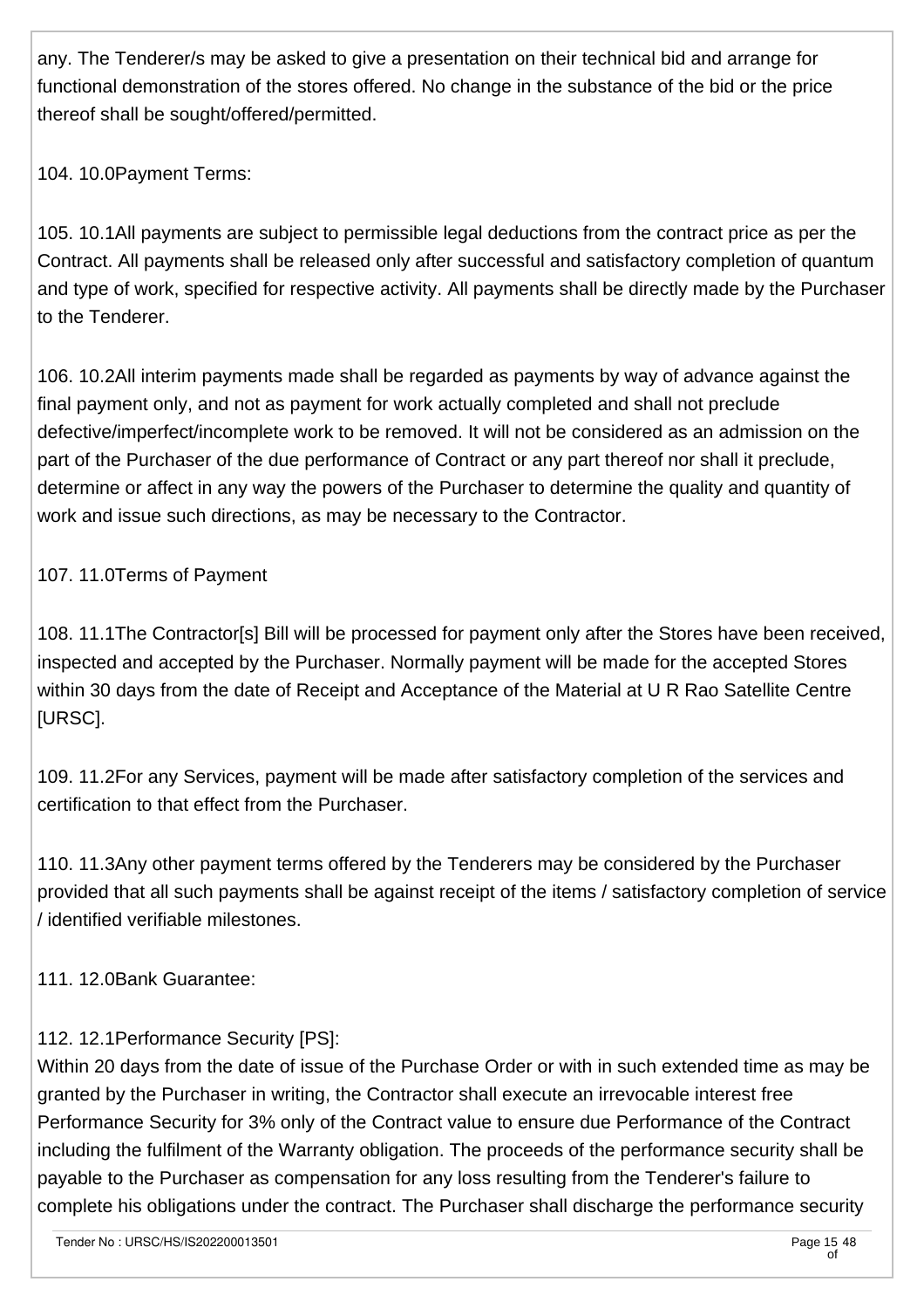any. The Tenderer/s may be asked to give a presentation on their technical bid and arrange for functional demonstration of the stores offered. No change in the substance of the bid or the price thereof shall be sought/offered/permitted.

104. 10.0Payment Terms:

105. 10.1All payments are subject to permissible legal deductions from the contract price as per the Contract. All payments shall be released only after successful and satisfactory completion of quantum and type of work, specified for respective activity. All payments shall be directly made by the Purchaser to the Tenderer.

106. 10.2All interim payments made shall be regarded as payments by way of advance against the final payment only, and not as payment for work actually completed and shall not preclude defective/imperfect/incomplete work to be removed. It will not be considered as an admission on the part of the Purchaser of the due performance of Contract or any part thereof nor shall it preclude, determine or affect in any way the powers of the Purchaser to determine the quality and quantity of work and issue such directions, as may be necessary to the Contractor.

107. 11.0Terms of Payment

108. 11.1The Contractor[s] Bill will be processed for payment only after the Stores have been received, inspected and accepted by the Purchaser. Normally payment will be made for the accepted Stores within 30 days from the date of Receipt and Acceptance of the Material at U R Rao Satellite Centre [URSC].

109. 11.2For any Services, payment will be made after satisfactory completion of the services and certification to that effect from the Purchaser.

110. 11.3Any other payment terms offered by the Tenderers may be considered by the Purchaser provided that all such payments shall be against receipt of the items / satisfactory completion of service / identified verifiable milestones.

111. 12.0Bank Guarantee:

112. 12.1Performance Security [PS]:
Within 20 days from the date of issue of the Purchase Order or with in such extended time as may be granted by the Purchaser in writing, the Contractor shall execute an irrevocable interest free Performance Security for 3% only of the Contract value to ensure due Performance of the Contract including the fulfilment of the Warranty obligation. The proceeds of the performance security shall be payable to the Purchaser as compensation for any loss resulting from the Tenderer's failure to complete his obligations under the contract. The Purchaser shall discharge the performance security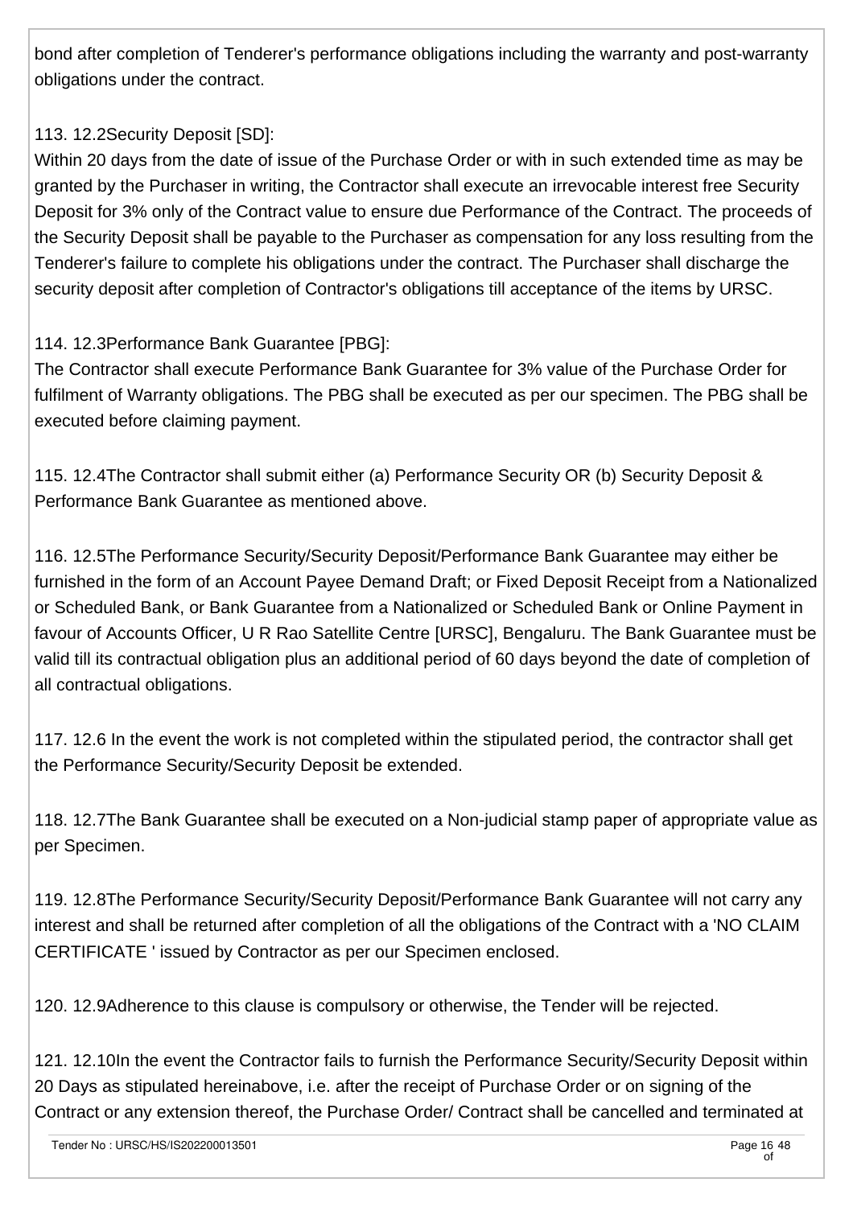bond after completion of Tenderer's performance obligations including the warranty and post-warranty obligations under the contract.

113. 12.2Security Deposit [SD]:
Within 20 days from the date of issue of the Purchase Order or with in such extended time as may be granted by the Purchaser in writing, the Contractor shall execute an irrevocable interest free Security Deposit for 3% only of the Contract value to ensure due Performance of the Contract. The proceeds of the Security Deposit shall be payable to the Purchaser as compensation for any loss resulting from the Tenderer's failure to complete his obligations under the contract. The Purchaser shall discharge the security deposit after completion of Contractor's obligations till acceptance of the items by URSC.

114. 12.3Performance Bank Guarantee [PBG]:
The Contractor shall execute Performance Bank Guarantee for 3% value of the Purchase Order for fulfilment of Warranty obligations. The PBG shall be executed as per our specimen. The PBG shall be executed before claiming payment.

115. 12.4The Contractor shall submit either (a) Performance Security OR (b) Security Deposit & Performance Bank Guarantee as mentioned above.

116. 12.5The Performance Security/Security Deposit/Performance Bank Guarantee may either be furnished in the form of an Account Payee Demand Draft; or Fixed Deposit Receipt from a Nationalized or Scheduled Bank, or Bank Guarantee from a Nationalized or Scheduled Bank or Online Payment in favour of Accounts Officer, U R Rao Satellite Centre [URSC], Bengaluru. The Bank Guarantee must be valid till its contractual obligation plus an additional period of 60 days beyond the date of completion of all contractual obligations.

117. 12.6 In the event the work is not completed within the stipulated period, the contractor shall get the Performance Security/Security Deposit be extended.

118. 12.7The Bank Guarantee shall be executed on a Non-judicial stamp paper of appropriate value as per Specimen.

119. 12.8The Performance Security/Security Deposit/Performance Bank Guarantee will not carry any interest and shall be returned after completion of all the obligations of the Contract with a 'NO CLAIM CERTIFICATE ' issued by Contractor as per our Specimen enclosed.

120. 12.9Adherence to this clause is compulsory or otherwise, the Tender will be rejected.

121. 12.10In the event the Contractor fails to furnish the Performance Security/Security Deposit within 20 Days as stipulated hereinabove, i.e. after the receipt of Purchase Order or on signing of the Contract or any extension thereof, the Purchase Order/ Contract shall be cancelled and terminated at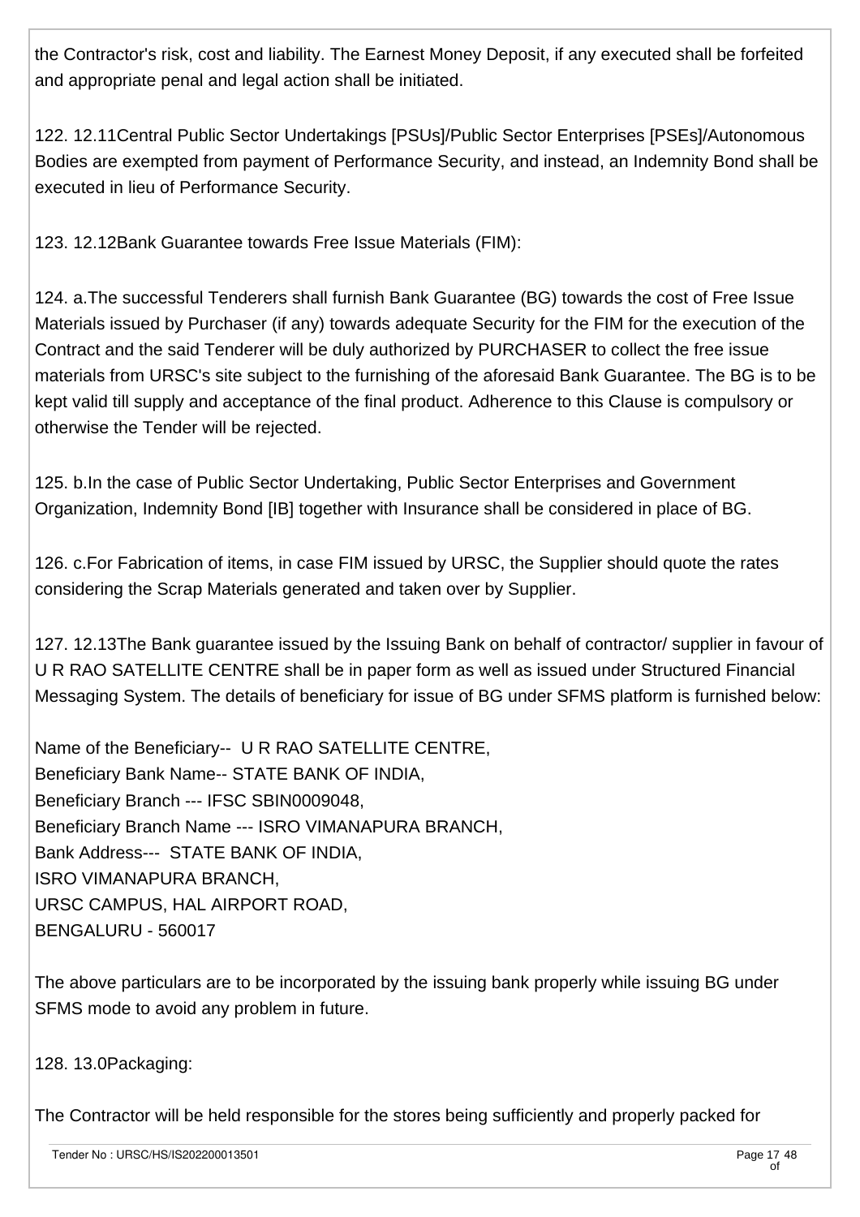the Contractor's risk, cost and liability. The Earnest Money Deposit, if any executed shall be forfeited and appropriate penal and legal action shall be initiated.

122. 12.11Central Public Sector Undertakings [PSUs]/Public Sector Enterprises [PSEs]/Autonomous Bodies are exempted from payment of Performance Security, and instead, an Indemnity Bond shall be executed in lieu of Performance Security.

123. 12.12Bank Guarantee towards Free Issue Materials (FIM):

124. a.The successful Tenderers shall furnish Bank Guarantee (BG) towards the cost of Free Issue Materials issued by Purchaser (if any) towards adequate Security for the FIM for the execution of the Contract and the said Tenderer will be duly authorized by PURCHASER to collect the free issue materials from URSC's site subject to the furnishing of the aforesaid Bank Guarantee. The BG is to be kept valid till supply and acceptance of the final product. Adherence to this Clause is compulsory or otherwise the Tender will be rejected.

125. b.In the case of Public Sector Undertaking, Public Sector Enterprises and Government Organization, Indemnity Bond [IB] together with Insurance shall be considered in place of BG.

126. c.For Fabrication of items, in case FIM issued by URSC, the Supplier should quote the rates considering the Scrap Materials generated and taken over by Supplier.

127. 12.13The Bank guarantee issued by the Issuing Bank on behalf of contractor/ supplier in favour of U R RAO SATELLITE CENTRE shall be in paper form as well as issued under Structured Financial Messaging System. The details of beneficiary for issue of BG under SFMS platform is furnished below:

Name of the Beneficiary-- U R RAO SATELLITE CENTRE,
Beneficiary Bank Name-- STATE BANK OF INDIA,
Beneficiary Branch --- IFSC SBIN0009048,
Beneficiary Branch Name --- ISRO VIMANAPURA BRANCH,
Bank Address--- STATE BANK OF INDIA,
ISRO VIMANAPURA BRANCH,
URSC CAMPUS, HAL AIRPORT ROAD,
BENGALURU - 560017

The above particulars are to be incorporated by the issuing bank properly while issuing BG under SFMS mode to avoid any problem in future.

128. 13.0Packaging:

The Contractor will be held responsible for the stores being sufficiently and properly packed for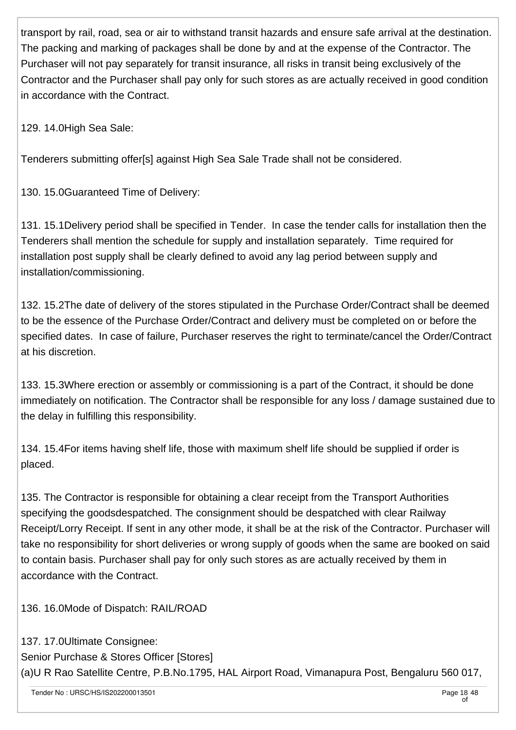transport by rail, road, sea or air to withstand transit hazards and ensure safe arrival at the destination. The packing and marking of packages shall be done by and at the expense of the Contractor. The Purchaser will not pay separately for transit insurance, all risks in transit being exclusively of the Contractor and the Purchaser shall pay only for such stores as are actually received in good condition in accordance with the Contract.

129. 14.0High Sea Sale:

Tenderers submitting offer[s] against High Sea Sale Trade shall not be considered.

130. 15.0Guaranteed Time of Delivery:

131. 15.1Delivery period shall be specified in Tender.  In case the tender calls for installation then the Tenderers shall mention the schedule for supply and installation separately.  Time required for installation post supply shall be clearly defined to avoid any lag period between supply and installation/commissioning.

132. 15.2The date of delivery of the stores stipulated in the Purchase Order/Contract shall be deemed to be the essence of the Purchase Order/Contract and delivery must be completed on or before the specified dates.  In case of failure, Purchaser reserves the right to terminate/cancel the Order/Contract at his discretion.

133. 15.3Where erection or assembly or commissioning is a part of the Contract, it should be done immediately on notification. The Contractor shall be responsible for any loss / damage sustained due to the delay in fulfilling this responsibility.

134. 15.4For items having shelf life, those with maximum shelf life should be supplied if order is placed.

135. The Contractor is responsible for obtaining a clear receipt from the Transport Authorities specifying the goodsdespatched. The consignment should be despatched with clear Railway Receipt/Lorry Receipt. If sent in any other mode, it shall be at the risk of the Contractor. Purchaser will take no responsibility for short deliveries or wrong supply of goods when the same are booked on said to contain basis. Purchaser shall pay for only such stores as are actually received by them in accordance with the Contract.

136. 16.0Mode of Dispatch: RAIL/ROAD

137. 17.0Ultimate Consignee:
Senior Purchase & Stores Officer [Stores]
(a)U R Rao Satellite Centre, P.B.No.1795, HAL Airport Road, Vimanapura Post, Bengaluru 560 017,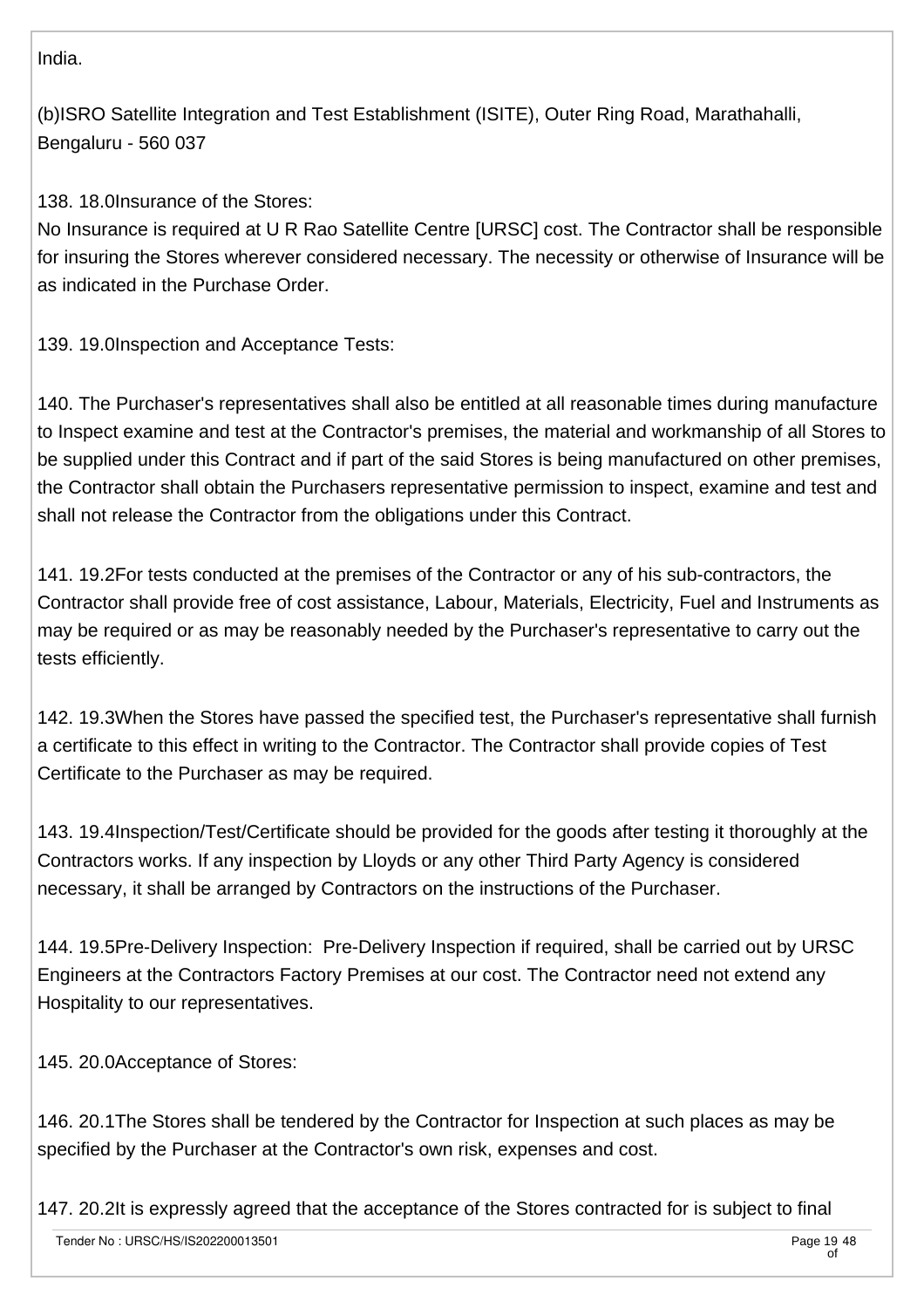India.

(b)ISRO Satellite Integration and Test Establishment (ISITE), Outer Ring Road, Marathahalli, Bengaluru - 560 037

138. 18.0Insurance of the Stores:
No Insurance is required at U R Rao Satellite Centre [URSC] cost. The Contractor shall be responsible for insuring the Stores wherever considered necessary. The necessity or otherwise of Insurance will be as indicated in the Purchase Order.

139. 19.0Inspection and Acceptance Tests:

140. The Purchaser's representatives shall also be entitled at all reasonable times during manufacture to Inspect examine and test at the Contractor's premises, the material and workmanship of all Stores to be supplied under this Contract and if part of the said Stores is being manufactured on other premises, the Contractor shall obtain the Purchasers representative permission to inspect, examine and test and shall not release the Contractor from the obligations under this Contract.

141. 19.2For tests conducted at the premises of the Contractor or any of his sub-contractors, the Contractor shall provide free of cost assistance, Labour, Materials, Electricity, Fuel and Instruments as may be required or as may be reasonably needed by the Purchaser's representative to carry out the tests efficiently.

142. 19.3When the Stores have passed the specified test, the Purchaser's representative shall furnish a certificate to this effect in writing to the Contractor. The Contractor shall provide copies of Test Certificate to the Purchaser as may be required.

143. 19.4Inspection/Test/Certificate should be provided for the goods after testing it thoroughly at the Contractors works. If any inspection by Lloyds or any other Third Party Agency is considered necessary, it shall be arranged by Contractors on the instructions of the Purchaser.

144. 19.5Pre-Delivery Inspection: Pre-Delivery Inspection if required, shall be carried out by URSC Engineers at the Contractors Factory Premises at our cost. The Contractor need not extend any Hospitality to our representatives.

145. 20.0Acceptance of Stores:

146. 20.1The Stores shall be tendered by the Contractor for Inspection at such places as may be specified by the Purchaser at the Contractor's own risk, expenses and cost.

147. 20.2It is expressly agreed that the acceptance of the Stores contracted for is subject to final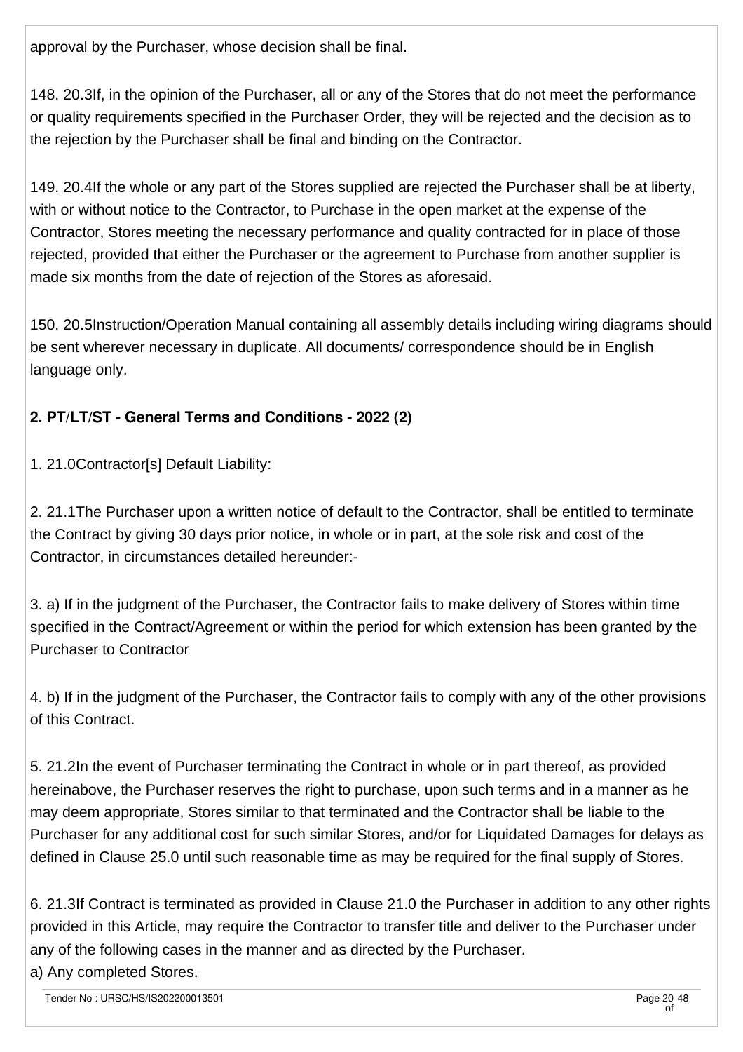approval by the Purchaser, whose decision shall be final.

148. 20.3If, in the opinion of the Purchaser, all or any of the Stores that do not meet the performance or quality requirements specified in the Purchaser Order, they will be rejected and the decision as to the rejection by the Purchaser shall be final and binding on the Contractor.

149. 20.4If the whole or any part of the Stores supplied are rejected the Purchaser shall be at liberty, with or without notice to the Contractor, to Purchase in the open market at the expense of the Contractor, Stores meeting the necessary performance and quality contracted for in place of those rejected, provided that either the Purchaser or the agreement to Purchase from another supplier is made six months from the date of rejection of the Stores as aforesaid.

150. 20.5Instruction/Operation Manual containing all assembly details including wiring diagrams should be sent wherever necessary in duplicate. All documents/ correspondence should be in English language only.

**2. PT/LT/ST - General Terms and Conditions - 2022 (2)**

1. 21.0Contractor[s] Default Liability:

2. 21.1The Purchaser upon a written notice of default to the Contractor, shall be entitled to terminate the Contract by giving 30 days prior notice, in whole or in part, at the sole risk and cost of the Contractor, in circumstances detailed hereunder:-

3. a) If in the judgment of the Purchaser, the Contractor fails to make delivery of Stores within time specified in the Contract/Agreement or within the period for which extension has been granted by the Purchaser to Contractor

4. b) If in the judgment of the Purchaser, the Contractor fails to comply with any of the other provisions of this Contract.

5. 21.2In the event of Purchaser terminating the Contract in whole or in part thereof, as provided hereinabove, the Purchaser reserves the right to purchase, upon such terms and in a manner as he may deem appropriate, Stores similar to that terminated and the Contractor shall be liable to the Purchaser for any additional cost for such similar Stores, and/or for Liquidated Damages for delays as defined in Clause 25.0 until such reasonable time as may be required for the final supply of Stores.

6. 21.3If Contract is terminated as provided in Clause 21.0 the Purchaser in addition to any other rights provided in this Article, may require the Contractor to transfer title and deliver to the Purchaser under any of the following cases in the manner and as directed by the Purchaser.
a) Any completed Stores.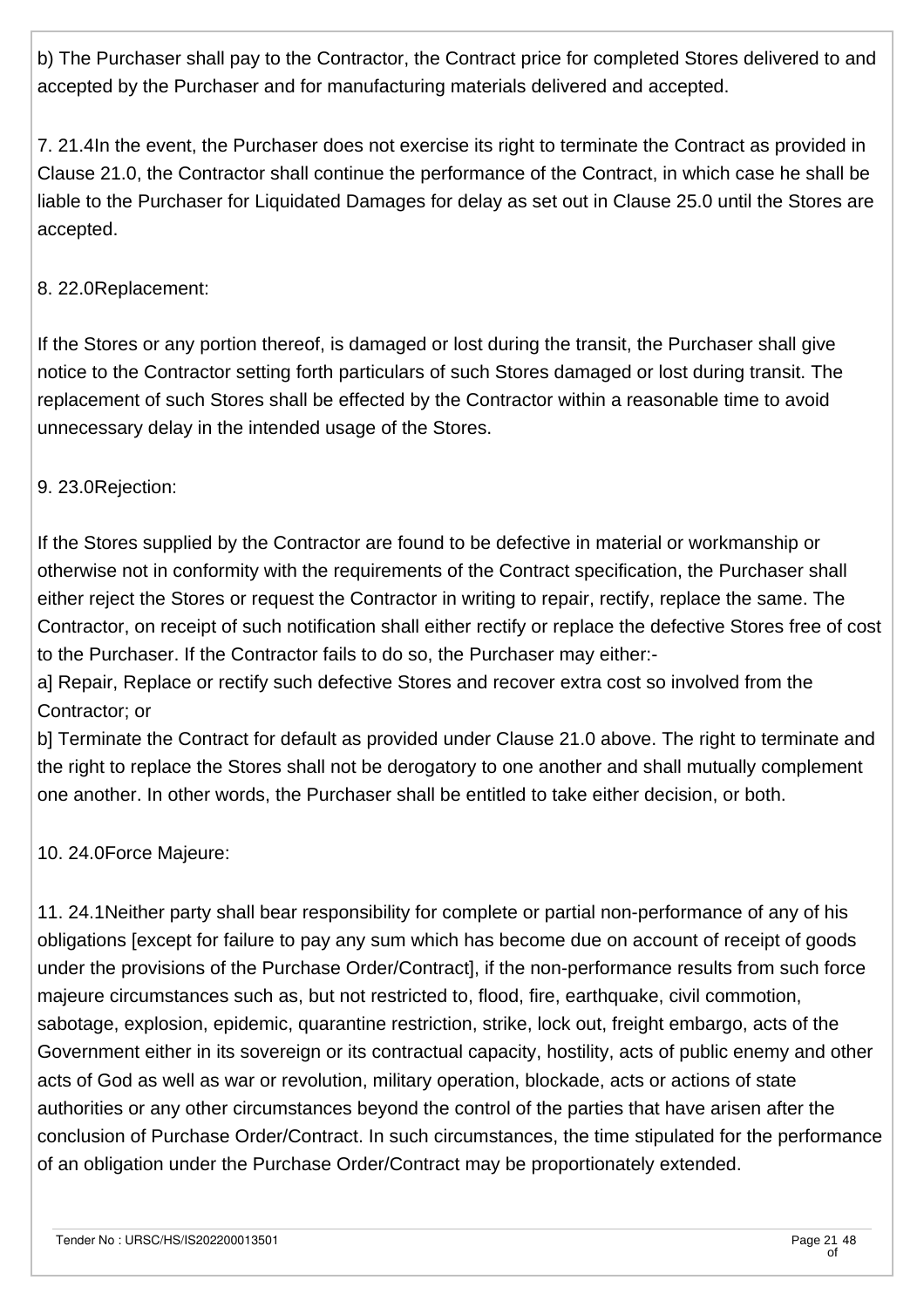b) The Purchaser shall pay to the Contractor, the Contract price for completed Stores delivered to and accepted by the Purchaser and for manufacturing materials delivered and accepted.

7. 21.4In the event, the Purchaser does not exercise its right to terminate the Contract as provided in Clause 21.0, the Contractor shall continue the performance of the Contract, in which case he shall be liable to the Purchaser for Liquidated Damages for delay as set out in Clause 25.0 until the Stores are accepted.

8. 22.0Replacement:

If the Stores or any portion thereof, is damaged or lost during the transit, the Purchaser shall give notice to the Contractor setting forth particulars of such Stores damaged or lost during transit. The replacement of such Stores shall be effected by the Contractor within a reasonable time to avoid unnecessary delay in the intended usage of the Stores.

9. 23.0Rejection:

If the Stores supplied by the Contractor are found to be defective in material or workmanship or otherwise not in conformity with the requirements of the Contract specification, the Purchaser shall either reject the Stores or request the Contractor in writing to repair, rectify, replace the same. The Contractor, on receipt of such notification shall either rectify or replace the defective Stores free of cost to the Purchaser. If the Contractor fails to do so, the Purchaser may either:-
a] Repair, Replace or rectify such defective Stores and recover extra cost so involved from the Contractor; or
b] Terminate the Contract for default as provided under Clause 21.0 above. The right to terminate and the right to replace the Stores shall not be derogatory to one another and shall mutually complement one another. In other words, the Purchaser shall be entitled to take either decision, or both.

10. 24.0Force Majeure:

11. 24.1Neither party shall bear responsibility for complete or partial non-performance of any of his obligations [except for failure to pay any sum which has become due on account of receipt of goods under the provisions of the Purchase Order/Contract], if the non-performance results from such force majeure circumstances such as, but not restricted to, flood, fire, earthquake, civil commotion, sabotage, explosion, epidemic, quarantine restriction, strike, lock out, freight embargo, acts of the Government either in its sovereign or its contractual capacity, hostility, acts of public enemy and other acts of God as well as war or revolution, military operation, blockade, acts or actions of state authorities or any other circumstances beyond the control of the parties that have arisen after the conclusion of Purchase Order/Contract. In such circumstances, the time stipulated for the performance of an obligation under the Purchase Order/Contract may be proportionately extended.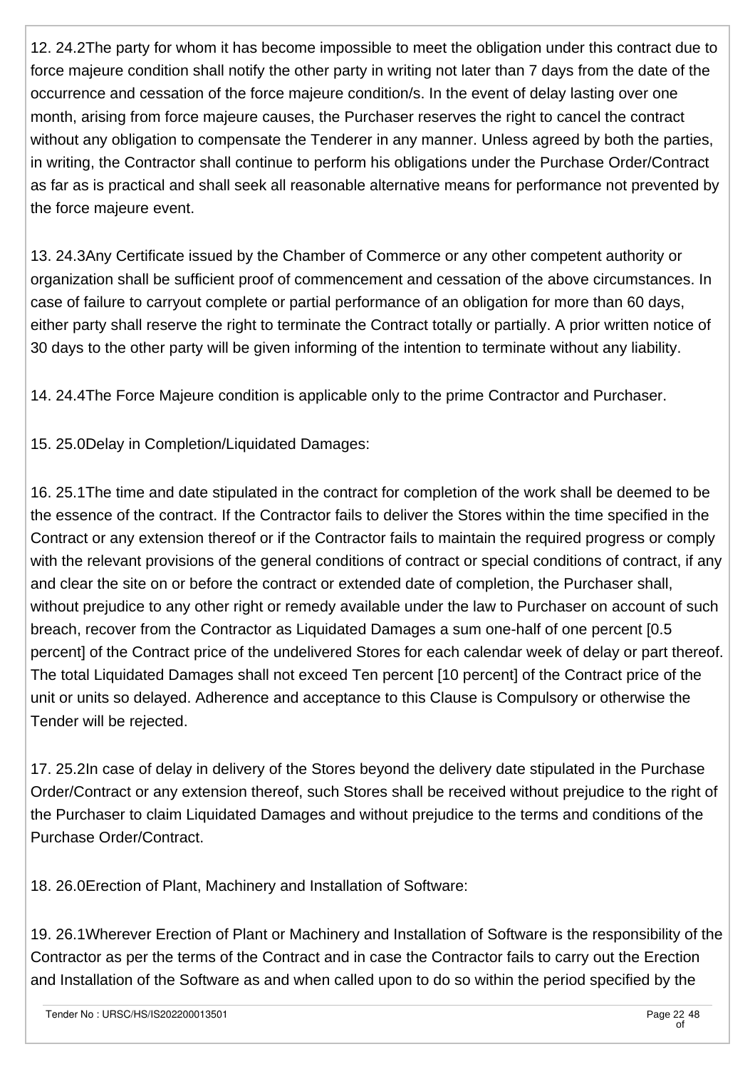12. 24.2The party for whom it has become impossible to meet the obligation under this contract due to force majeure condition shall notify the other party in writing not later than 7 days from the date of the occurrence and cessation of the force majeure condition/s. In the event of delay lasting over one month, arising from force majeure causes, the Purchaser reserves the right to cancel the contract without any obligation to compensate the Tenderer in any manner. Unless agreed by both the parties, in writing, the Contractor shall continue to perform his obligations under the Purchase Order/Contract as far as is practical and shall seek all reasonable alternative means for performance not prevented by the force majeure event.

13. 24.3Any Certificate issued by the Chamber of Commerce or any other competent authority or organization shall be sufficient proof of commencement and cessation of the above circumstances. In case of failure to carryout complete or partial performance of an obligation for more than 60 days, either party shall reserve the right to terminate the Contract totally or partially. A prior written notice of 30 days to the other party will be given informing of the intention to terminate without any liability.

14. 24.4The Force Majeure condition is applicable only to the prime Contractor and Purchaser.

15. 25.0Delay in Completion/Liquidated Damages:

16. 25.1The time and date stipulated in the contract for completion of the work shall be deemed to be the essence of the contract. If the Contractor fails to deliver the Stores within the time specified in the Contract or any extension thereof or if the Contractor fails to maintain the required progress or comply with the relevant provisions of the general conditions of contract or special conditions of contract, if any and clear the site on or before the contract or extended date of completion, the Purchaser shall, without prejudice to any other right or remedy available under the law to Purchaser on account of such breach, recover from the Contractor as Liquidated Damages a sum one-half of one percent [0.5 percent] of the Contract price of the undelivered Stores for each calendar week of delay or part thereof. The total Liquidated Damages shall not exceed Ten percent [10 percent] of the Contract price of the unit or units so delayed. Adherence and acceptance to this Clause is Compulsory or otherwise the Tender will be rejected.

17. 25.2In case of delay in delivery of the Stores beyond the delivery date stipulated in the Purchase Order/Contract or any extension thereof, such Stores shall be received without prejudice to the right of the Purchaser to claim Liquidated Damages and without prejudice to the terms and conditions of the Purchase Order/Contract.

18. 26.0Erection of Plant, Machinery and Installation of Software:

19. 26.1Wherever Erection of Plant or Machinery and Installation of Software is the responsibility of the Contractor as per the terms of the Contract and in case the Contractor fails to carry out the Erection and Installation of the Software as and when called upon to do so within the period specified by the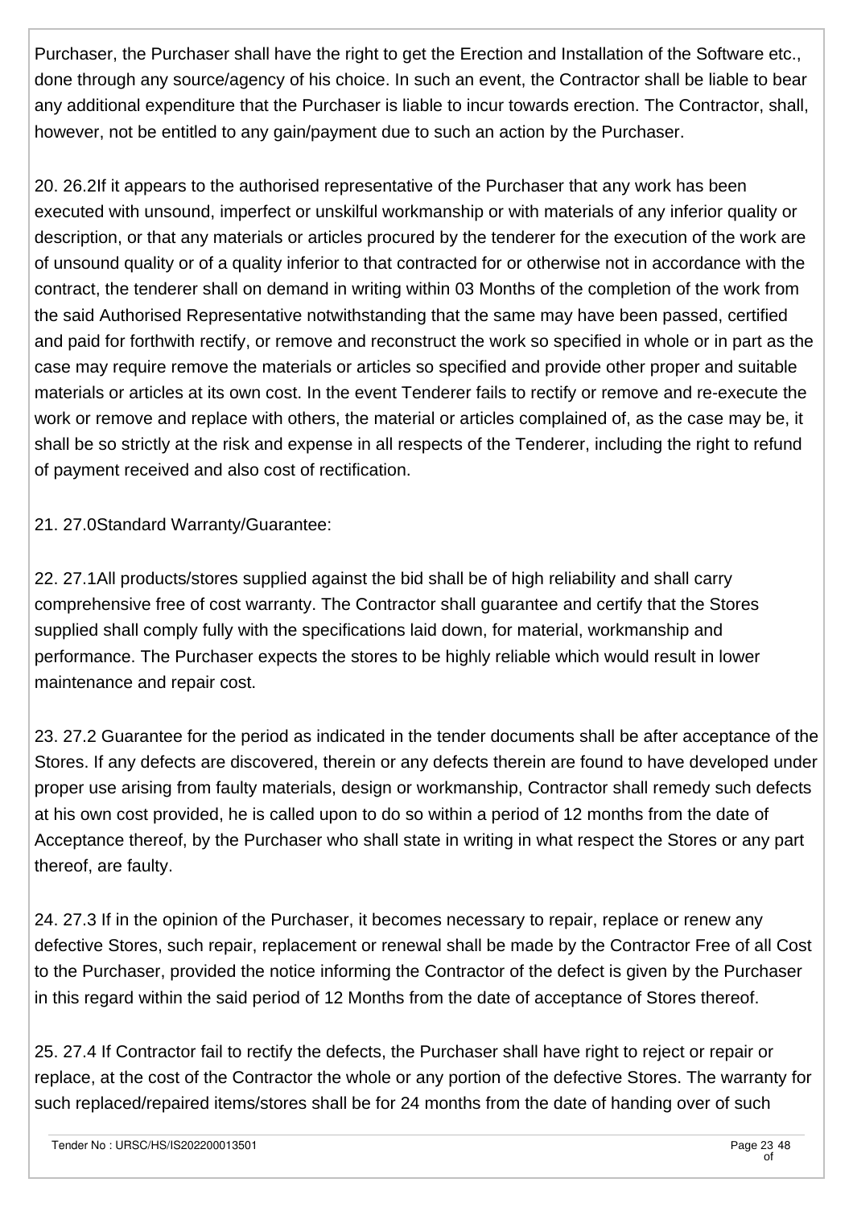Purchaser, the Purchaser shall have the right to get the Erection and Installation of the Software etc., done through any source/agency of his choice. In such an event, the Contractor shall be liable to bear any additional expenditure that the Purchaser is liable to incur towards erection. The Contractor, shall, however, not be entitled to any gain/payment due to such an action by the Purchaser.

20. 26.2If it appears to the authorised representative of the Purchaser that any work has been executed with unsound, imperfect or unskilful workmanship or with materials of any inferior quality or description, or that any materials or articles procured by the tenderer for the execution of the work are of unsound quality or of a quality inferior to that contracted for or otherwise not in accordance with the contract, the tenderer shall on demand in writing within 03 Months of the completion of the work from the said Authorised Representative notwithstanding that the same may have been passed, certified and paid for forthwith rectify, or remove and reconstruct the work so specified in whole or in part as the case may require remove the materials or articles so specified and provide other proper and suitable materials or articles at its own cost. In the event Tenderer fails to rectify or remove and re-execute the work or remove and replace with others, the material or articles complained of, as the case may be, it shall be so strictly at the risk and expense in all respects of the Tenderer, including the right to refund of payment received and also cost of rectification.

21. 27.0Standard Warranty/Guarantee:

22. 27.1All products/stores supplied against the bid shall be of high reliability and shall carry comprehensive free of cost warranty. The Contractor shall guarantee and certify that the Stores supplied shall comply fully with the specifications laid down, for material, workmanship and performance. The Purchaser expects the stores to be highly reliable which would result in lower maintenance and repair cost.

23. 27.2 Guarantee for the period as indicated in the tender documents shall be after acceptance of the Stores. If any defects are discovered, therein or any defects therein are found to have developed under proper use arising from faulty materials, design or workmanship, Contractor shall remedy such defects at his own cost provided, he is called upon to do so within a period of 12 months from the date of Acceptance thereof, by the Purchaser who shall state in writing in what respect the Stores or any part thereof, are faulty.

24. 27.3 If in the opinion of the Purchaser, it becomes necessary to repair, replace or renew any defective Stores, such repair, replacement or renewal shall be made by the Contractor Free of all Cost to the Purchaser, provided the notice informing the Contractor of the defect is given by the Purchaser in this regard within the said period of 12 Months from the date of acceptance of Stores thereof.

25. 27.4 If Contractor fail to rectify the defects, the Purchaser shall have right to reject or repair or replace, at the cost of the Contractor the whole or any portion of the defective Stores. The warranty for such replaced/repaired items/stores shall be for 24 months from the date of handing over of such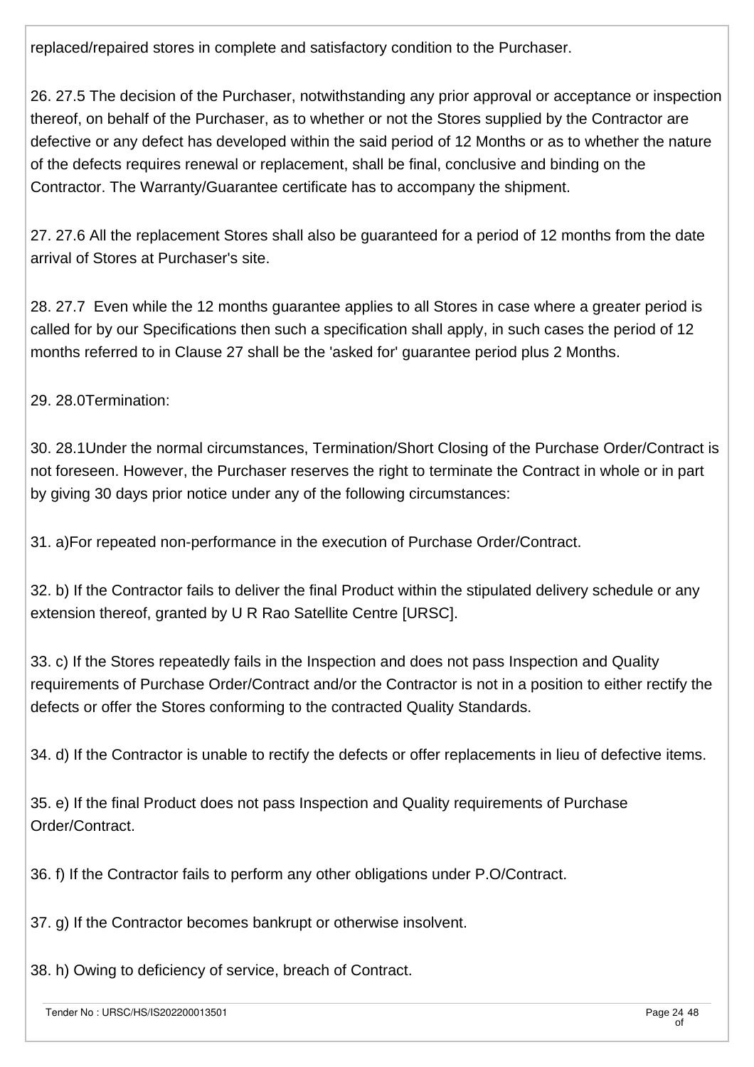replaced/repaired stores in complete and satisfactory condition to the Purchaser.

26. 27.5 The decision of the Purchaser, notwithstanding any prior approval or acceptance or inspection thereof, on behalf of the Purchaser, as to whether or not the Stores supplied by the Contractor are defective or any defect has developed within the said period of 12 Months or as to whether the nature of the defects requires renewal or replacement, shall be final, conclusive and binding on the Contractor. The Warranty/Guarantee certificate has to accompany the shipment.

27. 27.6 All the replacement Stores shall also be guaranteed for a period of 12 months from the date arrival of Stores at Purchaser's site.

28. 27.7 Even while the 12 months guarantee applies to all Stores in case where a greater period is called for by our Specifications then such a specification shall apply, in such cases the period of 12 months referred to in Clause 27 shall be the 'asked for' guarantee period plus 2 Months.

29. 28.0Termination:

30. 28.1Under the normal circumstances, Termination/Short Closing of the Purchase Order/Contract is not foreseen. However, the Purchaser reserves the right to terminate the Contract in whole or in part by giving 30 days prior notice under any of the following circumstances:

31. a)For repeated non-performance in the execution of Purchase Order/Contract.

32. b) If the Contractor fails to deliver the final Product within the stipulated delivery schedule or any extension thereof, granted by U R Rao Satellite Centre [URSC].

33. c) If the Stores repeatedly fails in the Inspection and does not pass Inspection and Quality requirements of Purchase Order/Contract and/or the Contractor is not in a position to either rectify the defects or offer the Stores conforming to the contracted Quality Standards.

34. d) If the Contractor is unable to rectify the defects or offer replacements in lieu of defective items.

35. e) If the final Product does not pass Inspection and Quality requirements of Purchase Order/Contract.

36. f) If the Contractor fails to perform any other obligations under P.O/Contract.

37. g) If the Contractor becomes bankrupt or otherwise insolvent.

38. h) Owing to deficiency of service, breach of Contract.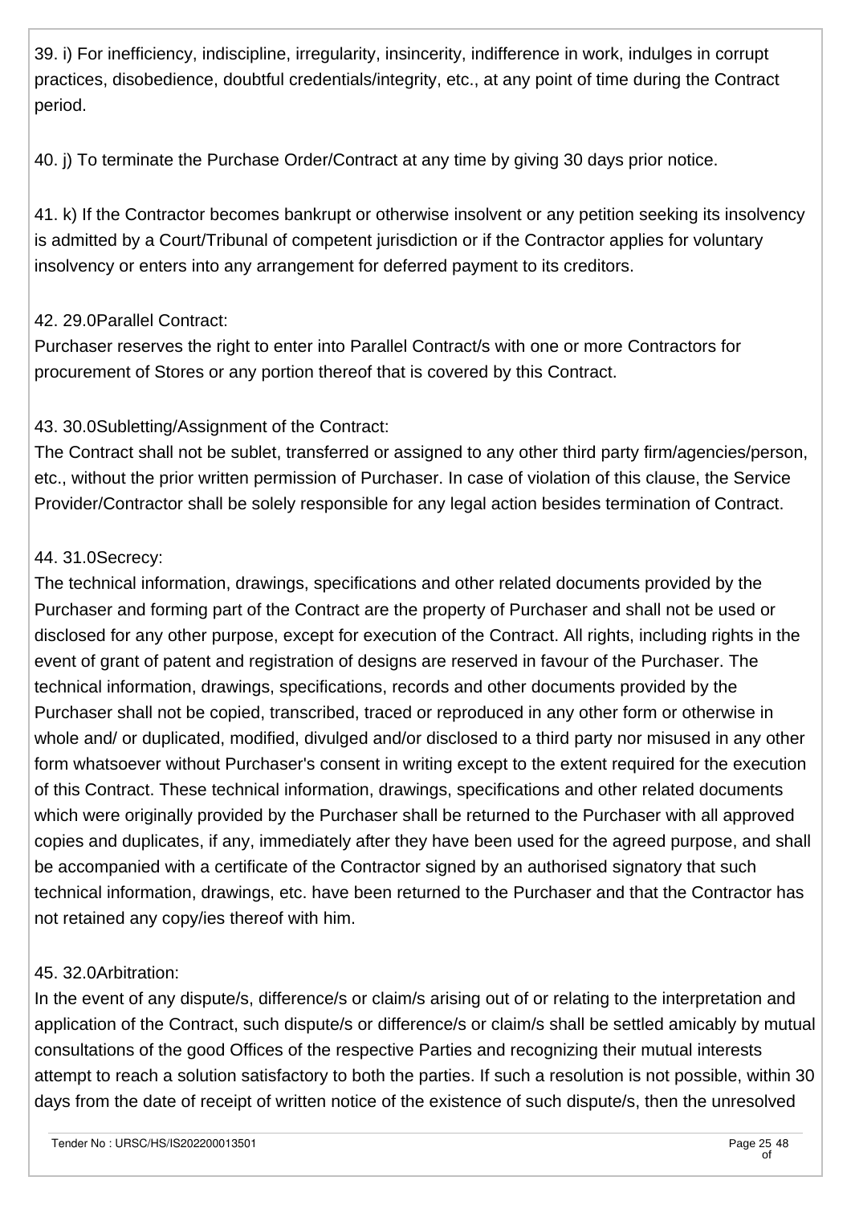39. i) For inefficiency, indiscipline, irregularity, insincerity, indifference in work, indulges in corrupt practices, disobedience, doubtful credentials/integrity, etc., at any point of time during the Contract period.

40. j) To terminate the Purchase Order/Contract at any time by giving 30 days prior notice.

41. k) If the Contractor becomes bankrupt or otherwise insolvent or any petition seeking its insolvency is admitted by a Court/Tribunal of competent jurisdiction or if the Contractor applies for voluntary insolvency or enters into any arrangement for deferred payment to its creditors.

42. 29.0Parallel Contract:
Purchaser reserves the right to enter into Parallel Contract/s with one or more Contractors for procurement of Stores or any portion thereof that is covered by this Contract.

43. 30.0Subletting/Assignment of the Contract:
The Contract shall not be sublet, transferred or assigned to any other third party firm/agencies/person, etc., without the prior written permission of Purchaser. In case of violation of this clause, the Service Provider/Contractor shall be solely responsible for any legal action besides termination of Contract.

44. 31.0Secrecy:
The technical information, drawings, specifications and other related documents provided by the Purchaser and forming part of the Contract are the property of Purchaser and shall not be used or disclosed for any other purpose, except for execution of the Contract. All rights, including rights in the event of grant of patent and registration of designs are reserved in favour of the Purchaser. The technical information, drawings, specifications, records and other documents provided by the Purchaser shall not be copied, transcribed, traced or reproduced in any other form or otherwise in whole and/ or duplicated, modified, divulged and/or disclosed to a third party nor misused in any other form whatsoever without Purchaser's consent in writing except to the extent required for the execution of this Contract. These technical information, drawings, specifications and other related documents which were originally provided by the Purchaser shall be returned to the Purchaser with all approved copies and duplicates, if any, immediately after they have been used for the agreed purpose, and shall be accompanied with a certificate of the Contractor signed by an authorised signatory that such technical information, drawings, etc. have been returned to the Purchaser and that the Contractor has not retained any copy/ies thereof with him.

45. 32.0Arbitration:
In the event of any dispute/s, difference/s or claim/s arising out of or relating to the interpretation and application of the Contract, such dispute/s or difference/s or claim/s shall be settled amicably by mutual consultations of the good Offices of the respective Parties and recognizing their mutual interests attempt to reach a solution satisfactory to both the parties. If such a resolution is not possible, within 30 days from the date of receipt of written notice of the existence of such dispute/s, then the unresolved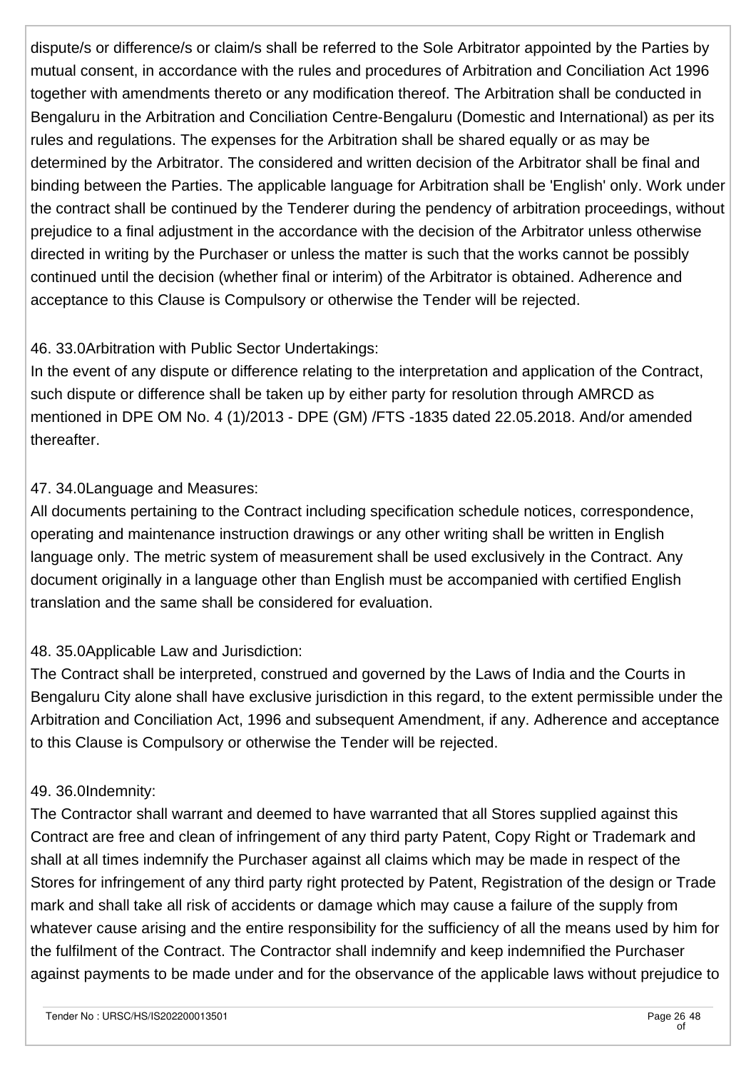dispute/s or difference/s or claim/s shall be referred to the Sole Arbitrator appointed by the Parties by mutual consent, in accordance with the rules and procedures of Arbitration and Conciliation Act 1996 together with amendments thereto or any modification thereof. The Arbitration shall be conducted in Bengaluru in the Arbitration and Conciliation Centre-Bengaluru (Domestic and International) as per its rules and regulations. The expenses for the Arbitration shall be shared equally or as may be determined by the Arbitrator. The considered and written decision of the Arbitrator shall be final and binding between the Parties. The applicable language for Arbitration shall be 'English' only. Work under the contract shall be continued by the Tenderer during the pendency of arbitration proceedings, without prejudice to a final adjustment in the accordance with the decision of the Arbitrator unless otherwise directed in writing by the Purchaser or unless the matter is such that the works cannot be possibly continued until the decision (whether final or interim) of the Arbitrator is obtained. Adherence and acceptance to this Clause is Compulsory or otherwise the Tender will be rejected.

46. 33.0Arbitration with Public Sector Undertakings:
In the event of any dispute or difference relating to the interpretation and application of the Contract, such dispute or difference shall be taken up by either party for resolution through AMRCD as mentioned in DPE OM No. 4 (1)/2013 - DPE (GM) /FTS -1835 dated 22.05.2018. And/or amended thereafter.

47. 34.0Language and Measures:
All documents pertaining to the Contract including specification schedule notices, correspondence, operating and maintenance instruction drawings or any other writing shall be written in English language only. The metric system of measurement shall be used exclusively in the Contract. Any document originally in a language other than English must be accompanied with certified English translation and the same shall be considered for evaluation.

48. 35.0Applicable Law and Jurisdiction:
The Contract shall be interpreted, construed and governed by the Laws of India and the Courts in Bengaluru City alone shall have exclusive jurisdiction in this regard, to the extent permissible under the Arbitration and Conciliation Act, 1996 and subsequent Amendment, if any. Adherence and acceptance to this Clause is Compulsory or otherwise the Tender will be rejected.

49. 36.0Indemnity:
The Contractor shall warrant and deemed to have warranted that all Stores supplied against this Contract are free and clean of infringement of any third party Patent, Copy Right or Trademark and shall at all times indemnify the Purchaser against all claims which may be made in respect of the Stores for infringement of any third party right protected by Patent, Registration of the design or Trade mark and shall take all risk of accidents or damage which may cause a failure of the supply from whatever cause arising and the entire responsibility for the sufficiency of all the means used by him for the fulfilment of the Contract. The Contractor shall indemnify and keep indemnified the Purchaser against payments to be made under and for the observance of the applicable laws without prejudice to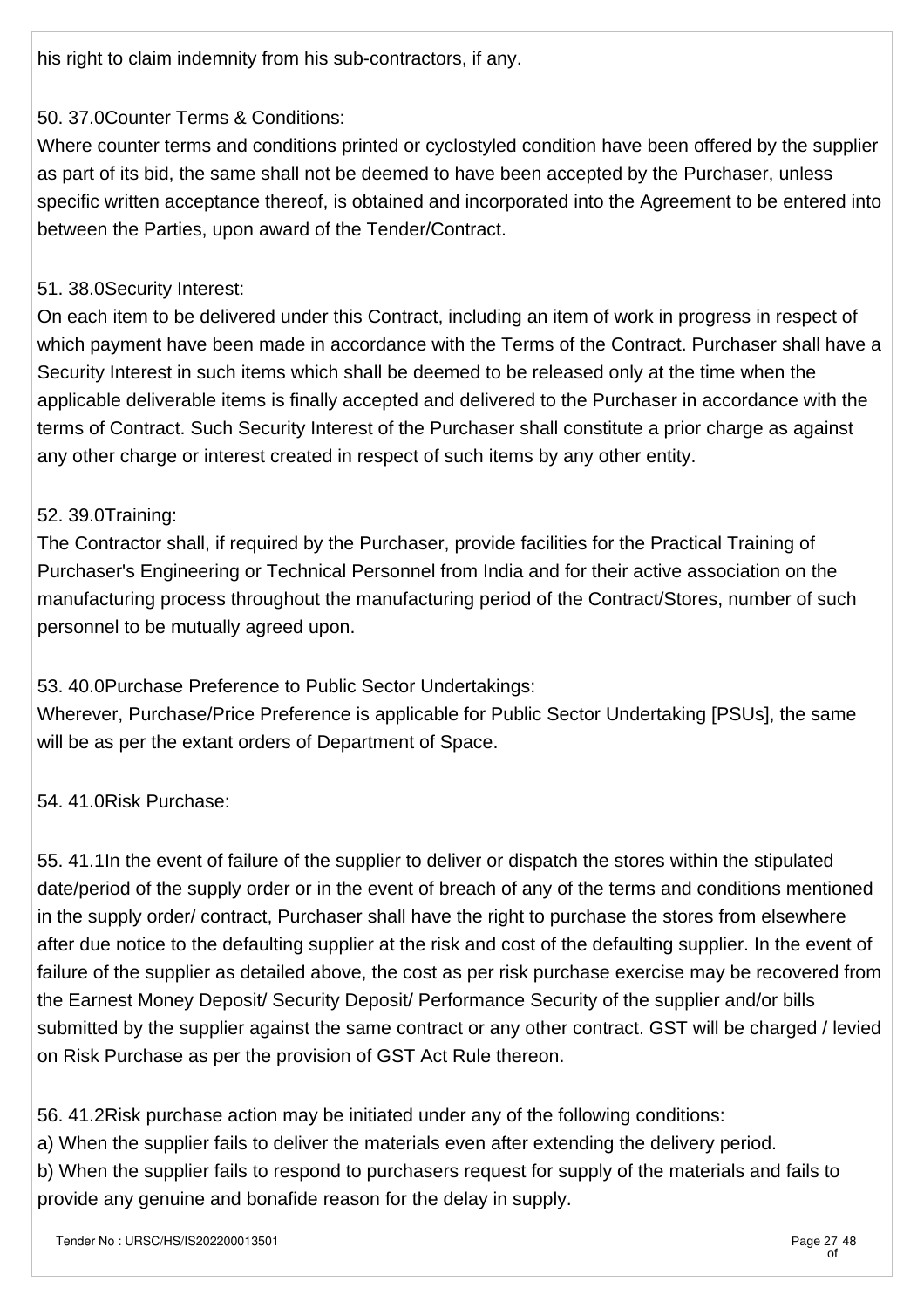his right to claim indemnity from his sub-contractors, if any.

50. 37.0Counter Terms & Conditions:

Where counter terms and conditions printed or cyclostyled condition have been offered by the supplier as part of its bid, the same shall not be deemed to have been accepted by the Purchaser, unless specific written acceptance thereof, is obtained and incorporated into the Agreement to be entered into between the Parties, upon award of the Tender/Contract.

51. 38.0Security Interest:

On each item to be delivered under this Contract, including an item of work in progress in respect of which payment have been made in accordance with the Terms of the Contract. Purchaser shall have a Security Interest in such items which shall be deemed to be released only at the time when the applicable deliverable items is finally accepted and delivered to the Purchaser in accordance with the terms of Contract. Such Security Interest of the Purchaser shall constitute a prior charge as against any other charge or interest created in respect of such items by any other entity.

52. 39.0Training:

The Contractor shall, if required by the Purchaser, provide facilities for the Practical Training of Purchaser's Engineering or Technical Personnel from India and for their active association on the manufacturing process throughout the manufacturing period of the Contract/Stores, number of such personnel to be mutually agreed upon.

53. 40.0Purchase Preference to Public Sector Undertakings:

Wherever, Purchase/Price Preference is applicable for Public Sector Undertaking [PSUs], the same will be as per the extant orders of Department of Space.

54. 41.0Risk Purchase:

55. 41.1In the event of failure of the supplier to deliver or dispatch the stores within the stipulated date/period of the supply order or in the event of breach of any of the terms and conditions mentioned in the supply order/ contract, Purchaser shall have the right to purchase the stores from elsewhere after due notice to the defaulting supplier at the risk and cost of the defaulting supplier. In the event of failure of the supplier as detailed above, the cost as per risk purchase exercise may be recovered from the Earnest Money Deposit/ Security Deposit/ Performance Security of the supplier and/or bills submitted by the supplier against the same contract or any other contract. GST will be charged / levied on Risk Purchase as per the provision of GST Act Rule thereon.

56. 41.2Risk purchase action may be initiated under any of the following conditions:

a) When the supplier fails to deliver the materials even after extending the delivery period.

b) When the supplier fails to respond to purchasers request for supply of the materials and fails to provide any genuine and bonafide reason for the delay in supply.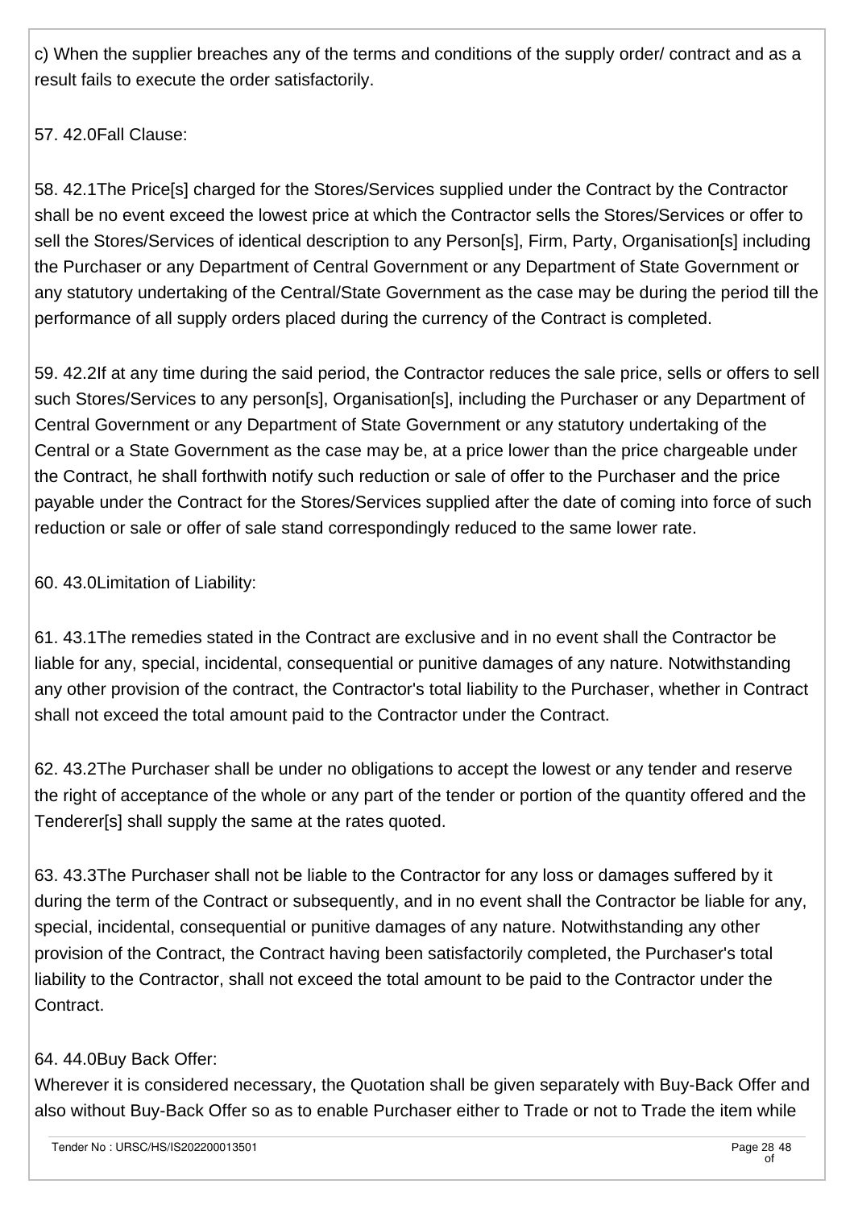c) When the supplier breaches any of the terms and conditions of the supply order/ contract and as a result fails to execute the order satisfactorily.

57. 42.0Fall Clause:

58. 42.1The Price[s] charged for the Stores/Services supplied under the Contract by the Contractor shall be no event exceed the lowest price at which the Contractor sells the Stores/Services or offer to sell the Stores/Services of identical description to any Person[s], Firm, Party, Organisation[s] including the Purchaser or any Department of Central Government or any Department of State Government or any statutory undertaking of the Central/State Government as the case may be during the period till the performance of all supply orders placed during the currency of the Contract is completed.

59. 42.2If at any time during the said period, the Contractor reduces the sale price, sells or offers to sell such Stores/Services to any person[s], Organisation[s], including the Purchaser or any Department of Central Government or any Department of State Government or any statutory undertaking of the Central or a State Government as the case may be, at a price lower than the price chargeable under the Contract, he shall forthwith notify such reduction or sale of offer to the Purchaser and the price payable under the Contract for the Stores/Services supplied after the date of coming into force of such reduction or sale or offer of sale stand correspondingly reduced to the same lower rate.

60. 43.0Limitation of Liability:

61. 43.1The remedies stated in the Contract are exclusive and in no event shall the Contractor be liable for any, special, incidental, consequential or punitive damages of any nature. Notwithstanding any other provision of the contract, the Contractor's total liability to the Purchaser, whether in Contract shall not exceed the total amount paid to the Contractor under the Contract.

62. 43.2The Purchaser shall be under no obligations to accept the lowest or any tender and reserve the right of acceptance of the whole or any part of the tender or portion of the quantity offered and the Tenderer[s] shall supply the same at the rates quoted.

63. 43.3The Purchaser shall not be liable to the Contractor for any loss or damages suffered by it during the term of the Contract or subsequently, and in no event shall the Contractor be liable for any, special, incidental, consequential or punitive damages of any nature. Notwithstanding any other provision of the Contract, the Contract having been satisfactorily completed, the Purchaser's total liability to the Contractor, shall not exceed the total amount to be paid to the Contractor under the Contract.

64. 44.0Buy Back Offer:
Wherever it is considered necessary, the Quotation shall be given separately with Buy-Back Offer and also without Buy-Back Offer so as to enable Purchaser either to Trade or not to Trade the item while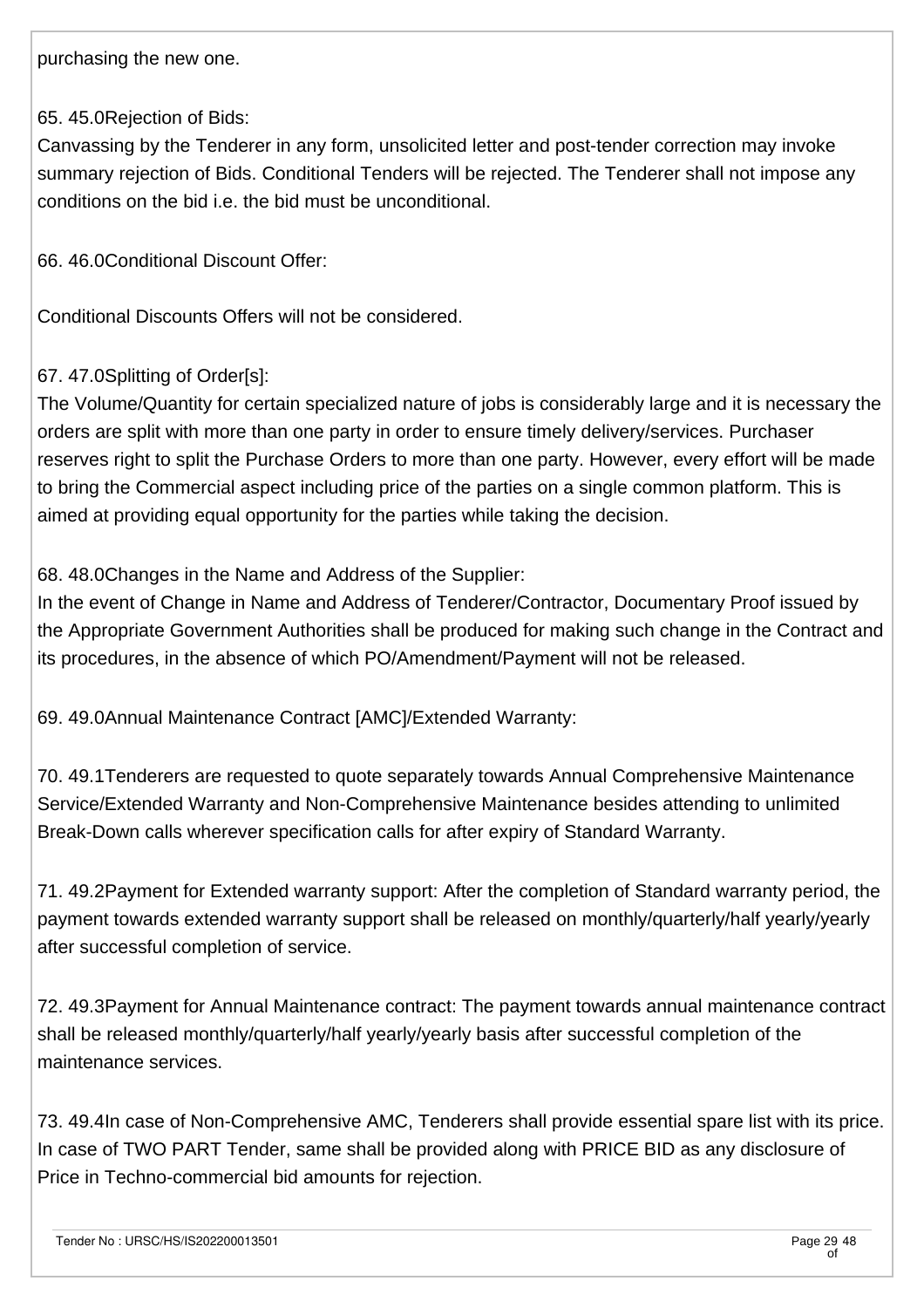purchasing the new one.

65. 45.0Rejection of Bids:
Canvassing by the Tenderer in any form, unsolicited letter and post-tender correction may invoke summary rejection of Bids. Conditional Tenders will be rejected. The Tenderer shall not impose any conditions on the bid i.e. the bid must be unconditional.

66. 46.0Conditional Discount Offer:

Conditional Discounts Offers will not be considered.

67. 47.0Splitting of Order[s]:
The Volume/Quantity for certain specialized nature of jobs is considerably large and it is necessary the orders are split with more than one party in order to ensure timely delivery/services. Purchaser reserves right to split the Purchase Orders to more than one party. However, every effort will be made to bring the Commercial aspect including price of the parties on a single common platform. This is aimed at providing equal opportunity for the parties while taking the decision.

68. 48.0Changes in the Name and Address of the Supplier:
In the event of Change in Name and Address of Tenderer/Contractor, Documentary Proof issued by the Appropriate Government Authorities shall be produced for making such change in the Contract and its procedures, in the absence of which PO/Amendment/Payment will not be released.

69. 49.0Annual Maintenance Contract [AMC]/Extended Warranty:

70. 49.1Tenderers are requested to quote separately towards Annual Comprehensive Maintenance Service/Extended Warranty and Non-Comprehensive Maintenance besides attending to unlimited Break-Down calls wherever specification calls for after expiry of Standard Warranty.

71. 49.2Payment for Extended warranty support: After the completion of Standard warranty period, the payment towards extended warranty support shall be released on monthly/quarterly/half yearly/yearly after successful completion of service.

72. 49.3Payment for Annual Maintenance contract: The payment towards annual maintenance contract shall be released monthly/quarterly/half yearly/yearly basis after successful completion of the maintenance services.

73. 49.4In case of Non-Comprehensive AMC, Tenderers shall provide essential spare list with its price. In case of TWO PART Tender, same shall be provided along with PRICE BID as any disclosure of Price in Techno-commercial bid amounts for rejection.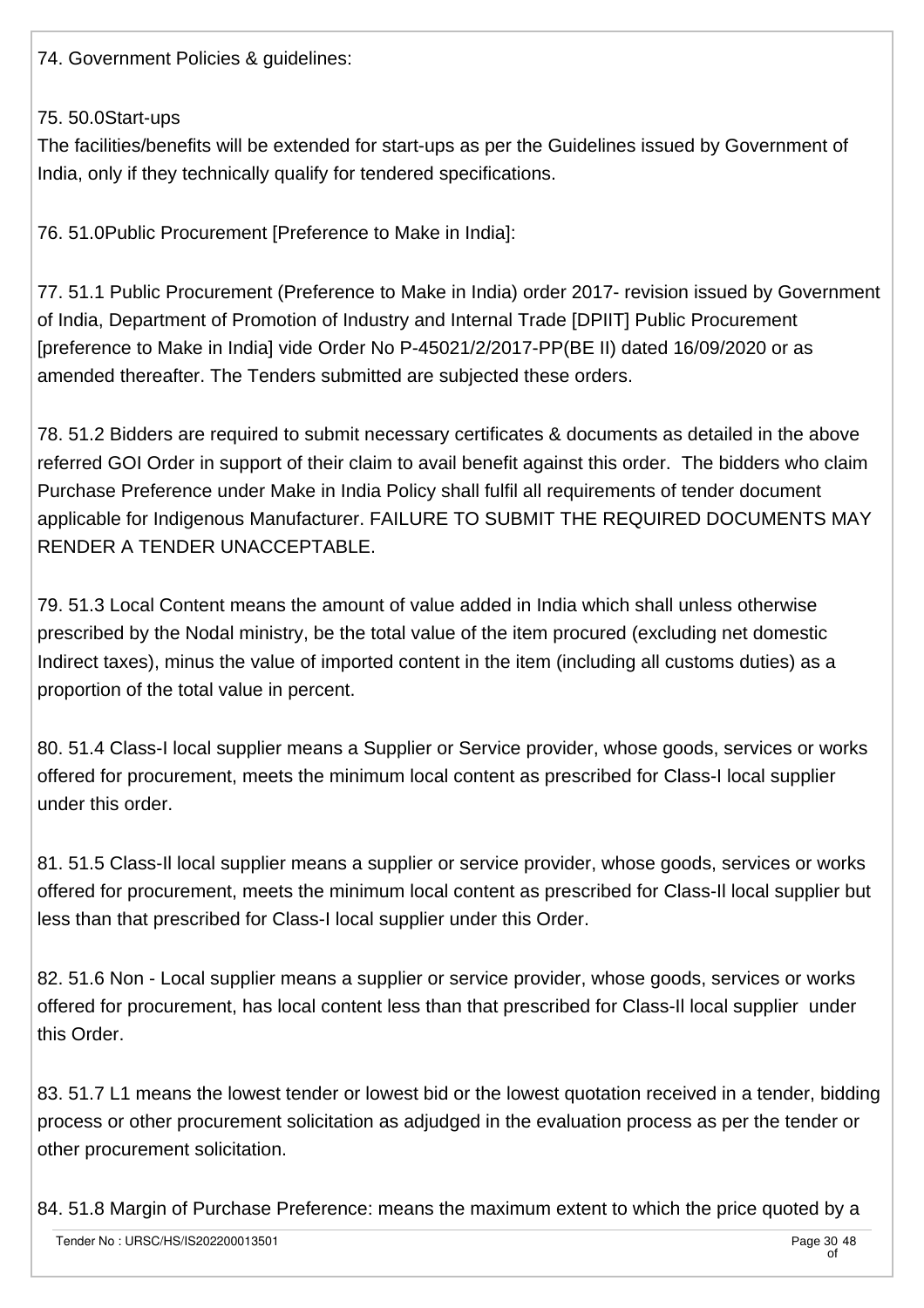74. Government Policies & guidelines:

75. 50.0Start-ups

The facilities/benefits will be extended for start-ups as per the Guidelines issued by Government of India, only if they technically qualify for tendered specifications.

76. 51.0Public Procurement [Preference to Make in India]:

77. 51.1 Public Procurement (Preference to Make in India) order 2017- revision issued by Government of India, Department of Promotion of Industry and Internal Trade [DPIIT] Public Procurement [preference to Make in India] vide Order No P-45021/2/2017-PP(BE II) dated 16/09/2020 or as amended thereafter. The Tenders submitted are subjected these orders.

78. 51.2 Bidders are required to submit necessary certificates & documents as detailed in the above referred GOI Order in support of their claim to avail benefit against this order. The bidders who claim Purchase Preference under Make in India Policy shall fulfil all requirements of tender document applicable for Indigenous Manufacturer. FAILURE TO SUBMIT THE REQUIRED DOCUMENTS MAY RENDER A TENDER UNACCEPTABLE.

79. 51.3 Local Content means the amount of value added in India which shall unless otherwise prescribed by the Nodal ministry, be the total value of the item procured (excluding net domestic Indirect taxes), minus the value of imported content in the item (including all customs duties) as a proportion of the total value in percent.

80. 51.4 Class-I local supplier means a Supplier or Service provider, whose goods, services or works offered for procurement, meets the minimum local content as prescribed for Class-I local supplier under this order.

81. 51.5 Class-II local supplier means a supplier or service provider, whose goods, services or works offered for procurement, meets the minimum local content as prescribed for Class-II local supplier but less than that prescribed for Class-I local supplier under this Order.

82. 51.6 Non - Local supplier means a supplier or service provider, whose goods, services or works offered for procurement, has local content less than that prescribed for Class-II local supplier under this Order.

83. 51.7 L1 means the lowest tender or lowest bid or the lowest quotation received in a tender, bidding process or other procurement solicitation as adjudged in the evaluation process as per the tender or other procurement solicitation.

84. 51.8 Margin of Purchase Preference: means the maximum extent to which the price quoted by a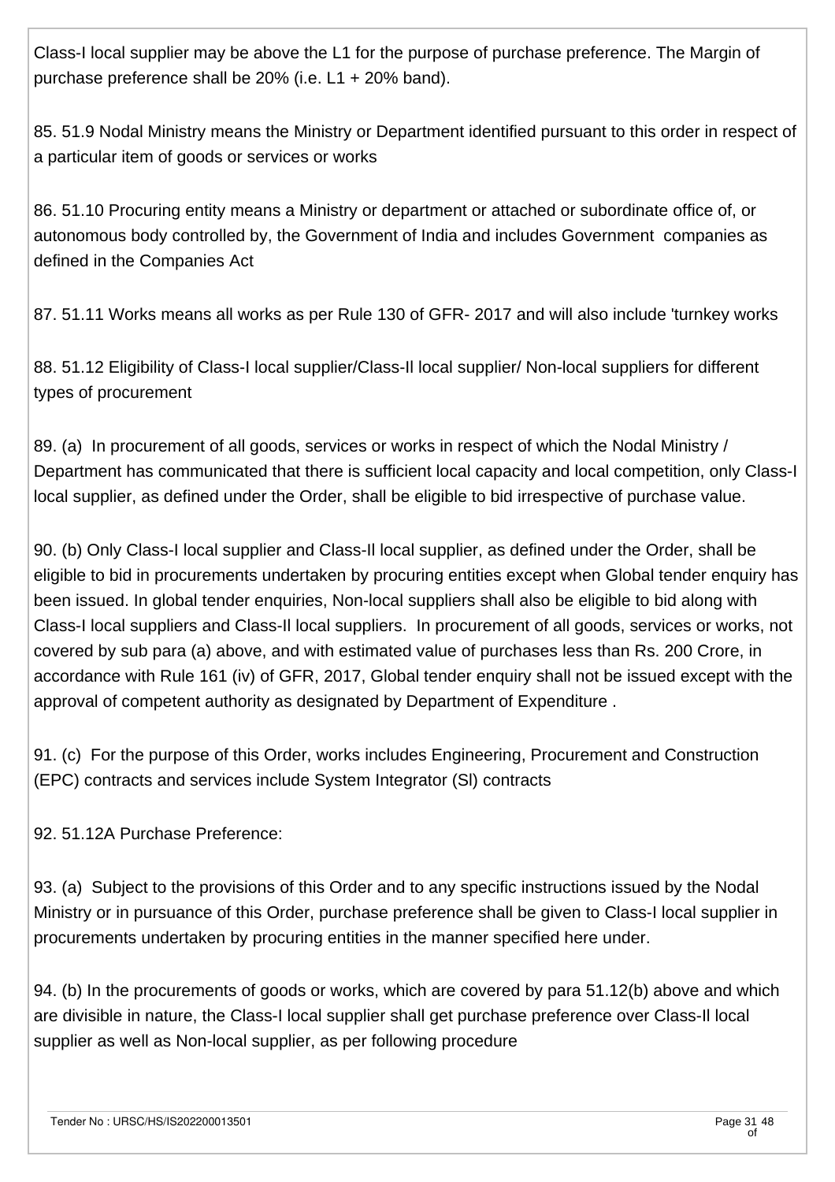Class-I local supplier may be above the L1 for the purpose of purchase preference. The Margin of purchase preference shall be 20% (i.e. L1 + 20% band).

85. 51.9 Nodal Ministry means the Ministry or Department identified pursuant to this order in respect of a particular item of goods or services or works

86. 51.10 Procuring entity means a Ministry or department or attached or subordinate office of, or autonomous body controlled by, the Government of India and includes Government companies as defined in the Companies Act

87. 51.11 Works means all works as per Rule 130 of GFR- 2017 and will also include 'turnkey works

88. 51.12 Eligibility of Class-I local supplier/Class-Il local supplier/ Non-local suppliers for different types of procurement

89. (a) In procurement of all goods, services or works in respect of which the Nodal Ministry / Department has communicated that there is sufficient local capacity and local competition, only Class-I local supplier, as defined under the Order, shall be eligible to bid irrespective of purchase value.

90. (b) Only Class-I local supplier and Class-Il local supplier, as defined under the Order, shall be eligible to bid in procurements undertaken by procuring entities except when Global tender enquiry has been issued. In global tender enquiries, Non-local suppliers shall also be eligible to bid along with Class-I local suppliers and Class-Il local suppliers. In procurement of all goods, services or works, not covered by sub para (a) above, and with estimated value of purchases less than Rs. 200 Crore, in accordance with Rule 161 (iv) of GFR, 2017, Global tender enquiry shall not be issued except with the approval of competent authority as designated by Department of Expenditure .

91. (c) For the purpose of this Order, works includes Engineering, Procurement and Construction (EPC) contracts and services include System Integrator (Sl) contracts

92. 51.12A Purchase Preference:

93. (a) Subject to the provisions of this Order and to any specific instructions issued by the Nodal Ministry or in pursuance of this Order, purchase preference shall be given to Class-I local supplier in procurements undertaken by procuring entities in the manner specified here under.

94. (b) In the procurements of goods or works, which are covered by para 51.12(b) above and which are divisible in nature, the Class-I local supplier shall get purchase preference over Class-Il local supplier as well as Non-local supplier, as per following procedure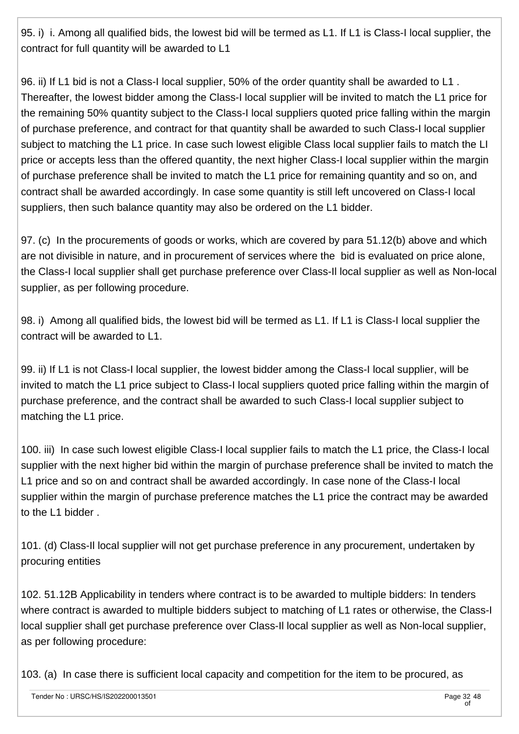95. i) i. Among all qualified bids, the lowest bid will be termed as L1. If L1 is Class-I local supplier, the contract for full quantity will be awarded to L1

96. ii) If L1 bid is not a Class-I local supplier, 50% of the order quantity shall be awarded to L1 . Thereafter, the lowest bidder among the Class-I local supplier will be invited to match the L1 price for the remaining 50% quantity subject to the Class-I local suppliers quoted price falling within the margin of purchase preference, and contract for that quantity shall be awarded to such Class-I local supplier subject to matching the L1 price. In case such lowest eligible Class local supplier fails to match the LI price or accepts less than the offered quantity, the next higher Class-I local supplier within the margin of purchase preference shall be invited to match the L1 price for remaining quantity and so on, and contract shall be awarded accordingly. In case some quantity is still left uncovered on Class-I local suppliers, then such balance quantity may also be ordered on the L1 bidder.

97. (c) In the procurements of goods or works, which are covered by para 51.12(b) above and which are not divisible in nature, and in procurement of services where the bid is evaluated on price alone, the Class-I local supplier shall get purchase preference over Class-II local supplier as well as Non-local supplier, as per following procedure.

98. i) Among all qualified bids, the lowest bid will be termed as L1. If L1 is Class-I local supplier the contract will be awarded to L1.

99. ii) If L1 is not Class-I local supplier, the lowest bidder among the Class-I local supplier, will be invited to match the L1 price subject to Class-I local suppliers quoted price falling within the margin of purchase preference, and the contract shall be awarded to such Class-I local supplier subject to matching the L1 price.

100. iii) In case such lowest eligible Class-I local supplier fails to match the L1 price, the Class-I local supplier with the next higher bid within the margin of purchase preference shall be invited to match the L1 price and so on and contract shall be awarded accordingly. In case none of the Class-I local supplier within the margin of purchase preference matches the L1 price the contract may be awarded to the L1 bidder .

101. (d) Class-II local supplier will not get purchase preference in any procurement, undertaken by procuring entities

102. 51.12B Applicability in tenders where contract is to be awarded to multiple bidders: In tenders where contract is awarded to multiple bidders subject to matching of L1 rates or otherwise, the Class-I local supplier shall get purchase preference over Class-II local supplier as well as Non-local supplier, as per following procedure:

103. (a) In case there is sufficient local capacity and competition for the item to be procured, as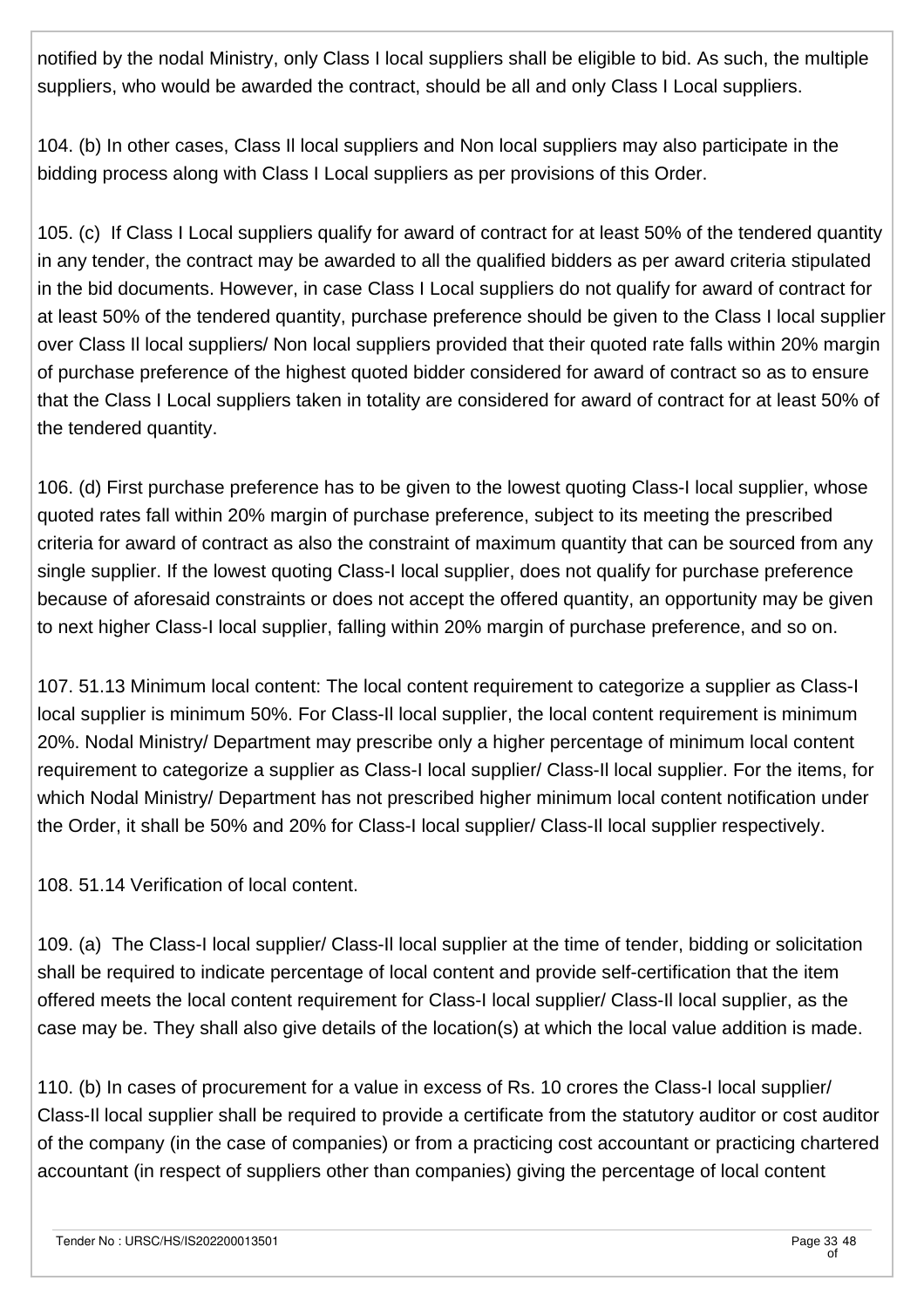notified by the nodal Ministry, only Class I local suppliers shall be eligible to bid. As such, the multiple suppliers, who would be awarded the contract, should be all and only Class I Local suppliers.

104. (b) In other cases, Class Il local suppliers and Non local suppliers may also participate in the bidding process along with Class I Local suppliers as per provisions of this Order.

105. (c) If Class I Local suppliers qualify for award of contract for at least 50% of the tendered quantity in any tender, the contract may be awarded to all the qualified bidders as per award criteria stipulated in the bid documents. However, in case Class I Local suppliers do not qualify for award of contract for at least 50% of the tendered quantity, purchase preference should be given to the Class I local supplier over Class Il local suppliers/ Non local suppliers provided that their quoted rate falls within 20% margin of purchase preference of the highest quoted bidder considered for award of contract so as to ensure that the Class I Local suppliers taken in totality are considered for award of contract for at least 50% of the tendered quantity.

106. (d) First purchase preference has to be given to the lowest quoting Class-I local supplier, whose quoted rates fall within 20% margin of purchase preference, subject to its meeting the prescribed criteria for award of contract as also the constraint of maximum quantity that can be sourced from any single supplier. If the lowest quoting Class-I local supplier, does not qualify for purchase preference because of aforesaid constraints or does not accept the offered quantity, an opportunity may be given to next higher Class-I local supplier, falling within 20% margin of purchase preference, and so on.

107. 51.13 Minimum local content: The local content requirement to categorize a supplier as Class-I local supplier is minimum 50%. For Class-Il local supplier, the local content requirement is minimum 20%. Nodal Ministry/ Department may prescribe only a higher percentage of minimum local content requirement to categorize a supplier as Class-I local supplier/ Class-Il local supplier. For the items, for which Nodal Ministry/ Department has not prescribed higher minimum local content notification under the Order, it shall be 50% and 20% for Class-I local supplier/ Class-Il local supplier respectively.

108. 51.14 Verification of local content.

109. (a) The Class-I local supplier/ Class-Il local supplier at the time of tender, bidding or solicitation shall be required to indicate percentage of local content and provide self-certification that the item offered meets the local content requirement for Class-I local supplier/ Class-Il local supplier, as the case may be. They shall also give details of the location(s) at which the local value addition is made.

110. (b) In cases of procurement for a value in excess of Rs. 10 crores the Class-I local supplier/ Class-Il local supplier shall be required to provide a certificate from the statutory auditor or cost auditor of the company (in the case of companies) or from a practicing cost accountant or practicing chartered accountant (in respect of suppliers other than companies) giving the percentage of local content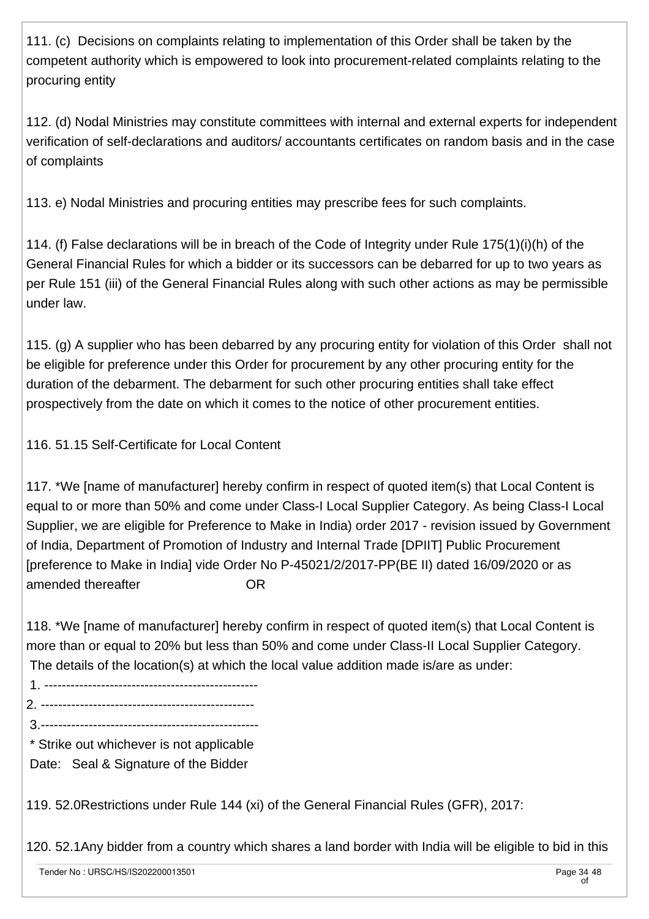111. (c) Decisions on complaints relating to implementation of this Order shall be taken by the competent authority which is empowered to look into procurement-related complaints relating to the procuring entity

112. (d) Nodal Ministries may constitute committees with internal and external experts for independent verification of self-declarations and auditors/ accountants certificates on random basis and in the case of complaints

113. e) Nodal Ministries and procuring entities may prescribe fees for such complaints.

114. (f) False declarations will be in breach of the Code of Integrity under Rule 175(1)(i)(h) of the General Financial Rules for which a bidder or its successors can be debarred for up to two years as per Rule 151 (iii) of the General Financial Rules along with such other actions as may be permissible under law.

115. (g) A supplier who has been debarred by any procuring entity for violation of this Order shall not be eligible for preference under this Order for procurement by any other procuring entity for the duration of the debarment. The debarment for such other procuring entities shall take effect prospectively from the date on which it comes to the notice of other procurement entities.

116. 51.15 Self-Certificate for Local Content

117. *We [name of manufacturer] hereby confirm in respect of quoted item(s) that Local Content is equal to or more than 50% and come under Class-I Local Supplier Category. As being Class-I Local Supplier, we are eligible for Preference to Make in India) order 2017 - revision issued by Government of India, Department of Promotion of Industry and Internal Trade [DPIIT] Public Procurement [preference to Make in India] vide Order No P-45021/2/2017-PP(BE II) dated 16/09/2020 or as amended thereafter OR

118. *We [name of manufacturer] hereby confirm in respect of quoted item(s) that Local Content is more than or equal to 20% but less than 50% and come under Class-II Local Supplier Category. The details of the location(s) at which the local value addition made is/are as under:

1. -------------------------------------------------
2. -------------------------------------------------
3. -------------------------------------------------

* Strike out whichever is not applicable

Date: Seal & Signature of the Bidder

119. 52.0Restrictions under Rule 144 (xi) of the General Financial Rules (GFR), 2017:

120. 52.1Any bidder from a country which shares a land border with India will be eligible to bid in this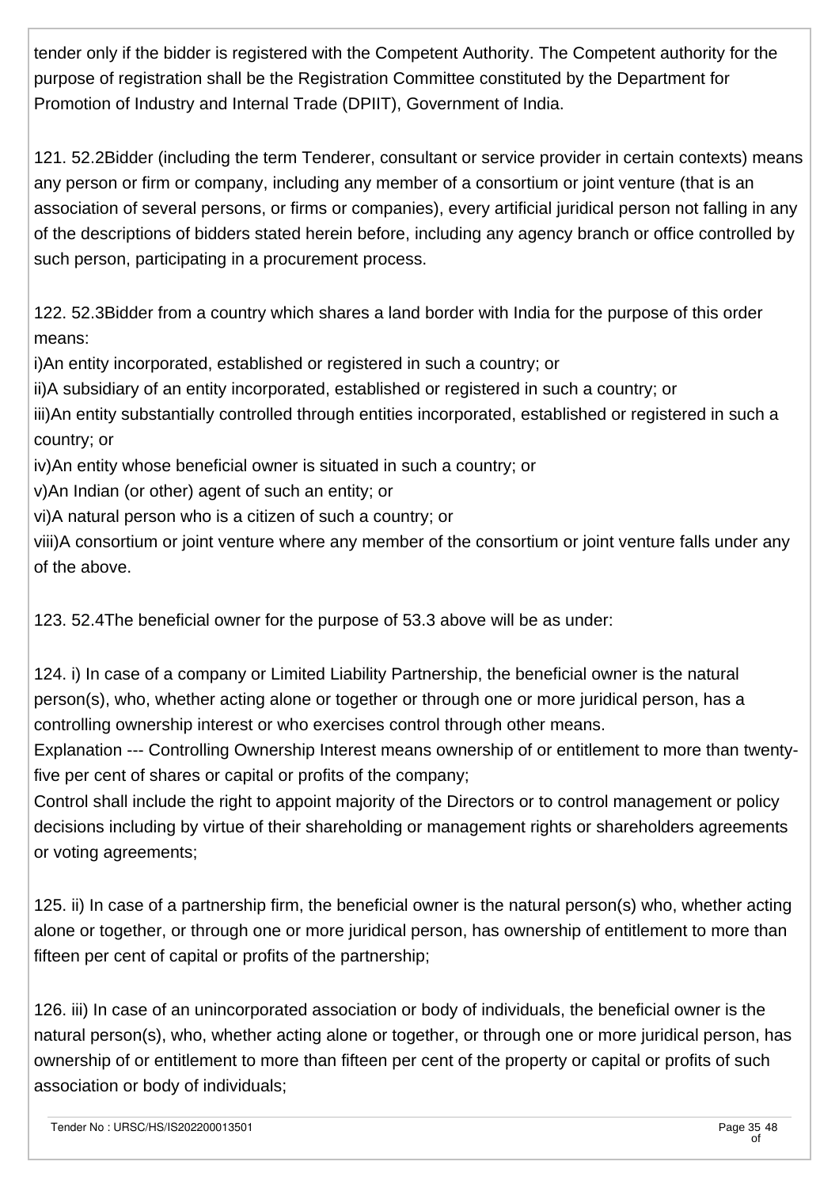tender only if the bidder is registered with the Competent Authority. The Competent authority for the purpose of registration shall be the Registration Committee constituted by the Department for Promotion of Industry and Internal Trade (DPIIT), Government of India.

121. 52.2Bidder (including the term Tenderer, consultant or service provider in certain contexts) means any person or firm or company, including any member of a consortium or joint venture (that is an association of several persons, or firms or companies), every artificial juridical person not falling in any of the descriptions of bidders stated herein before, including any agency branch or office controlled by such person, participating in a procurement process.

122. 52.3Bidder from a country which shares a land border with India for the purpose of this order means:

i)An entity incorporated, established or registered in such a country; or

ii)A subsidiary of an entity incorporated, established or registered in such a country; or

iii)An entity substantially controlled through entities incorporated, established or registered in such a country; or

iv)An entity whose beneficial owner is situated in such a country; or

v)An Indian (or other) agent of such an entity; or

vi)A natural person who is a citizen of such a country; or

viii)A consortium or joint venture where any member of the consortium or joint venture falls under any of the above.

123. 52.4The beneficial owner for the purpose of 53.3 above will be as under:

124. i) In case of a company or Limited Liability Partnership, the beneficial owner is the natural person(s), who, whether acting alone or together or through one or more juridical person, has a controlling ownership interest or who exercises control through other means.

Explanation --- Controlling Ownership Interest means ownership of or entitlement to more than twenty-five per cent of shares or capital or profits of the company;

Control shall include the right to appoint majority of the Directors or to control management or policy decisions including by virtue of their shareholding or management rights or shareholders agreements or voting agreements;

125. ii) In case of a partnership firm, the beneficial owner is the natural person(s) who, whether acting alone or together, or through one or more juridical person, has ownership of entitlement to more than fifteen per cent of capital or profits of the partnership;

126. iii) In case of an unincorporated association or body of individuals, the beneficial owner is the natural person(s), who, whether acting alone or together, or through one or more juridical person, has ownership of or entitlement to more than fifteen per cent of the property or capital or profits of such association or body of individuals;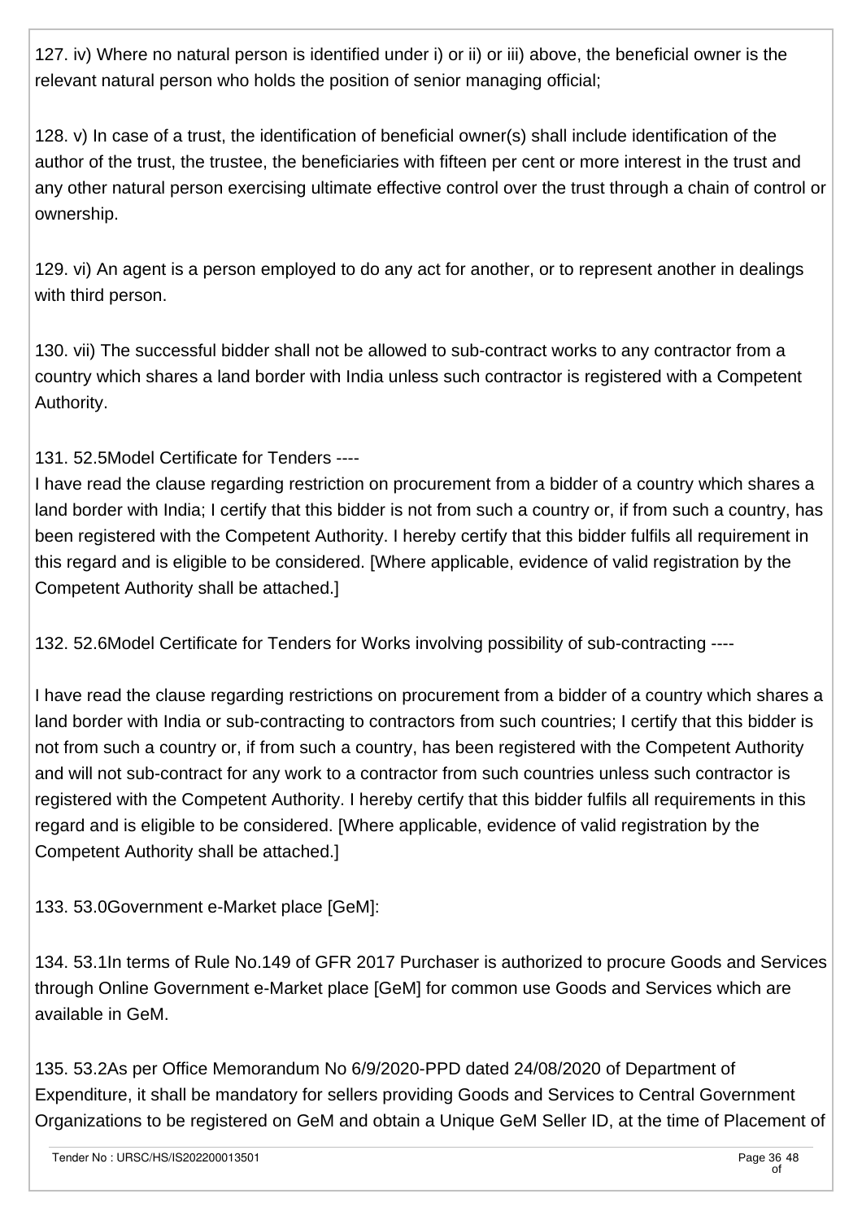127. iv) Where no natural person is identified under i) or ii) or iii) above, the beneficial owner is the relevant natural person who holds the position of senior managing official;

128. v) In case of a trust, the identification of beneficial owner(s) shall include identification of the author of the trust, the trustee, the beneficiaries with fifteen per cent or more interest in the trust and any other natural person exercising ultimate effective control over the trust through a chain of control or ownership.

129. vi) An agent is a person employed to do any act for another, or to represent another in dealings with third person.

130. vii) The successful bidder shall not be allowed to sub-contract works to any contractor from a country which shares a land border with India unless such contractor is registered with a Competent Authority.

131. 52.5Model Certificate for Tenders ----
I have read the clause regarding restriction on procurement from a bidder of a country which shares a land border with India; I certify that this bidder is not from such a country or, if from such a country, has been registered with the Competent Authority. I hereby certify that this bidder fulfils all requirement in this regard and is eligible to be considered. [Where applicable, evidence of valid registration by the Competent Authority shall be attached.]

132. 52.6Model Certificate for Tenders for Works involving possibility of sub-contracting ----

I have read the clause regarding restrictions on procurement from a bidder of a country which shares a land border with India or sub-contracting to contractors from such countries; I certify that this bidder is not from such a country or, if from such a country, has been registered with the Competent Authority and will not sub-contract for any work to a contractor from such countries unless such contractor is registered with the Competent Authority. I hereby certify that this bidder fulfils all requirements in this regard and is eligible to be considered. [Where applicable, evidence of valid registration by the Competent Authority shall be attached.]

133. 53.0Government e-Market place [GeM]:

134. 53.1In terms of Rule No.149 of GFR 2017 Purchaser is authorized to procure Goods and Services through Online Government e-Market place [GeM] for common use Goods and Services which are available in GeM.

135. 53.2As per Office Memorandum No 6/9/2020-PPD dated 24/08/2020 of Department of Expenditure, it shall be mandatory for sellers providing Goods and Services to Central Government Organizations to be registered on GeM and obtain a Unique GeM Seller ID, at the time of Placement of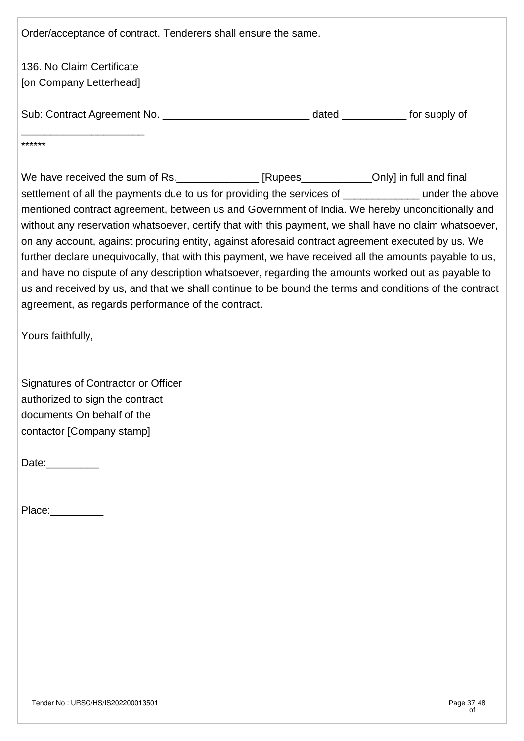Order/acceptance of contract. Tenderers shall ensure the same.

136. No Claim Certificate
[on Company Letterhead]

Sub: Contract Agreement No. _________________________ dated ___________ for supply of _____________________

******

We have received the sum of Rs.______________ [Rupees____________Only] in full and final settlement of all the payments due to us for providing the services of _____________ under the above mentioned contract agreement, between us and Government of India. We hereby unconditionally and without any reservation whatsoever, certify that with this payment, we shall have no claim whatsoever, on any account, against procuring entity, against aforesaid contract agreement executed by us. We further declare unequivocally, that with this payment, we have received all the amounts payable to us, and have no dispute of any description whatsoever, regarding the amounts worked out as payable to us and received by us, and that we shall continue to be bound the terms and conditions of the contract agreement, as regards performance of the contract.

Yours faithfully,

Signatures of Contractor or Officer
authorized to sign the contract
documents On behalf of the
contactor [Company stamp]

Date:_________

Place:_________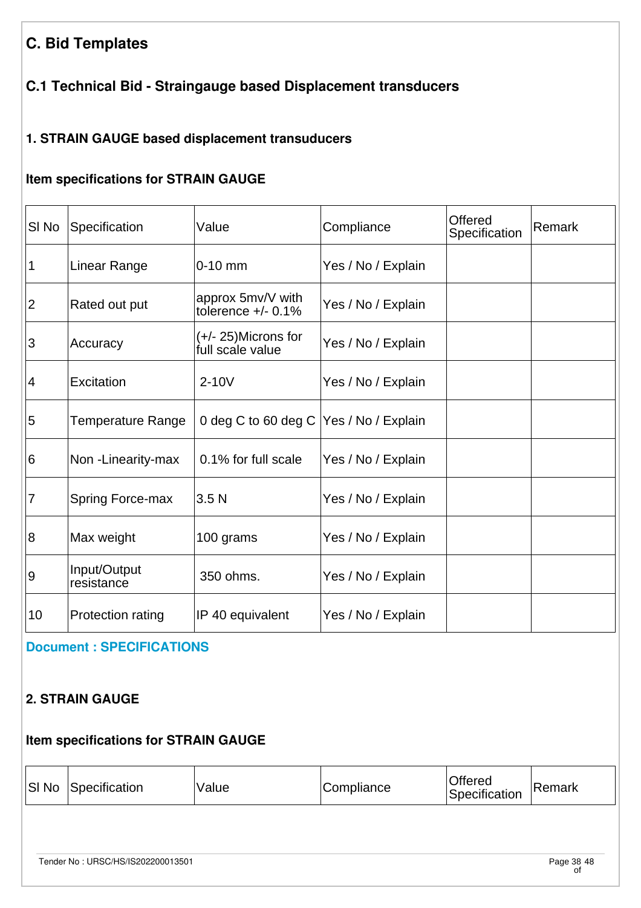## C. Bid Templates

### C.1 Technical Bid - Straingauge based Displacement transducers

#### 1. STRAIN GAUGE based displacement transuducers

#### Item specifications for STRAIN GAUGE

| Sl No | Specification | Value | Compliance | Offered Specification | Remark |
|---|---|---|---|---|---|
| 1 | Linear Range | 0-10 mm | Yes / No / Explain | | |
| 2 | Rated out put | approx 5mv/V with tolerence +/- 0.1% | Yes / No / Explain | | |
| 3 | Accuracy | (+/- 25)Microns for full scale value | Yes / No / Explain | | |
| 4 | Excitation | 2-10V | Yes / No / Explain | | |
| 5 | Temperature Range | 0 deg C to 60 deg C | Yes / No / Explain | | |
| 6 | Non -Linearity-max | 0.1% for full scale | Yes / No / Explain | | |
| 7 | Spring Force-max | 3.5 N | Yes / No / Explain | | |
| 8 | Max weight | 100 grams | Yes / No / Explain | | |
| 9 | Input/Output resistance | 350 ohms. | Yes / No / Explain | | |
| 10 | Protection rating | IP 40 equivalent | Yes / No / Explain | | |

**Document : SPECIFICATIONS**

#### 2. STRAIN GAUGE

#### Item specifications for STRAIN GAUGE

| Sl No | Specification | Value | Compliance | Offered Specification | Remark |
|---|---|---|---|---|---|

Tender No : URSC/HS/IS202200013501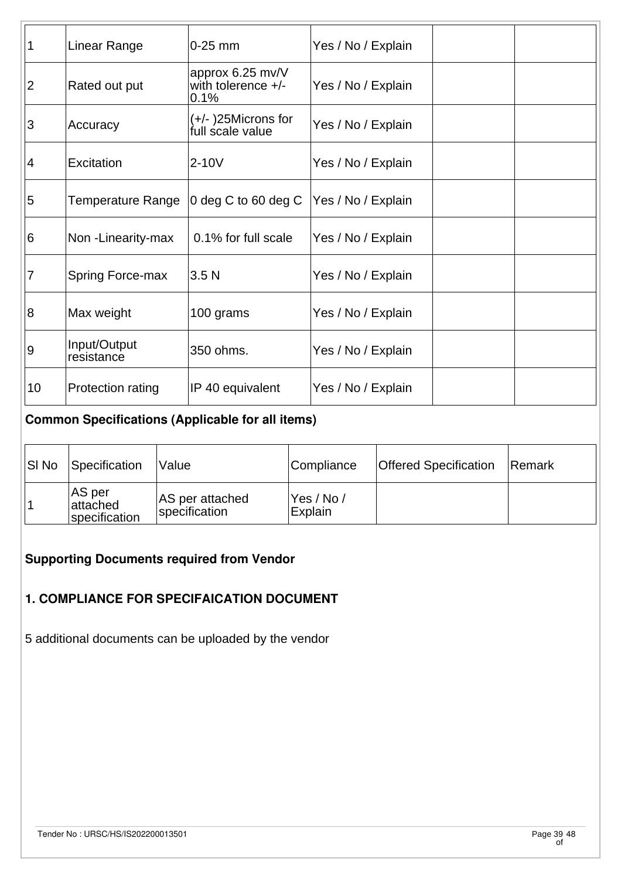| | | | | | |
|---|---|---|---|---|---|
| 1 | Linear Range | 0-25 mm | Yes / No / Explain | | |
| 2 | Rated out put | approx 6.25 mv/V with tolerence +/- 0.1% | Yes / No / Explain | | |
| 3 | Accuracy | (+/- )25Microns for full scale value | Yes / No / Explain | | |
| 4 | Excitation | 2-10V | Yes / No / Explain | | |
| 5 | Temperature Range | 0 deg C to 60 deg C | Yes / No / Explain | | |
| 6 | Non -Linearity-max | 0.1% for full scale | Yes / No / Explain | | |
| 7 | Spring Force-max | 3.5 N | Yes / No / Explain | | |
| 8 | Max weight | 100 grams | Yes / No / Explain | | |
| 9 | Input/Output resistance | 350 ohms. | Yes / No / Explain | | |
| 10 | Protection rating | IP 40 equivalent | Yes / No / Explain | | |

**Common Specifications (Applicable for all items)**

| Sl No | Specification | Value | Compliance | Offered Specification | Remark |
|---|---|---|---|---|---|
| 1 | AS per attached specification | AS per attached specification | Yes / No / Explain | | |

**Supporting Documents required from Vendor**

**1. COMPLIANCE FOR SPECIFAICATION DOCUMENT**

5 additional documents can be uploaded by the vendor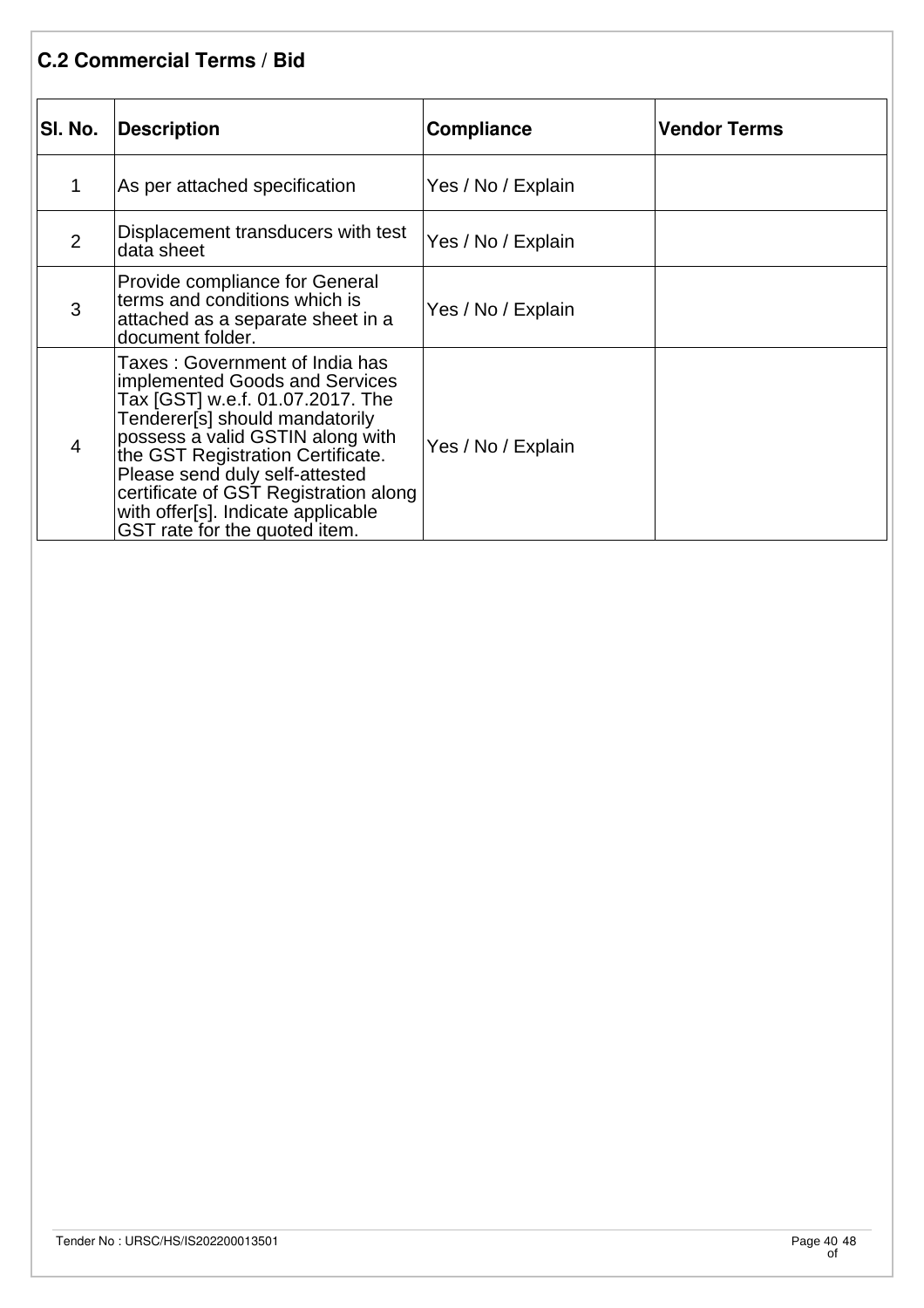## C.2 Commercial Terms / Bid

| Sl. No. | Description | Compliance | Vendor Terms |
|---|---|---|---|
| 1 | As per attached specification | Yes / No / Explain | |
| 2 | Displacement transducers with test data sheet | Yes / No / Explain | |
| 3 | Provide compliance for General terms and conditions which is attached as a separate sheet in a document folder. | Yes / No / Explain | |
| 4 | Taxes : Government of India has implemented Goods and Services Tax [GST] w.e.f. 01.07.2017. The Tenderer[s] should mandatorily possess a valid GSTIN along with the GST Registration Certificate. Please send duly self-attested certificate of GST Registration along with offer[s]. Indicate applicable GST rate for the quoted item. | Yes / No / Explain | |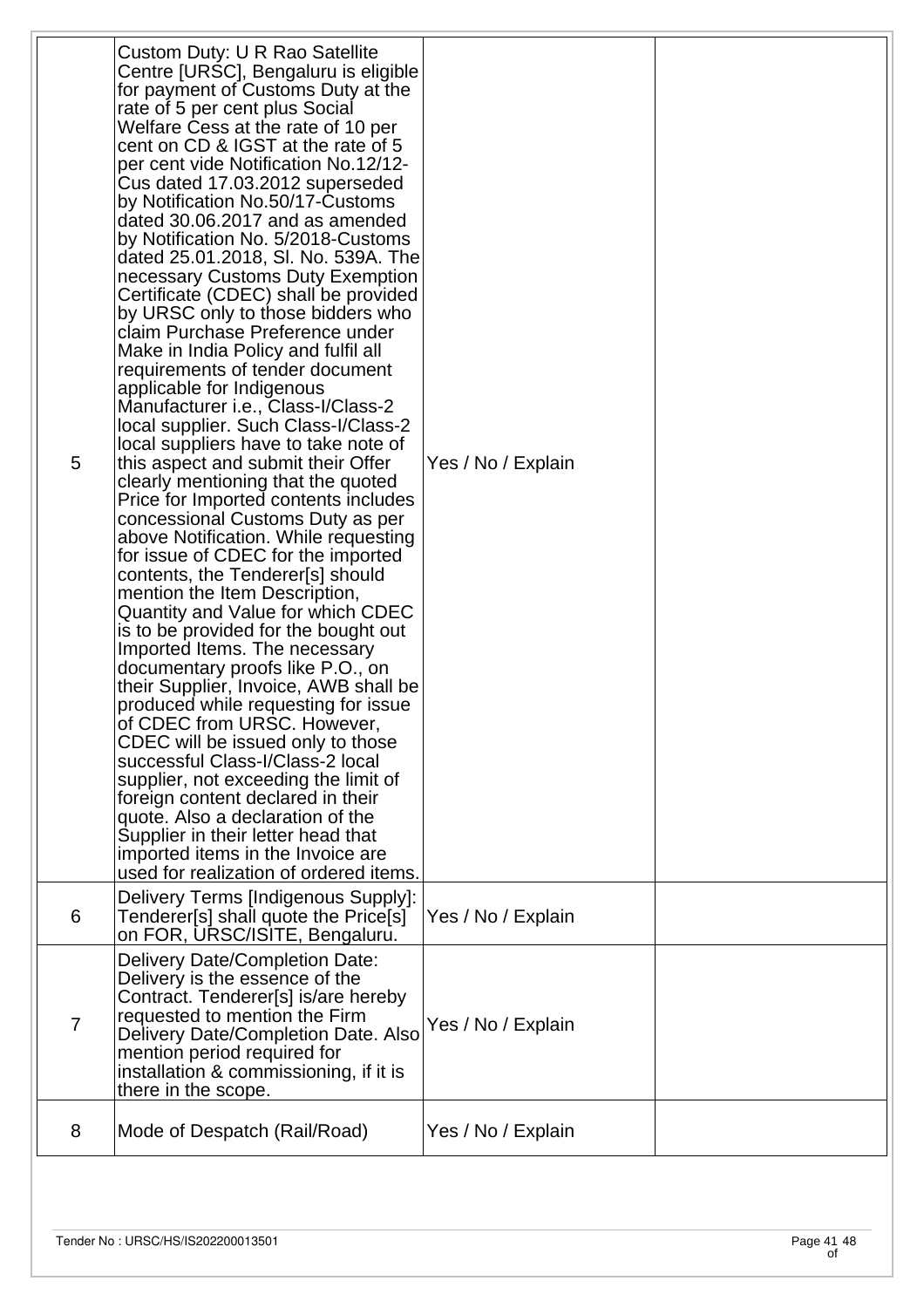| | | | |
|---|---|---|---|
| 5 | Custom Duty: U R Rao Satellite Centre [URSC], Bengaluru is eligible for payment of Customs Duty at the rate of 5 per cent plus Social Welfare Cess at the rate of 10 per cent on CD & IGST at the rate of 5 per cent vide Notification No.12/12-Cus dated 17.03.2012 superseded by Notification No.50/17-Customs dated 30.06.2017 and as amended by Notification No. 5/2018-Customs dated 25.01.2018, Sl. No. 539A. The necessary Customs Duty Exemption Certificate (CDEC) shall be provided by URSC only to those bidders who claim Purchase Preference under Make in India Policy and fulfil all requirements of tender document applicable for Indigenous Manufacturer i.e., Class-I/Class-2 local supplier. Such Class-I/Class-2 local suppliers have to take note of this aspect and submit their Offer clearly mentioning that the quoted Price for Imported contents includes concessional Customs Duty as per above Notification. While requesting for issue of CDEC for the imported contents, the Tenderer[s] should mention the Item Description, Quantity and Value for which CDEC is to be provided for the bought out Imported Items. The necessary documentary proofs like P.O., on their Supplier, Invoice, AWB shall be produced while requesting for issue of CDEC from URSC. However, CDEC will be issued only to those successful Class-I/Class-2 local supplier, not exceeding the limit of foreign content declared in their quote. Also a declaration of the Supplier in their letter head that imported items in the Invoice are used for realization of ordered items. | Yes / No / Explain | |
| 6 | Delivery Terms [Indigenous Supply]: Tenderer[s] shall quote the Price[s] on FOR, URSC/ISITE, Bengaluru. | Yes / No / Explain | |
| 7 | Delivery Date/Completion Date: Delivery is the essence of the Contract. Tenderer[s] is/are hereby requested to mention the Firm Delivery Date/Completion Date. Also mention period required for installation & commissioning, if it is there in the scope. | Yes / No / Explain | |
| 8 | Mode of Despatch (Rail/Road) | Yes / No / Explain | |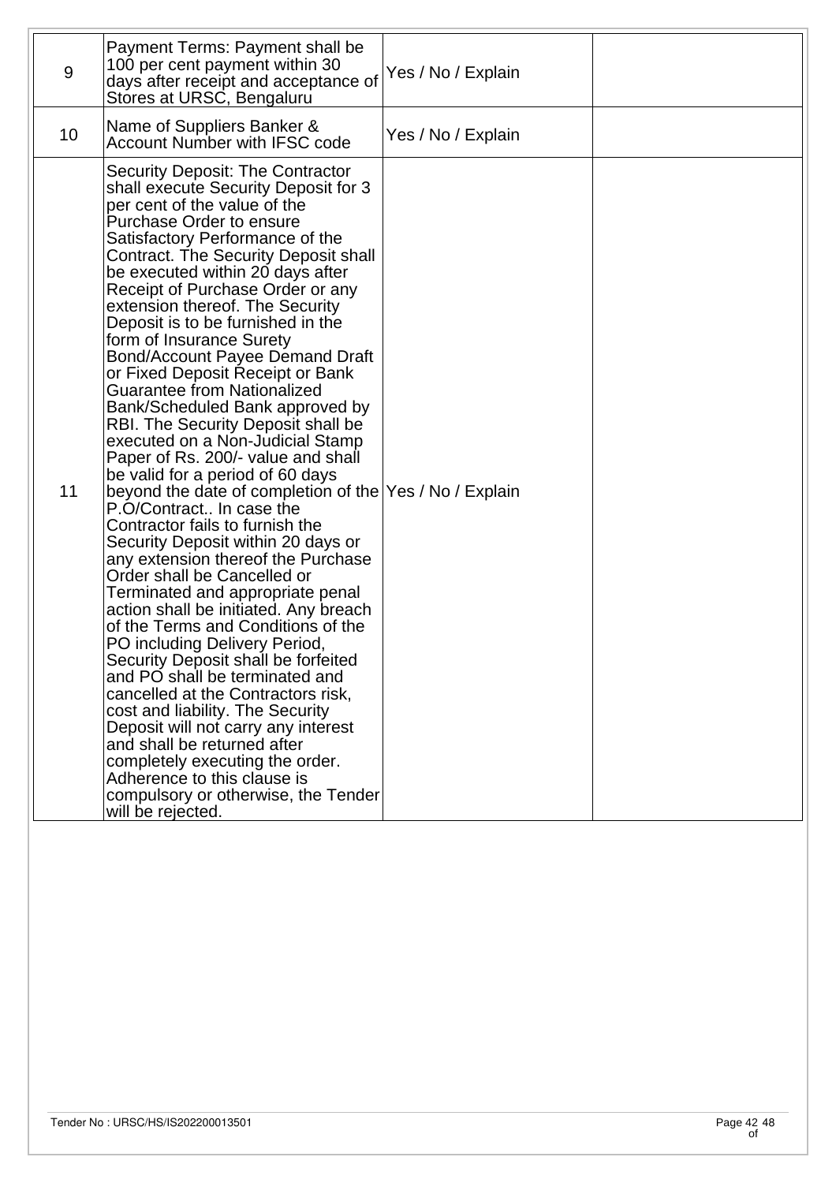| | | | |
|---|---|---|---|
| 9 | Payment Terms: Payment shall be 100 per cent payment within 30 days after receipt and acceptance of Stores at URSC, Bengaluru | Yes / No / Explain | |
| 10 | Name of Suppliers Banker & Account Number with IFSC code | Yes / No / Explain | |
| 11 | Security Deposit: The Contractor shall execute Security Deposit for 3 per cent of the value of the Purchase Order to ensure Satisfactory Performance of the Contract. The Security Deposit shall be executed within 20 days after Receipt of Purchase Order or any extension thereof. The Security Deposit is to be furnished in the form of Insurance Surety Bond/Account Payee Demand Draft or Fixed Deposit Receipt or Bank Guarantee from Nationalized Bank/Scheduled Bank approved by RBI. The Security Deposit shall be executed on a Non-Judicial Stamp Paper of Rs. 200/- value and shall be valid for a period of 60 days beyond the date of completion of the P.O/Contract.. In case the Contractor fails to furnish the Security Deposit within 20 days or any extension thereof the Purchase Order shall be Cancelled or Terminated and appropriate penal action shall be initiated. Any breach of the Terms and Conditions of the PO including Delivery Period, Security Deposit shall be forfeited and PO shall be terminated and cancelled at the Contractors risk, cost and liability. The Security Deposit will not carry any interest and shall be returned after completely executing the order. Adherence to this clause is compulsory or otherwise, the Tender will be rejected. | Yes / No / Explain | |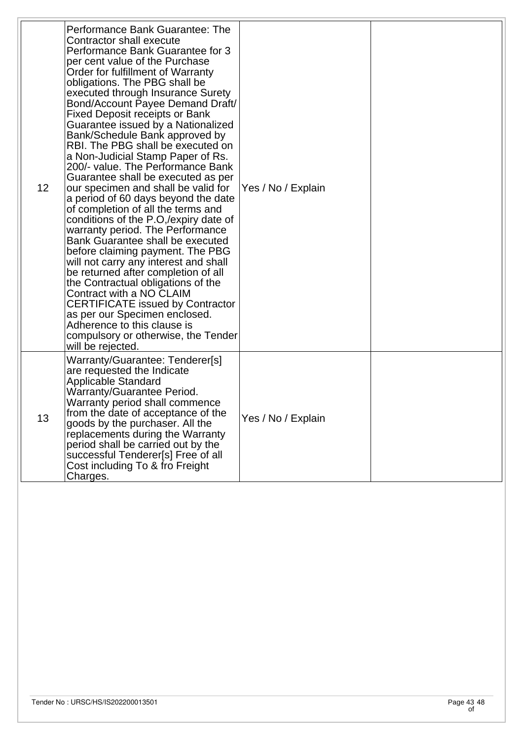| | | | |
|---|---|---|---|
| 12 | Performance Bank Guarantee: The Contractor shall execute Performance Bank Guarantee for 3 per cent value of the Purchase Order for fulfillment of Warranty obligations. The PBG shall be executed through Insurance Surety Bond/Account Payee Demand Draft/ Fixed Deposit receipts or Bank Guarantee issued by a Nationalized Bank/Schedule Bank approved by RBI. The PBG shall be executed on a Non-Judicial Stamp Paper of Rs. 200/- value. The Performance Bank Guarantee shall be executed as per our specimen and shall be valid for a period of 60 days beyond the date of completion of all the terms and conditions of the P.O,/expiry date of warranty period. The Performance Bank Guarantee shall be executed before claiming payment. The PBG will not carry any interest and shall be returned after completion of all the Contractual obligations of the Contract with a NO CLAIM CERTIFICATE issued by Contractor as per our Specimen enclosed. Adherence to this clause is compulsory or otherwise, the Tender will be rejected. | Yes / No / Explain | |
| 13 | Warranty/Guarantee: Tenderer[s] are requested the Indicate Applicable Standard Warranty/Guarantee Period. Warranty period shall commence from the date of acceptance of the goods by the purchaser. All the replacements during the Warranty period shall be carried out by the successful Tenderer[s] Free of all Cost including To & fro Freight Charges. | Yes / No / Explain | |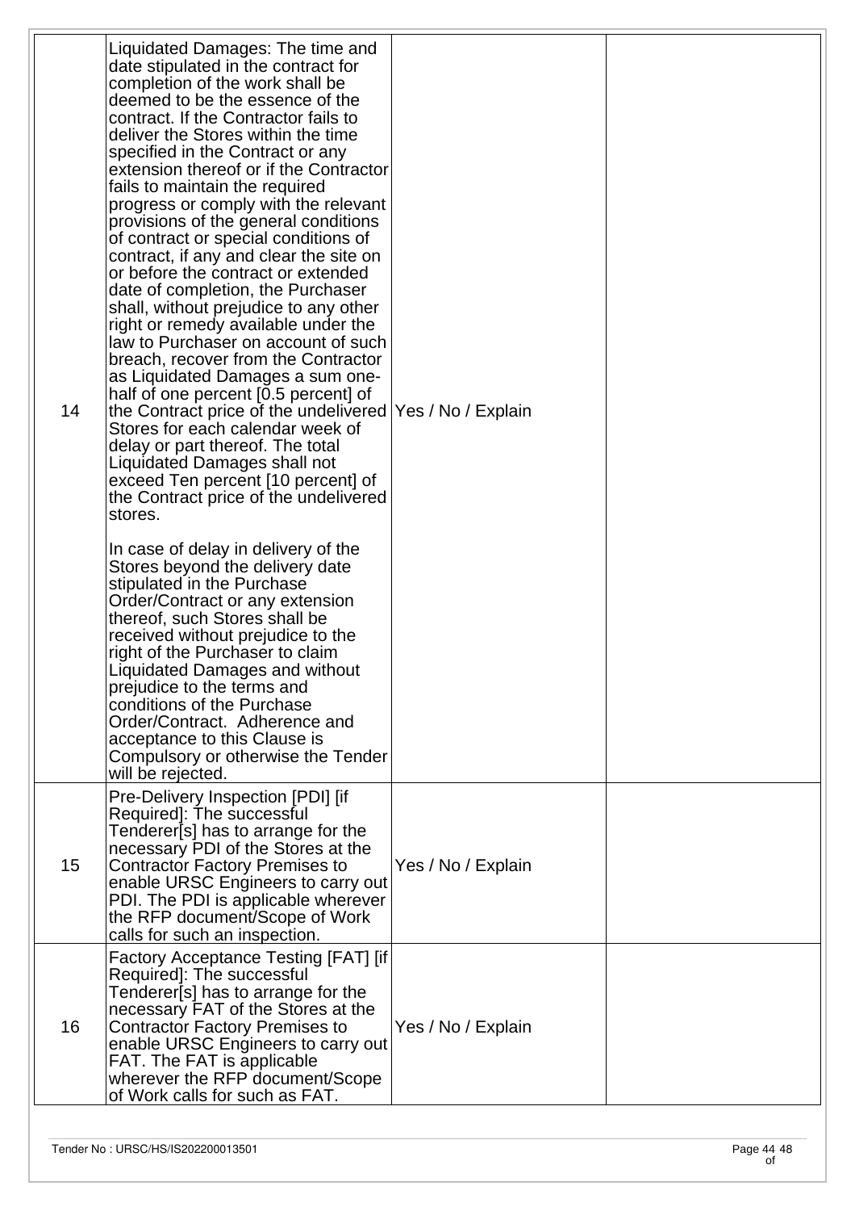| | | | |
|---|---|---|---|
| 14 | Liquidated Damages: The time and date stipulated in the contract for completion of the work shall be deemed to be the essence of the contract. If the Contractor fails to deliver the Stores within the time specified in the Contract or any extension thereof or if the Contractor fails to maintain the required progress or comply with the relevant provisions of the general conditions of contract or special conditions of contract, if any and clear the site on or before the contract or extended date of completion, the Purchaser shall, without prejudice to any other right or remedy available under the law to Purchaser on account of such breach, recover from the Contractor as Liquidated Damages a sum one-half of one percent [0.5 percent] of the Contract price of the undelivered Stores for each calendar week of delay or part thereof. The total Liquidated Damages shall not exceed Ten percent [10 percent] of the Contract price of the undelivered stores.<br><br>In case of delay in delivery of the Stores beyond the delivery date stipulated in the Purchase Order/Contract or any extension thereof, such Stores shall be received without prejudice to the right of the Purchaser to claim Liquidated Damages and without prejudice to the terms and conditions of the Purchase Order/Contract. Adherence and acceptance to this Clause is Compulsory or otherwise the Tender will be rejected. | Yes / No / Explain | |
| 15 | Pre-Delivery Inspection [PDI] [if Required]: The successful Tenderer[s] has to arrange for the necessary PDI of the Stores at the Contractor Factory Premises to enable URSC Engineers to carry out PDI. The PDI is applicable wherever the RFP document/Scope of Work calls for such an inspection. | Yes / No / Explain | |
| 16 | Factory Acceptance Testing [FAT] [if Required]: The successful Tenderer[s] has to arrange for the necessary FAT of the Stores at the Contractor Factory Premises to enable URSC Engineers to carry out FAT. The FAT is applicable wherever the RFP document/Scope of Work calls for such as FAT. | Yes / No / Explain | |

Tender No : URSC/HS/IS202200013501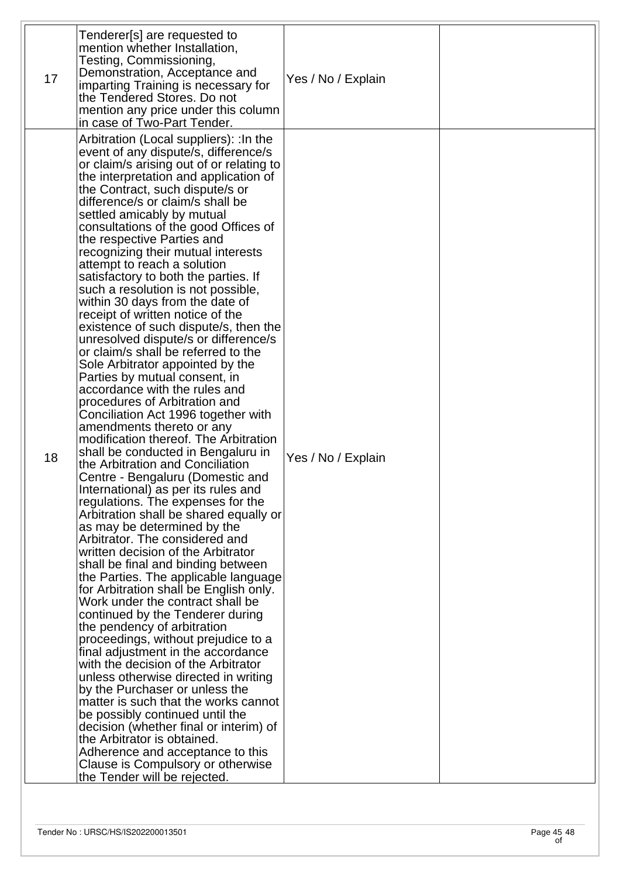| | | | |
|---|---|---|---|
| 17 | Tenderer[s] are requested to mention whether Installation, Testing, Commissioning, Demonstration, Acceptance and imparting Training is necessary for the Tendered Stores. Do not mention any price under this column in case of Two-Part Tender. | Yes / No / Explain | |
| 18 | Arbitration (Local suppliers): :In the event of any dispute/s, difference/s or claim/s arising out of or relating to the interpretation and application of the Contract, such dispute/s or difference/s or claim/s shall be settled amicably by mutual consultations of the good Offices of the respective Parties and recognizing their mutual interests attempt to reach a solution satisfactory to both the parties. If such a resolution is not possible, within 30 days from the date of receipt of written notice of the existence of such dispute/s, then the unresolved dispute/s or difference/s or claim/s shall be referred to the Sole Arbitrator appointed by the Parties by mutual consent, in accordance with the rules and procedures of Arbitration and Conciliation Act 1996 together with amendments thereto or any modification thereof. The Arbitration shall be conducted in Bengaluru in the Arbitration and Conciliation Centre - Bengaluru (Domestic and International) as per its rules and regulations. The expenses for the Arbitration shall be shared equally or as may be determined by the Arbitrator. The considered and written decision of the Arbitrator shall be final and binding between the Parties. The applicable language for Arbitration shall be English only. Work under the contract shall be continued by the Tenderer during the pendency of arbitration proceedings, without prejudice to a final adjustment in the accordance with the decision of the Arbitrator unless otherwise directed in writing by the Purchaser or unless the matter is such that the works cannot be possibly continued until the decision (whether final or interim) of the Arbitrator is obtained. Adherence and acceptance to this Clause is Compulsory or otherwise the Tender will be rejected. | Yes / No / Explain | |

Tender No : URSC/HS/IS202200013501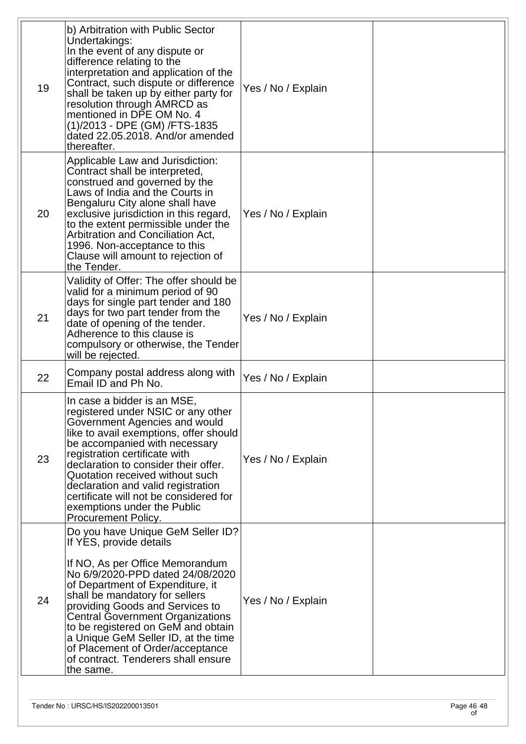| | | | |
|---|---|---|---|
| 19 | b) Arbitration with Public Sector Undertakings:<br>In the event of any dispute or difference relating to the interpretation and application of the Contract, such dispute or difference shall be taken up by either party for resolution through AMRCD as mentioned in DPE OM No. 4 (1)/2013 - DPE (GM) /FTS-1835 dated 22.05.2018. And/or amended thereafter. | Yes / No / Explain | |
| 20 | Applicable Law and Jurisdiction: Contract shall be interpreted, construed and governed by the Laws of India and the Courts in Bengaluru City alone shall have exclusive jurisdiction in this regard, to the extent permissible under the Arbitration and Conciliation Act, 1996. Non-acceptance to this Clause will amount to rejection of the Tender. | Yes / No / Explain | |
| 21 | Validity of Offer: The offer should be valid for a minimum period of 90 days for single part tender and 180 days for two part tender from the date of opening of the tender. Adherence to this clause is compulsory or otherwise, the Tender will be rejected. | Yes / No / Explain | |
| 22 | Company postal address along with Email ID and Ph No. | Yes / No / Explain | |
| 23 | In case a bidder is an MSE, registered under NSIC or any other Government Agencies and would like to avail exemptions, offer should be accompanied with necessary registration certificate with declaration to consider their offer. Quotation received without such declaration and valid registration certificate will not be considered for exemptions under the Public Procurement Policy. | Yes / No / Explain | |
| 24 | Do you have Unique GeM Seller ID? If YES, provide details<br><br>If NO, As per Office Memorandum No 6/9/2020-PPD dated 24/08/2020 of Department of Expenditure, it shall be mandatory for sellers providing Goods and Services to Central Government Organizations to be registered on GeM and obtain a Unique GeM Seller ID, at the time of Placement of Order/acceptance of contract. Tenderers shall ensure the same. | Yes / No / Explain | |

Tender No : URSC/HS/IS202200013501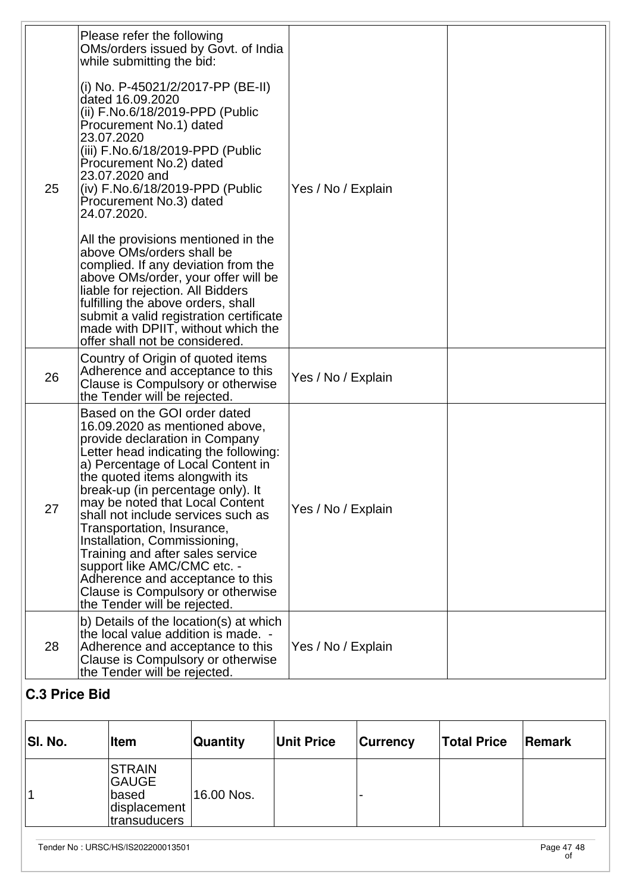| 25 | Please refer the following OMs/orders issued by Govt. of India while submitting the bid:<br><br>(i) No. P-45021/2/2017-PP (BE-II) dated 16.09.2020<br>(ii) F.No.6/18/2019-PPD (Public Procurement No.1) dated 23.07.2020<br>(iii) F.No.6/18/2019-PPD (Public Procurement No.2) dated 23.07.2020 and<br>(iv) F.No.6/18/2019-PPD (Public Procurement No.3) dated 24.07.2020.<br><br>All the provisions mentioned in the above OMs/orders shall be complied. If any deviation from the above OMs/order, your offer will be liable for rejection. All Bidders fulfilling the above orders, shall submit a valid registration certificate made with DPIIT, without which the offer shall not be considered. | Yes / No / Explain | |
|---|---|---|---|
| 26 | Country of Origin of quoted items Adherence and acceptance to this Clause is Compulsory or otherwise the Tender will be rejected. | Yes / No / Explain | |
| 27 | Based on the GOI order dated 16.09.2020 as mentioned above, provide declaration in Company Letter head indicating the following:<br>a) Percentage of Local Content in the quoted items alongwith its break-up (in percentage only). It may be noted that Local Content shall not include services such as Transportation, Insurance, Installation, Commissioning, Training and after sales service support like AMC/CMC etc. - Adherence and acceptance to this Clause is Compulsory or otherwise the Tender will be rejected. | Yes / No / Explain | |
| 28 | b) Details of the location(s) at which the local value addition is made. - Adherence and acceptance to this Clause is Compulsory or otherwise the Tender will be rejected. | Yes / No / Explain | |

## C.3 Price Bid

| Sl. No. | Item | Quantity | Unit Price | Currency | Total Price | Remark |
|---|---|---|---|---|---|---|
| 1 | STRAIN GAUGE based displacement transducers | 16.00 Nos. | | - | | |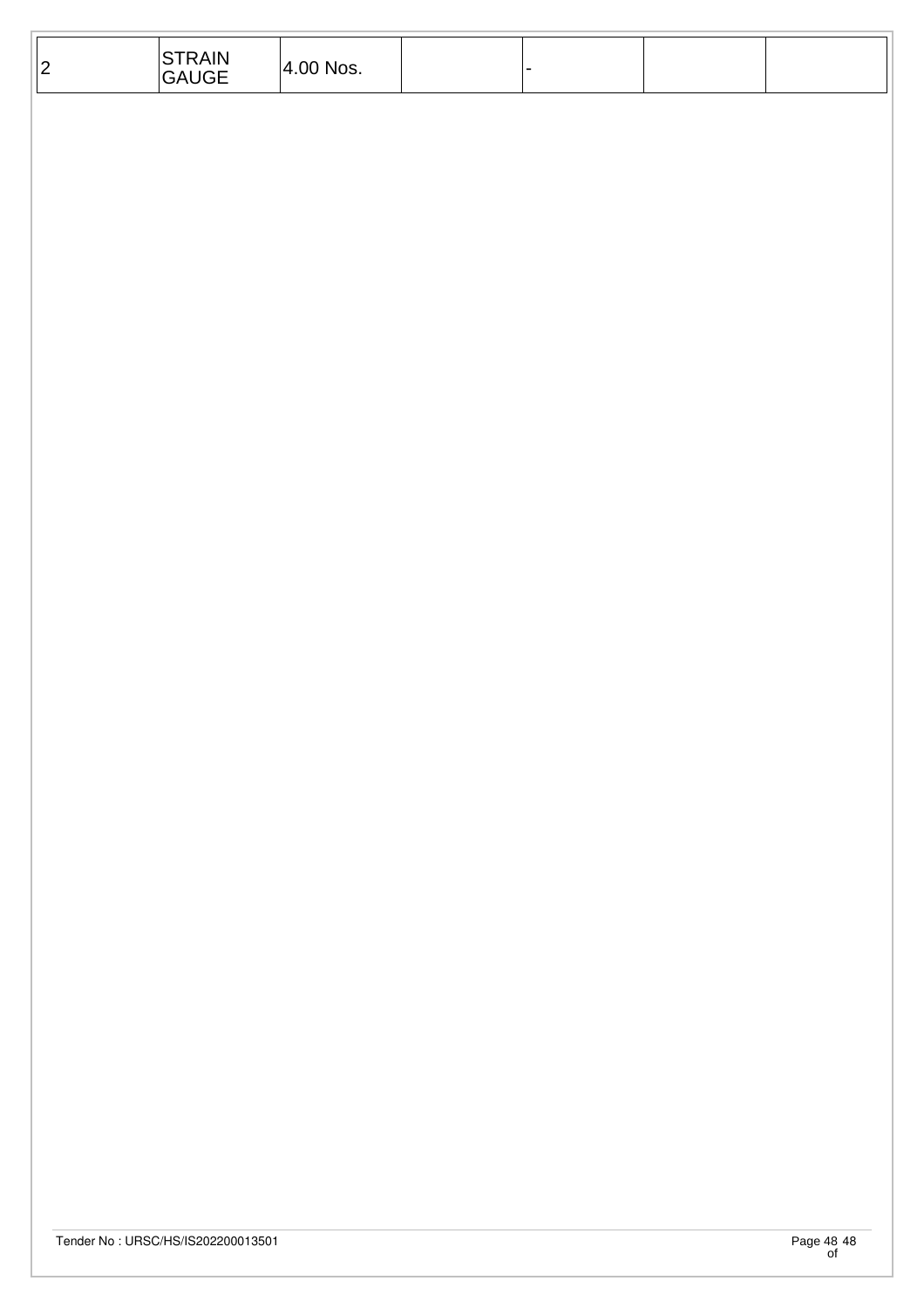| | | | | | | |
|---|---|---|---|---|---|---|
| 2 | STRAIN GAUGE | 4.00 Nos. | | - | | |